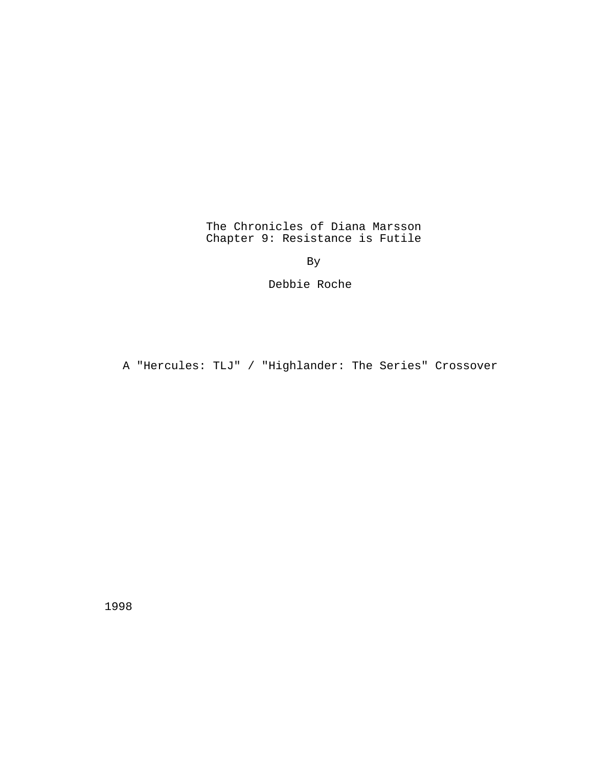# The Chronicles of Diana Marsson
## Chapter 9: Resistance is Futile

By

Debbie Roche

A "Hercules: TLJ" / "Highlander: The Series" Crossover

1998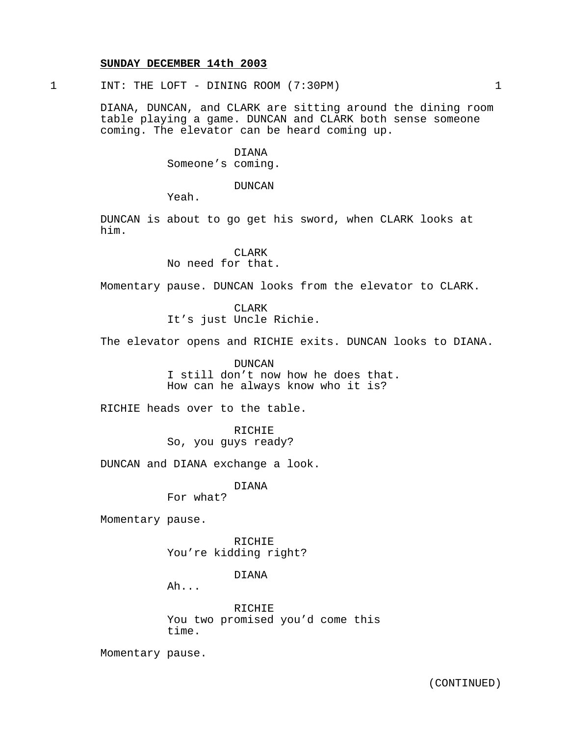**SUNDAY DECEMBER 14th 2003**

1 INT: THE LOFT - DINING ROOM (7:30PM) 1

DIANA, DUNCAN, and CLARK are sitting around the dining room table playing a game. DUNCAN and CLARK both sense someone coming. The elevator can be heard coming up.

DIANA
Someone's coming.

DUNCAN
Yeah.

DUNCAN is about to go get his sword, when CLARK looks at him.

CLARK
No need for that.

Momentary pause. DUNCAN looks from the elevator to CLARK.

CLARK
It's just Uncle Richie.

The elevator opens and RICHIE exits. DUNCAN looks to DIANA.

DUNCAN
I still don't now how he does that. How can he always know who it is?

RICHIE heads over to the table.

RICHIE
So, you guys ready?

DUNCAN and DIANA exchange a look.

DIANA
For what?

Momentary pause.

RICHIE
You're kidding right?

DIANA
Ah...

RICHIE
You two promised you'd come this time.

Momentary pause.

(CONTINUED)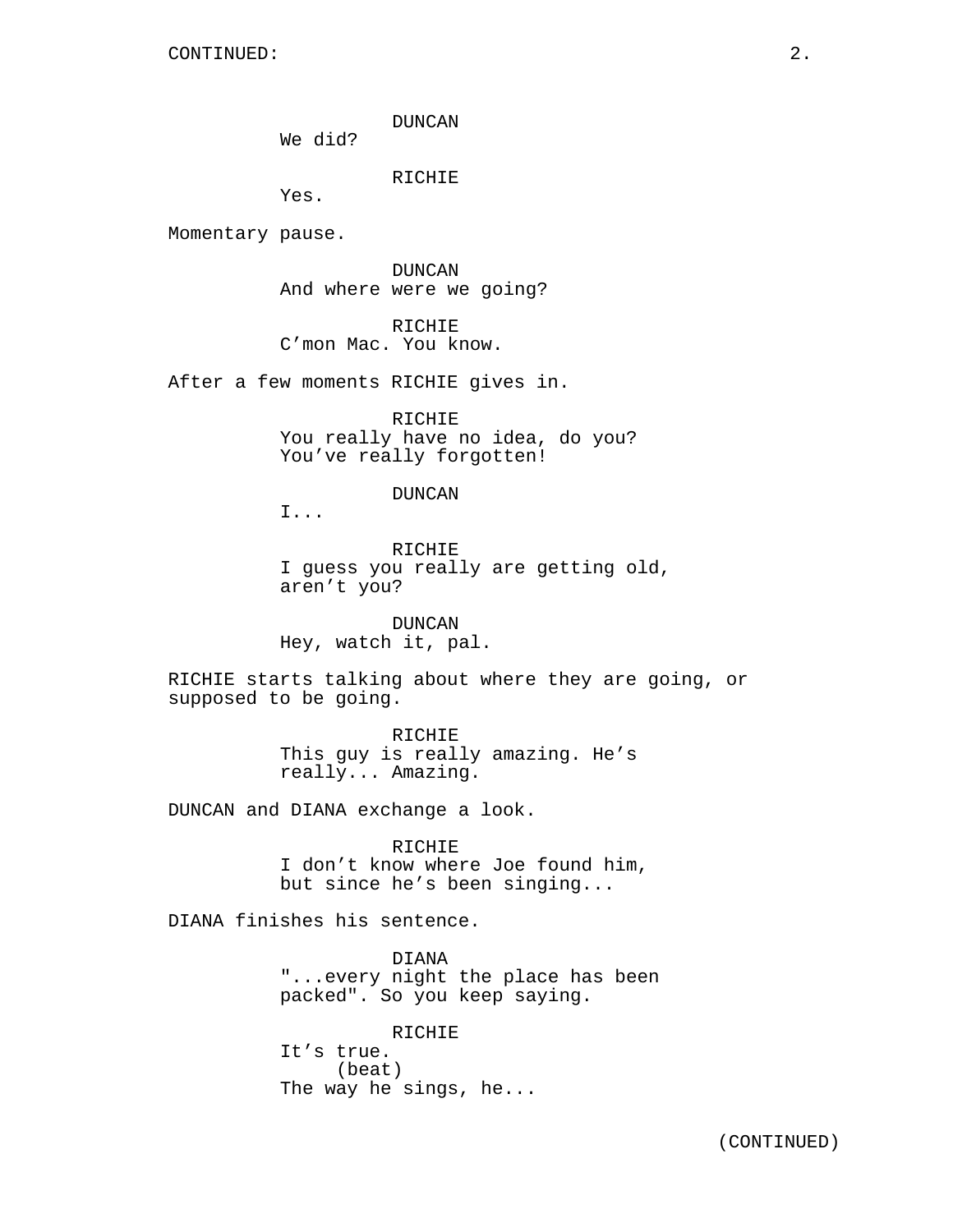DUNCAN
We did?

RICHIE
Yes.

Momentary pause.

DUNCAN
And where were we going?

RICHIE
C'mon Mac. You know.

After a few moments RICHIE gives in.

RICHIE
You really have no idea, do you?
You've really forgotten!

DUNCAN
I...

RICHIE
I guess you really are getting old,
aren't you?

DUNCAN
Hey, watch it, pal.

RICHIE starts talking about where they are going, or supposed to be going.

RICHIE
This guy is really amazing. He's
really... Amazing.

DUNCAN and DIANA exchange a look.

RICHIE
I don't know where Joe found him,
but since he's been singing...

DIANA finishes his sentence.

DIANA
"...every night the place has been
packed". So you keep saying.

RICHIE
It's true.
(beat)
The way he sings, he...

(CONTINUED)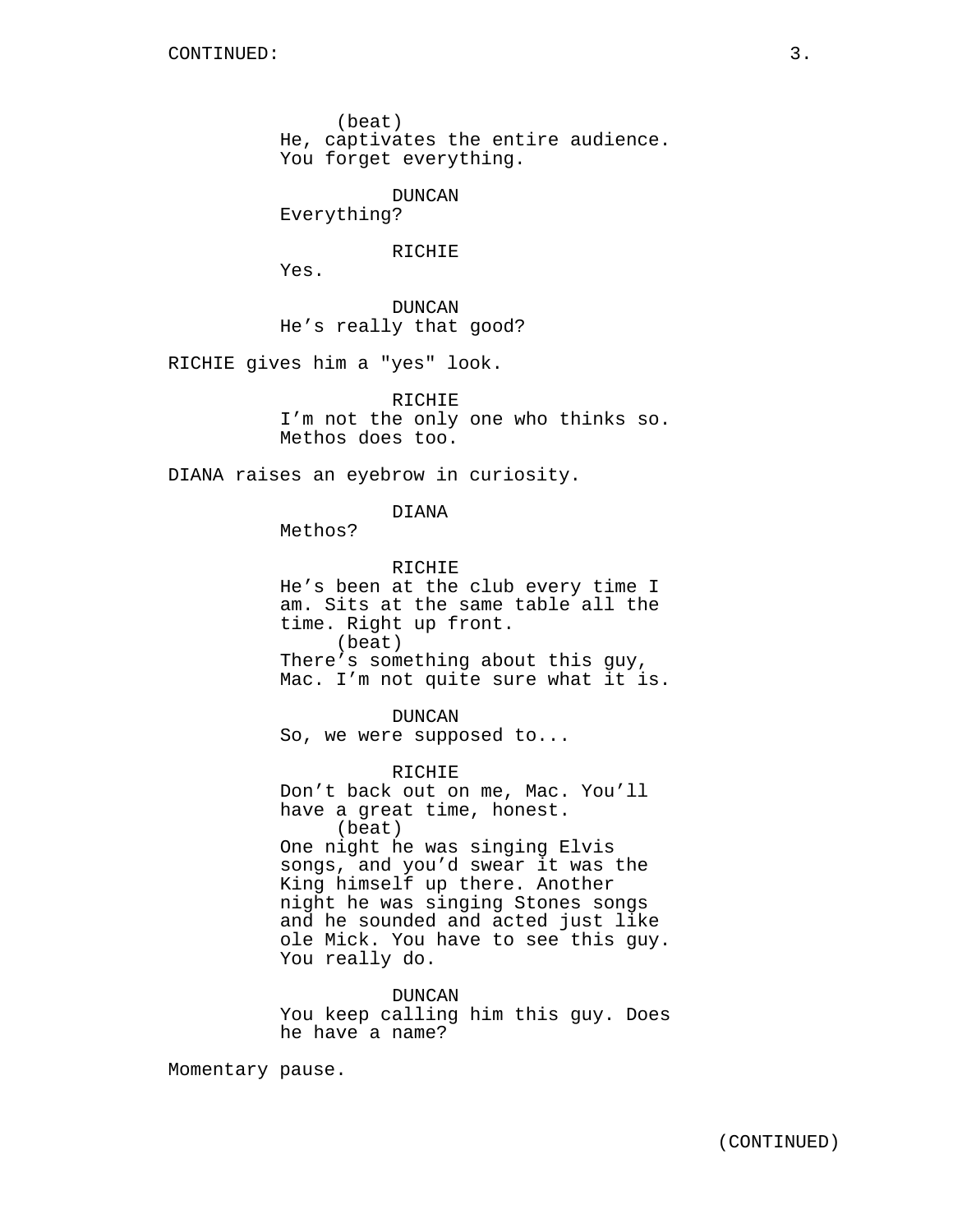CONTINUED:

(beat)
He, captivates the entire audience. You forget everything.

DUNCAN
Everything?

RICHIE
Yes.

DUNCAN
He's really that good?

RICHIE gives him a "yes" look.

RICHIE
I'm not the only one who thinks so. Methos does too.

DIANA raises an eyebrow in curiosity.

DIANA
Methos?

RICHIE
He's been at the club every time I am. Sits at the same table all the time. Right up front.
(beat)
There's something about this guy, Mac. I'm not quite sure what it is.

DUNCAN
So, we were supposed to...

RICHIE
Don't back out on me, Mac. You'll have a great time, honest.
(beat)
One night he was singing Elvis songs, and you'd swear it was the King himself up there. Another night he was singing Stones songs and he sounded and acted just like ole Mick. You have to see this guy. You really do.

DUNCAN
You keep calling him this guy. Does he have a name?

Momentary pause.

(CONTINUED)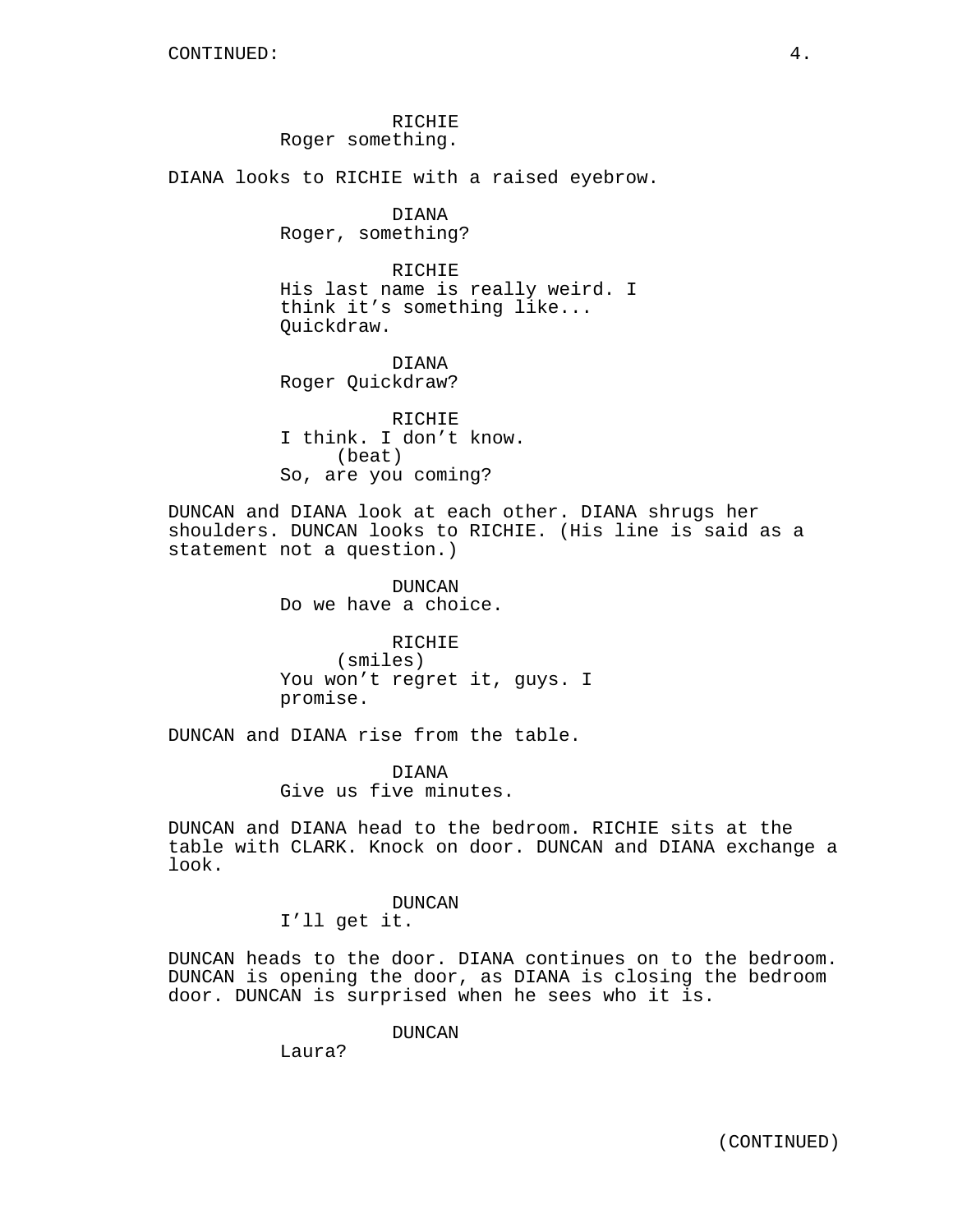CONTINUED:

RICHIE
Roger something.

DIANA looks to RICHIE with a raised eyebrow.

DIANA
Roger, something?

RICHIE
His last name is really weird. I think it's something like... Quickdraw.

DIANA
Roger Quickdraw?

RICHIE
I think. I don't know.
(beat)
So, are you coming?

DUNCAN and DIANA look at each other. DIANA shrugs her shoulders. DUNCAN looks to RICHIE. (His line is said as a statement not a question.)

DUNCAN
Do we have a choice.

RICHIE
(smiles)
You won't regret it, guys. I promise.

DUNCAN and DIANA rise from the table.

DIANA
Give us five minutes.

DUNCAN and DIANA head to the bedroom. RICHIE sits at the table with CLARK. Knock on door. DUNCAN and DIANA exchange a look.

DUNCAN
I'll get it.

DUNCAN heads to the door. DIANA continues on to the bedroom. DUNCAN is opening the door, as DIANA is closing the bedroom door. DUNCAN is surprised when he sees who it is.

DUNCAN
Laura?

(CONTINUED)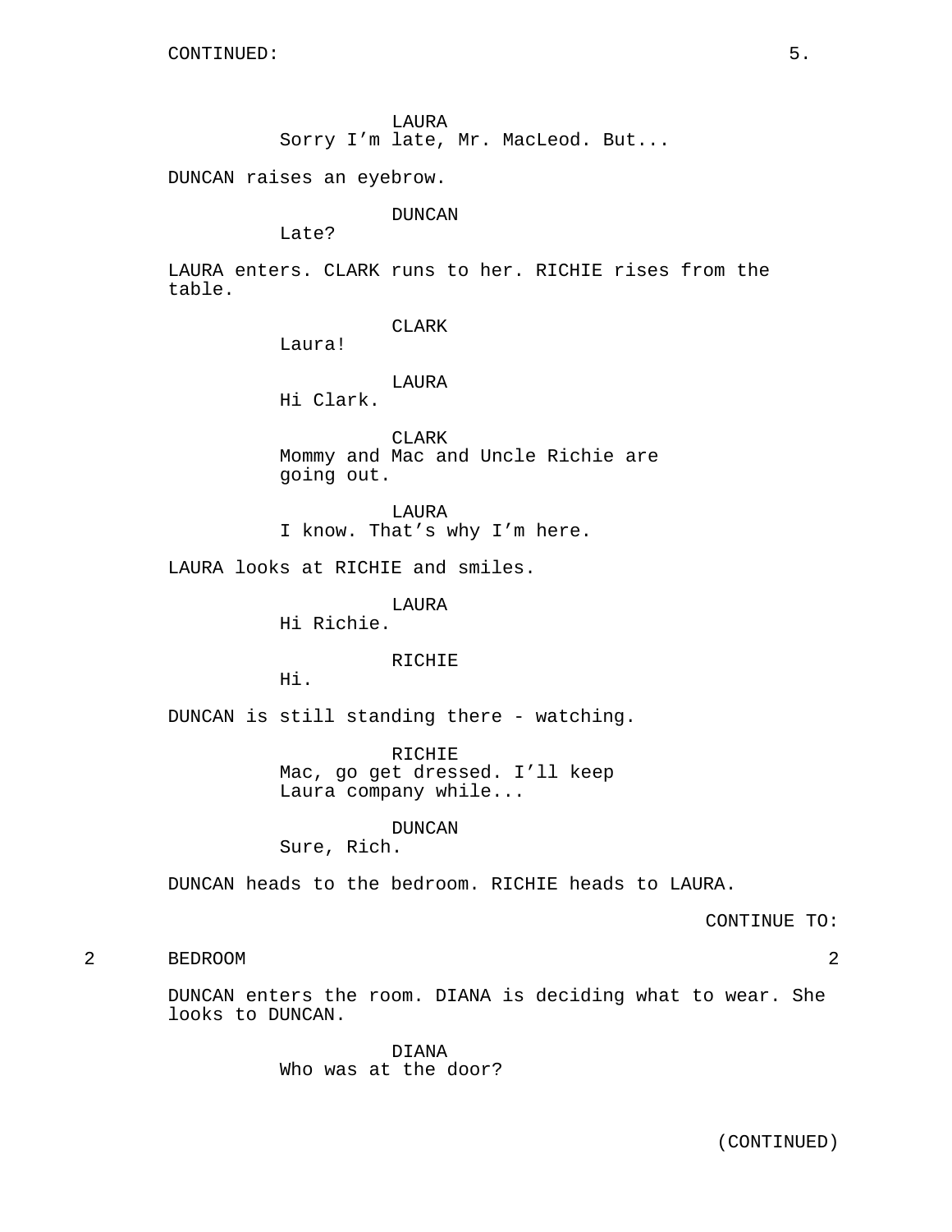LAURA
Sorry I'm late, Mr. MacLeod. But...

DUNCAN raises an eyebrow.

DUNCAN
Late?

LAURA enters. CLARK runs to her. RICHIE rises from the table.

CLARK
Laura!

LAURA
Hi Clark.

CLARK
Mommy and Mac and Uncle Richie are going out.

LAURA
I know. That's why I'm here.

LAURA looks at RICHIE and smiles.

LAURA
Hi Richie.

RICHIE
Hi.

DUNCAN is still standing there - watching.

RICHIE
Mac, go get dressed. I'll keep Laura company while...

DUNCAN
Sure, Rich.

DUNCAN heads to the bedroom. RICHIE heads to LAURA.

CONTINUE TO:

2 BEDROOM 2

DUNCAN enters the room. DIANA is deciding what to wear. She looks to DUNCAN.

DIANA
Who was at the door?

(CONTINUED)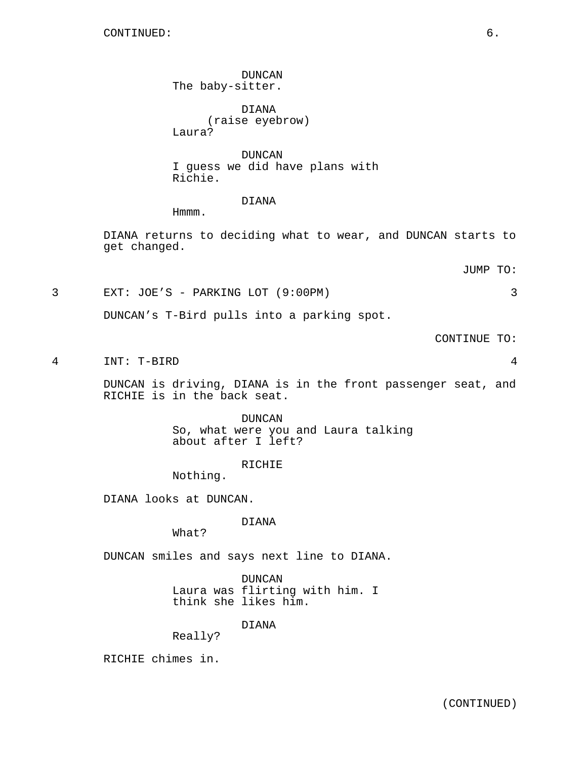CONTINUED:

DUNCAN
The baby-sitter.

DIANA
(raise eyebrow)
Laura?

DUNCAN
I guess we did have plans with Richie.

DIANA
Hmmm.

DIANA returns to deciding what to wear, and DUNCAN starts to get changed.

JUMP TO:

3 EXT: JOE'S - PARKING LOT (9:00PM) 3

DUNCAN's T-Bird pulls into a parking spot.

CONTINUE TO:

4 INT: T-BIRD 4

DUNCAN is driving, DIANA is in the front passenger seat, and RICHIE is in the back seat.

DUNCAN
So, what were you and Laura talking about after I left?

RICHIE
Nothing.

DIANA looks at DUNCAN.

DIANA
What?

DUNCAN smiles and says next line to DIANA.

DUNCAN
Laura was flirting with him. I think she likes him.

DIANA
Really?

RICHIE chimes in.

(CONTINUED)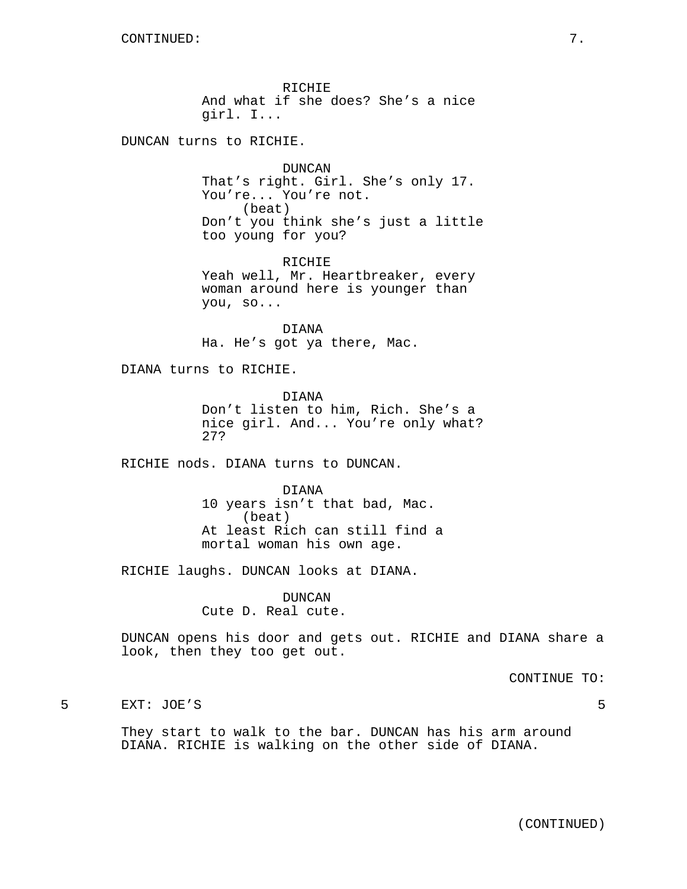RICHIE
And what if she does? She's a nice girl. I...

DUNCAN turns to RICHIE.

DUNCAN
That's right. Girl. She's only 17. You're... You're not.
(beat)
Don't you think she's just a little too young for you?

RICHIE
Yeah well, Mr. Heartbreaker, every woman around here is younger than you, so...

DIANA
Ha. He's got ya there, Mac.

DIANA turns to RICHIE.

DIANA
Don't listen to him, Rich. She's a nice girl. And... You're only what? 27?

RICHIE nods. DIANA turns to DUNCAN.

DIANA
10 years isn't that bad, Mac.
(beat)
At least Rich can still find a mortal woman his own age.

RICHIE laughs. DUNCAN looks at DIANA.

DUNCAN
Cute D. Real cute.

DUNCAN opens his door and gets out. RICHIE and DIANA share a look, then they too get out.

CONTINUE TO:

5 EXT: JOE'S 5

They start to walk to the bar. DUNCAN has his arm around DIANA. RICHIE is walking on the other side of DIANA.

(CONTINUED)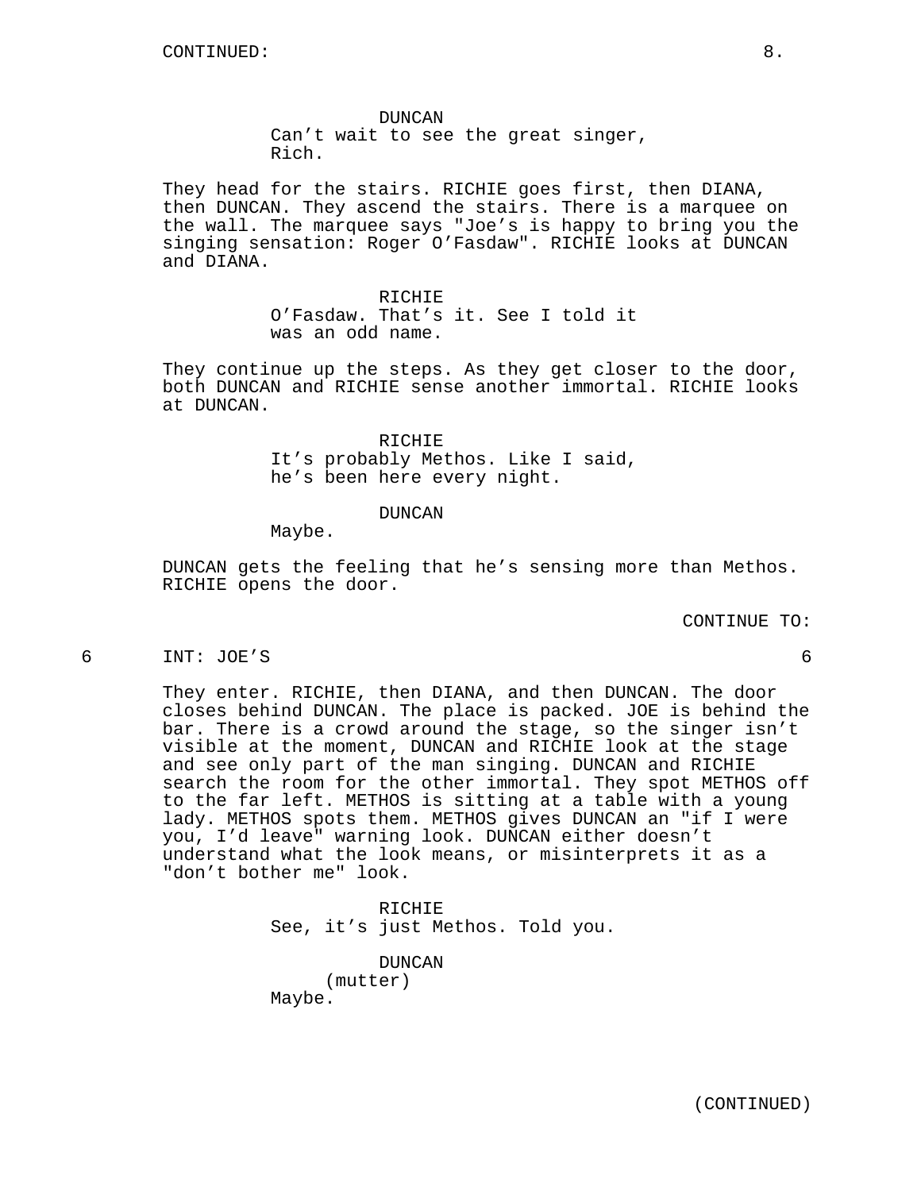CONTINUED:

DUNCAN
Can’t wait to see the great singer, Rich.

They head for the stairs. RICHIE goes first, then DIANA, then DUNCAN. They ascend the stairs. There is a marquee on the wall. The marquee says "Joe’s is happy to bring you the singing sensation: Roger O’Fasdaw". RICHIE looks at DUNCAN and DIANA.

RICHIE
O’Fasdaw. That’s it. See I told it was an odd name.

They continue up the steps. As they get closer to the door, both DUNCAN and RICHIE sense another immortal. RICHIE looks at DUNCAN.

RICHIE
It’s probably Methos. Like I said, he’s been here every night.

DUNCAN
Maybe.

DUNCAN gets the feeling that he’s sensing more than Methos. RICHIE opens the door.

CONTINUE TO:

6 INT: JOE’S 6

They enter. RICHIE, then DIANA, and then DUNCAN. The door closes behind DUNCAN. The place is packed. JOE is behind the bar. There is a crowd around the stage, so the singer isn’t visible at the moment, DUNCAN and RICHIE look at the stage and see only part of the man singing. DUNCAN and RICHIE search the room for the other immortal. They spot METHOS off to the far left. METHOS is sitting at a table with a young lady. METHOS spots them. METHOS gives DUNCAN an "if I were you, I’d leave" warning look. DUNCAN either doesn’t understand what the look means, or misinterprets it as a "don’t bother me" look.

RICHIE
See, it’s just Methos. Told you.

DUNCAN
(mutter)
Maybe.

(CONTINUED)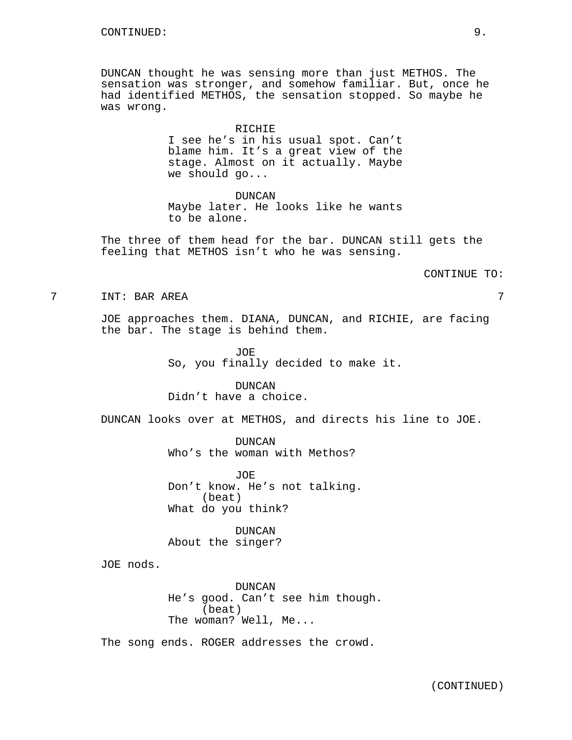DUNCAN thought he was sensing more than just METHOS. The sensation was stronger, and somehow familiar. But, once he had identified METHOS, the sensation stopped. So maybe he was wrong.

RICHIE
I see he's in his usual spot. Can't blame him. It's a great view of the stage. Almost on it actually. Maybe we should go...

DUNCAN
Maybe later. He looks like he wants to be alone.

The three of them head for the bar. DUNCAN still gets the feeling that METHOS isn't who he was sensing.

CONTINUE TO:

7 INT: BAR AREA 7

JOE approaches them. DIANA, DUNCAN, and RICHIE, are facing the bar. The stage is behind them.

JOE
So, you finally decided to make it.

DUNCAN
Didn't have a choice.

DUNCAN looks over at METHOS, and directs his line to JOE.

DUNCAN
Who's the woman with Methos?

JOE
Don't know. He's not talking.
(beat)
What do you think?

DUNCAN
About the singer?

JOE nods.

DUNCAN
He's good. Can't see him though.
(beat)
The woman? Well, Me...

The song ends. ROGER addresses the crowd.

(CONTINUED)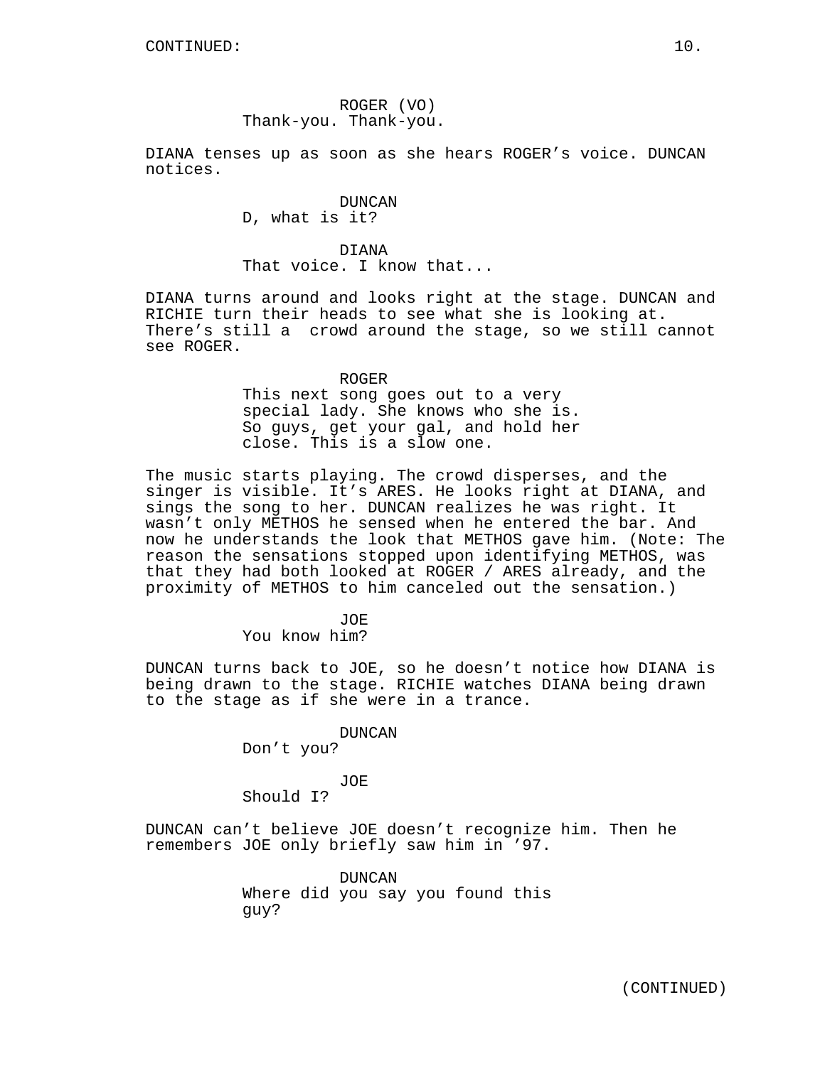ROGER (VO)
Thank-you. Thank-you.

DIANA tenses up as soon as she hears ROGER's voice. DUNCAN notices.

DUNCAN
D, what is it?

DIANA
That voice. I know that...

DIANA turns around and looks right at the stage. DUNCAN and RICHIE turn their heads to see what she is looking at. There's still a crowd around the stage, so we still cannot see ROGER.

ROGER
This next song goes out to a very special lady. She knows who she is. So guys, get your gal, and hold her close. This is a slow one.

The music starts playing. The crowd disperses, and the singer is visible. It's ARES. He looks right at DIANA, and sings the song to her. DUNCAN realizes he was right. It wasn't only METHOS he sensed when he entered the bar. And now he understands the look that METHOS gave him. (Note: The reason the sensations stopped upon identifying METHOS, was that they had both looked at ROGER / ARES already, and the proximity of METHOS to him canceled out the sensation.)

JOE
You know him?

DUNCAN turns back to JOE, so he doesn't notice how DIANA is being drawn to the stage. RICHIE watches DIANA being drawn to the stage as if she were in a trance.

DUNCAN
Don't you?

JOE
Should I?

DUNCAN can't believe JOE doesn't recognize him. Then he remembers JOE only briefly saw him in '97.

DUNCAN
Where did you say you found this guy?

(CONTINUED)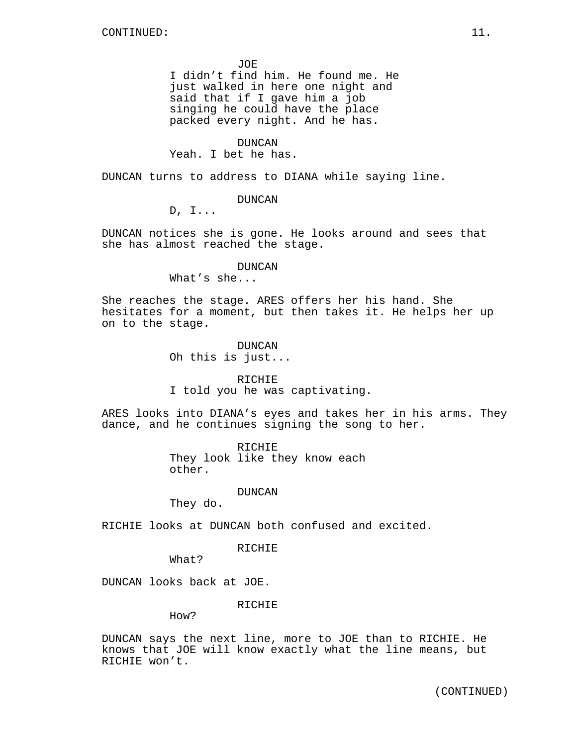CONTINUED:

JOE
I didn't find him. He found me. He just walked in here one night and said that if I gave him a job singing he could have the place packed every night. And he has.

DUNCAN
Yeah. I bet he has.

DUNCAN turns to address to DIANA while saying line.

DUNCAN
D, I...

DUNCAN notices she is gone. He looks around and sees that she has almost reached the stage.

DUNCAN
What's she...

She reaches the stage. ARES offers her his hand. She hesitates for a moment, but then takes it. He helps her up on to the stage.

DUNCAN
Oh this is just...

RICHIE
I told you he was captivating.

ARES looks into DIANA's eyes and takes her in his arms. They dance, and he continues signing the song to her.

RICHIE
They look like they know each other.

DUNCAN
They do.

RICHIE looks at DUNCAN both confused and excited.

RICHIE
What?

DUNCAN looks back at JOE.

RICHIE
How?

DUNCAN says the next line, more to JOE than to RICHIE. He knows that JOE will know exactly what the line means, but RICHIE won't.

(CONTINUED)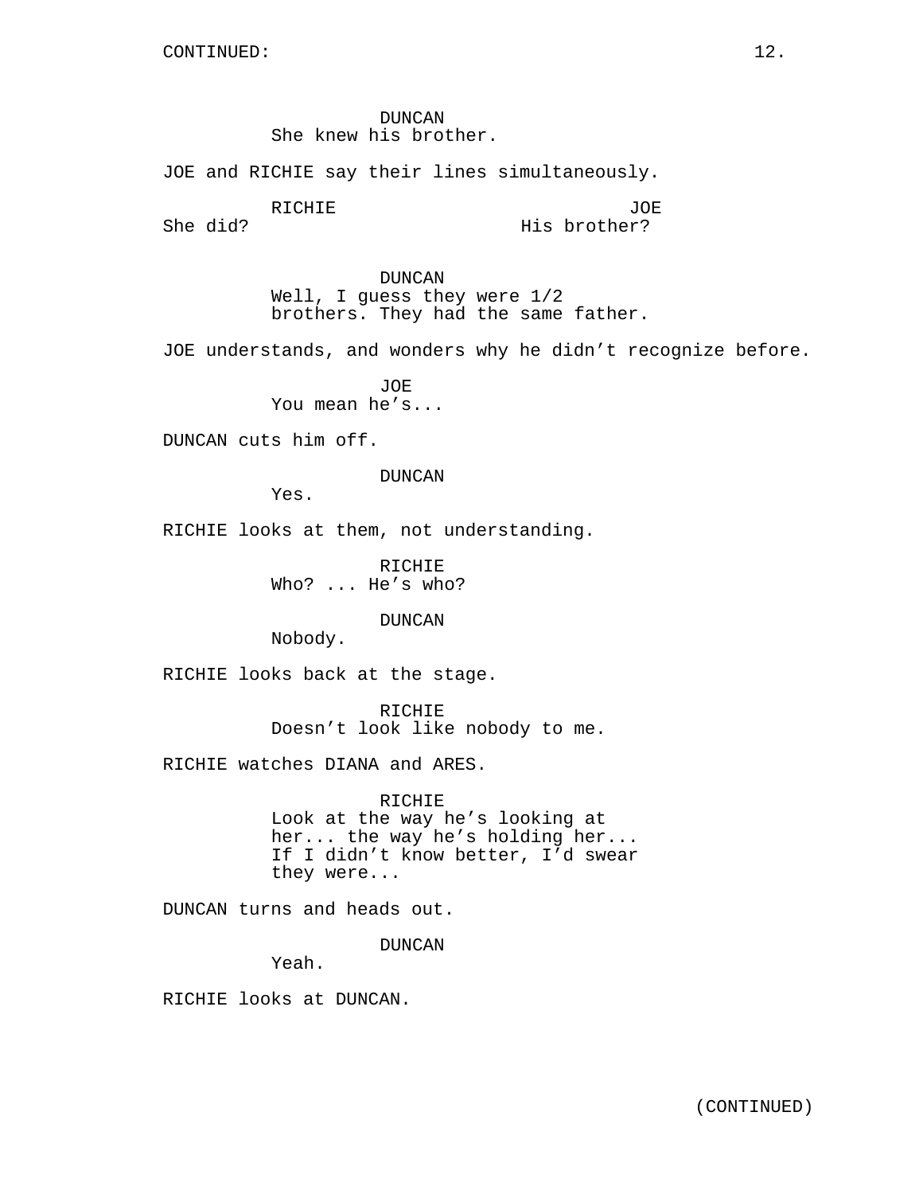CONTINUED:

DUNCAN
She knew his brother.

JOE and RICHIE say their lines simultaneously.

| RICHIE | JOE |
|---|---|
| She did? | His brother? |

DUNCAN
Well, I guess they were 1/2 brothers. They had the same father.

JOE understands, and wonders why he didn't recognize before.

JOE
You mean he's...

DUNCAN cuts him off.

DUNCAN
Yes.

RICHIE looks at them, not understanding.

RICHIE
Who? ... He's who?

DUNCAN
Nobody.

RICHIE looks back at the stage.

RICHIE
Doesn't look like nobody to me.

RICHIE watches DIANA and ARES.

RICHIE
Look at the way he's looking at her... the way he's holding her... If I didn't know better, I'd swear they were...

DUNCAN turns and heads out.

DUNCAN
Yeah.

RICHIE looks at DUNCAN.

(CONTINUED)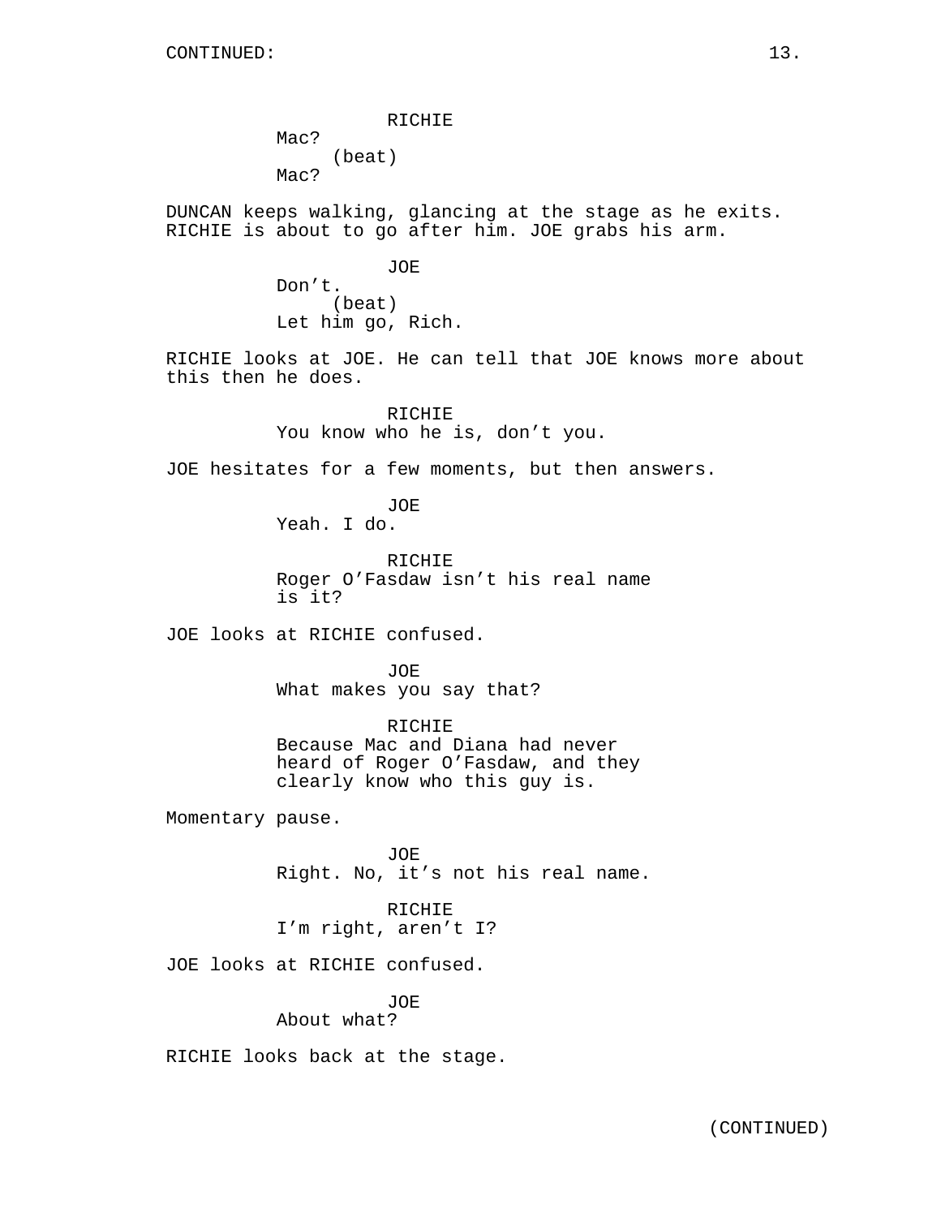CONTINUED:

RICHIE
Mac?
(beat)
Mac?

DUNCAN keeps walking, glancing at the stage as he exits. RICHIE is about to go after him. JOE grabs his arm.

JOE
Don't.
(beat)
Let him go, Rich.

RICHIE looks at JOE. He can tell that JOE knows more about this then he does.

RICHIE
You know who he is, don't you.

JOE hesitates for a few moments, but then answers.

JOE
Yeah. I do.

RICHIE
Roger O'Fasdaw isn't his real name is it?

JOE looks at RICHIE confused.

JOE
What makes you say that?

RICHIE
Because Mac and Diana had never heard of Roger O'Fasdaw, and they clearly know who this guy is.

Momentary pause.

JOE
Right. No, it's not his real name.

RICHIE
I'm right, aren't I?

JOE looks at RICHIE confused.

JOE
About what?

RICHIE looks back at the stage.

(CONTINUED)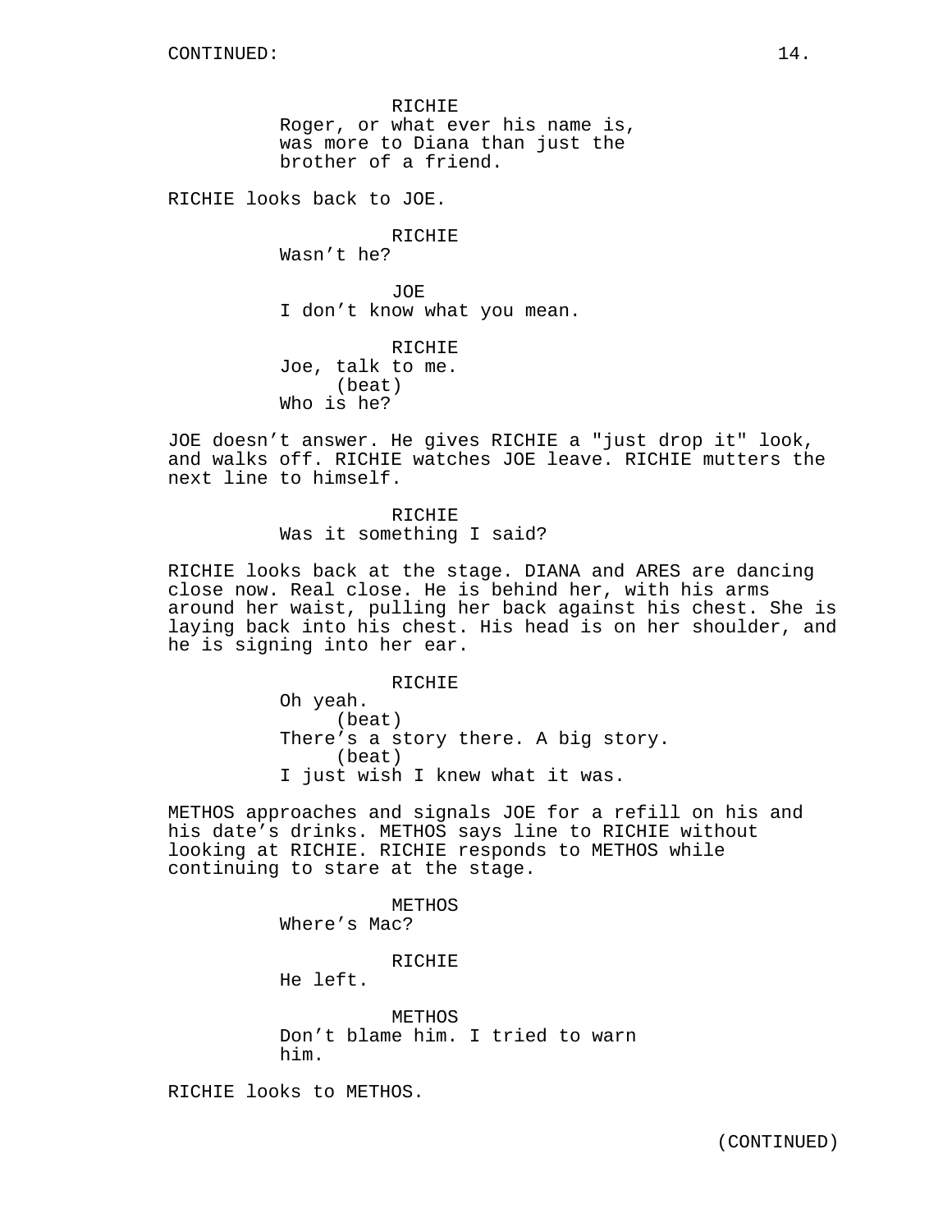RICHIE
Roger, or what ever his name is, was more to Diana than just the brother of a friend.

RICHIE looks back to JOE.

RICHIE
Wasn't he?

JOE
I don't know what you mean.

RICHIE
Joe, talk to me.
(beat)
Who is he?

JOE doesn't answer. He gives RICHIE a "just drop it" look, and walks off. RICHIE watches JOE leave. RICHIE mutters the next line to himself.

RICHIE
Was it something I said?

RICHIE looks back at the stage. DIANA and ARES are dancing close now. Real close. He is behind her, with his arms around her waist, pulling her back against his chest. She is laying back into his chest. His head is on her shoulder, and he is signing into her ear.

RICHIE
Oh yeah.
(beat)
There's a story there. A big story.
(beat)
I just wish I knew what it was.

METHOS approaches and signals JOE for a refill on his and his date's drinks. METHOS says line to RICHIE without looking at RICHIE. RICHIE responds to METHOS while continuing to stare at the stage.

METHOS
Where's Mac?

RICHIE
He left.

METHOS
Don't blame him. I tried to warn him.

RICHIE looks to METHOS.

(CONTINUED)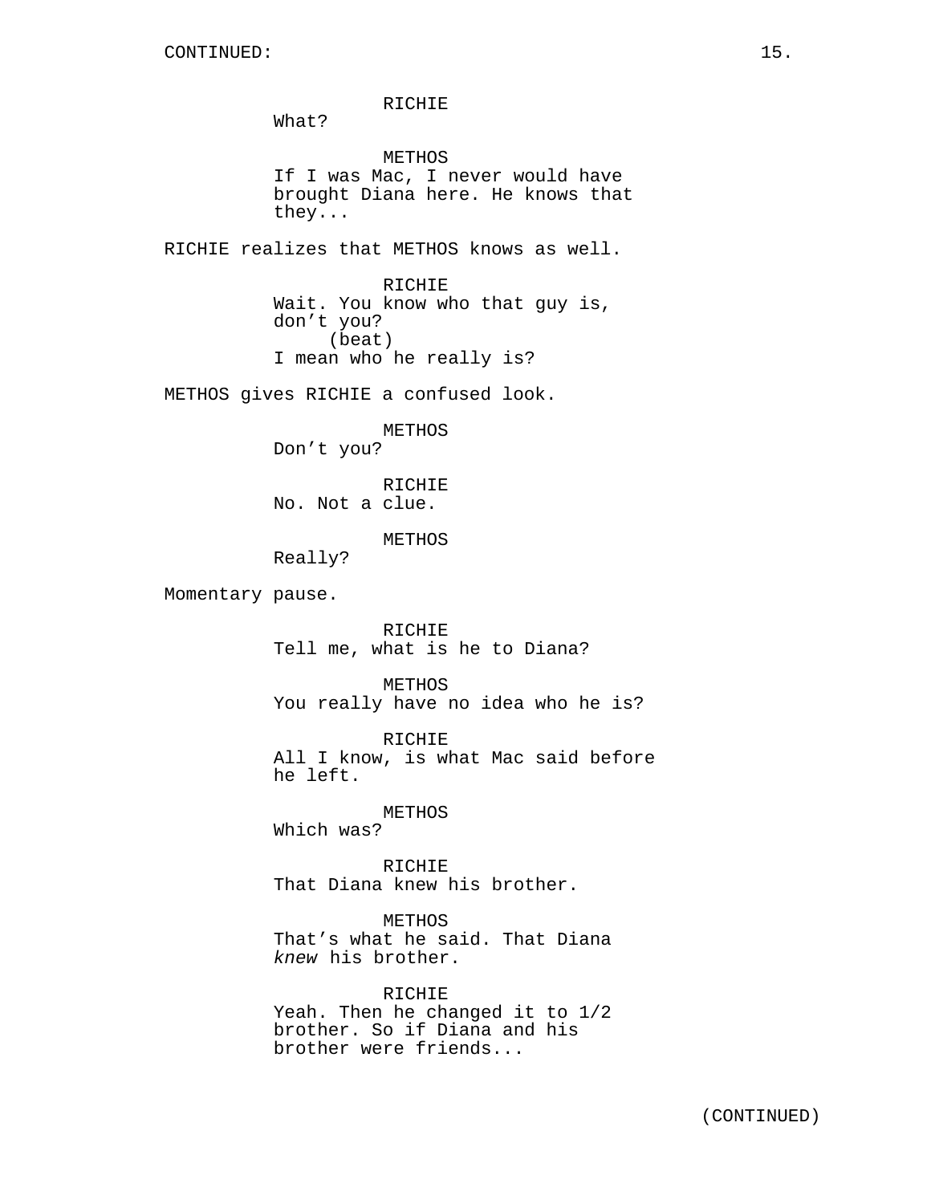RICHIE
What?

METHOS
If I was Mac, I never would have brought Diana here. He knows that they...

RICHIE realizes that METHOS knows as well.

RICHIE
Wait. You know who that guy is, don't you?
(beat)
I mean who he really is?

METHOS gives RICHIE a confused look.

METHOS
Don't you?

RICHIE
No. Not a clue.

METHOS
Really?

Momentary pause.

RICHIE
Tell me, what is he to Diana?

METHOS
You really have no idea who he is?

RICHIE
All I know, is what Mac said before he left.

METHOS
Which was?

RICHIE
That Diana knew his brother.

METHOS
That's what he said. That Diana *knew* his brother.

RICHIE
Yeah. Then he changed it to 1/2 brother. So if Diana and his brother were friends...

(CONTINUED)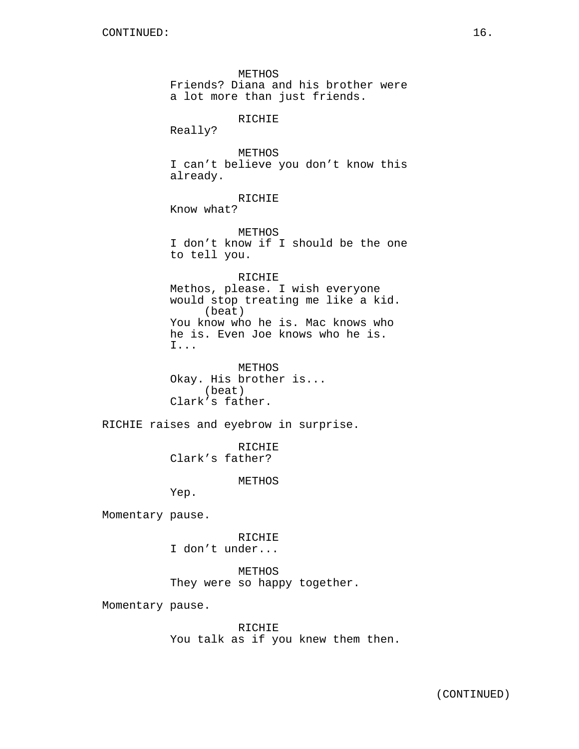METHOS
Friends? Diana and his brother were a lot more than just friends.

RICHIE
Really?

METHOS
I can't believe you don't know this already.

RICHIE
Know what?

METHOS
I don't know if I should be the one to tell you.

RICHIE
Methos, please. I wish everyone would stop treating me like a kid.
(beat)
You know who he is. Mac knows who he is. Even Joe knows who he is. I...

METHOS
Okay. His brother is...
(beat)
Clark's father.

RICHIE raises and eyebrow in surprise.

RICHIE
Clark's father?

METHOS
Yep.

Momentary pause.

RICHIE
I don't under...

METHOS
They were so happy together.

Momentary pause.

RICHIE
You talk as if you knew them then.

(CONTINUED)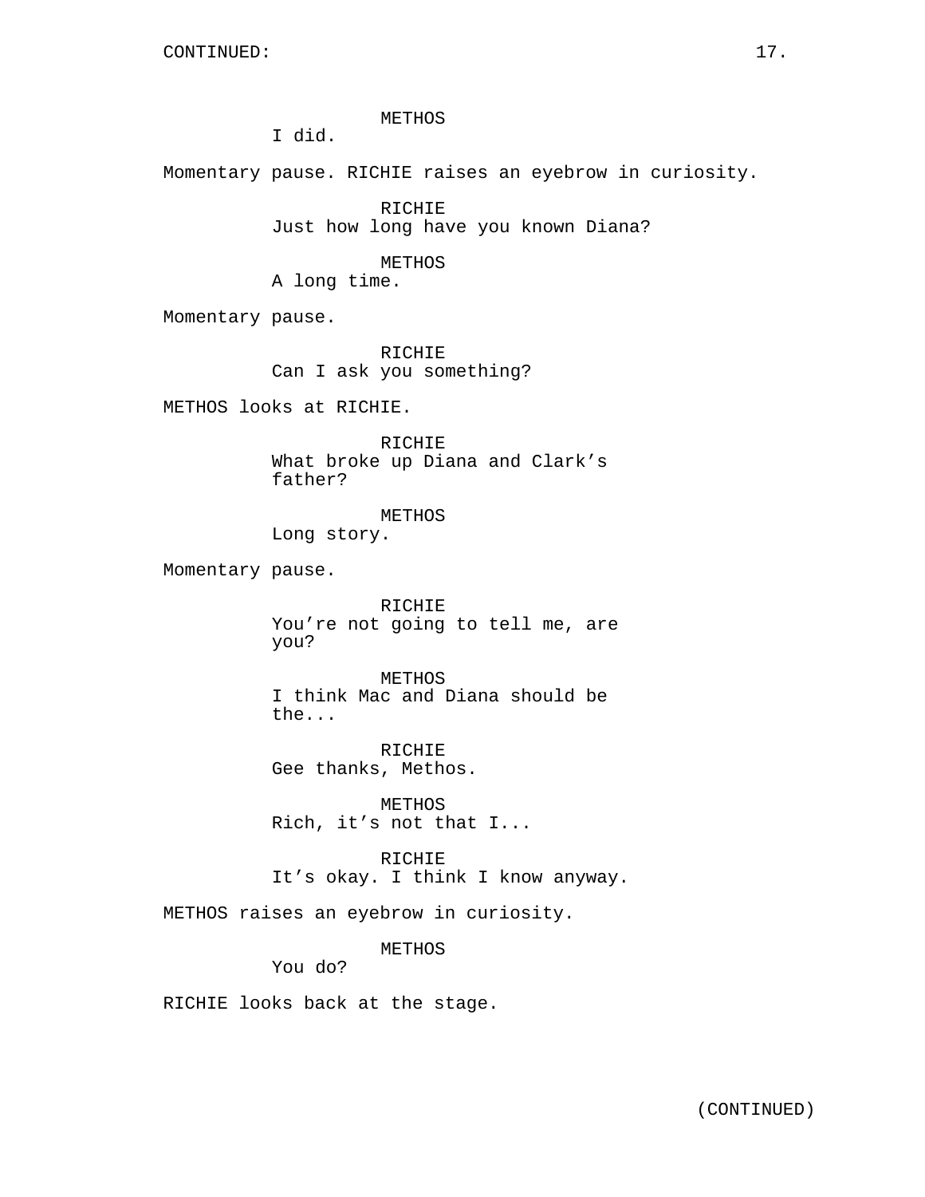METHOS
I did.

Momentary pause. RICHIE raises an eyebrow in curiosity.

RICHIE
Just how long have you known Diana?

METHOS
A long time.

Momentary pause.

RICHIE
Can I ask you something?

METHOS looks at RICHIE.

RICHIE
What broke up Diana and Clark's father?

METHOS
Long story.

Momentary pause.

RICHIE
You're not going to tell me, are you?

METHOS
I think Mac and Diana should be the...

RICHIE
Gee thanks, Methos.

METHOS
Rich, it's not that I...

RICHIE
It's okay. I think I know anyway.

METHOS raises an eyebrow in curiosity.

METHOS
You do?

RICHIE looks back at the stage.

(CONTINUED)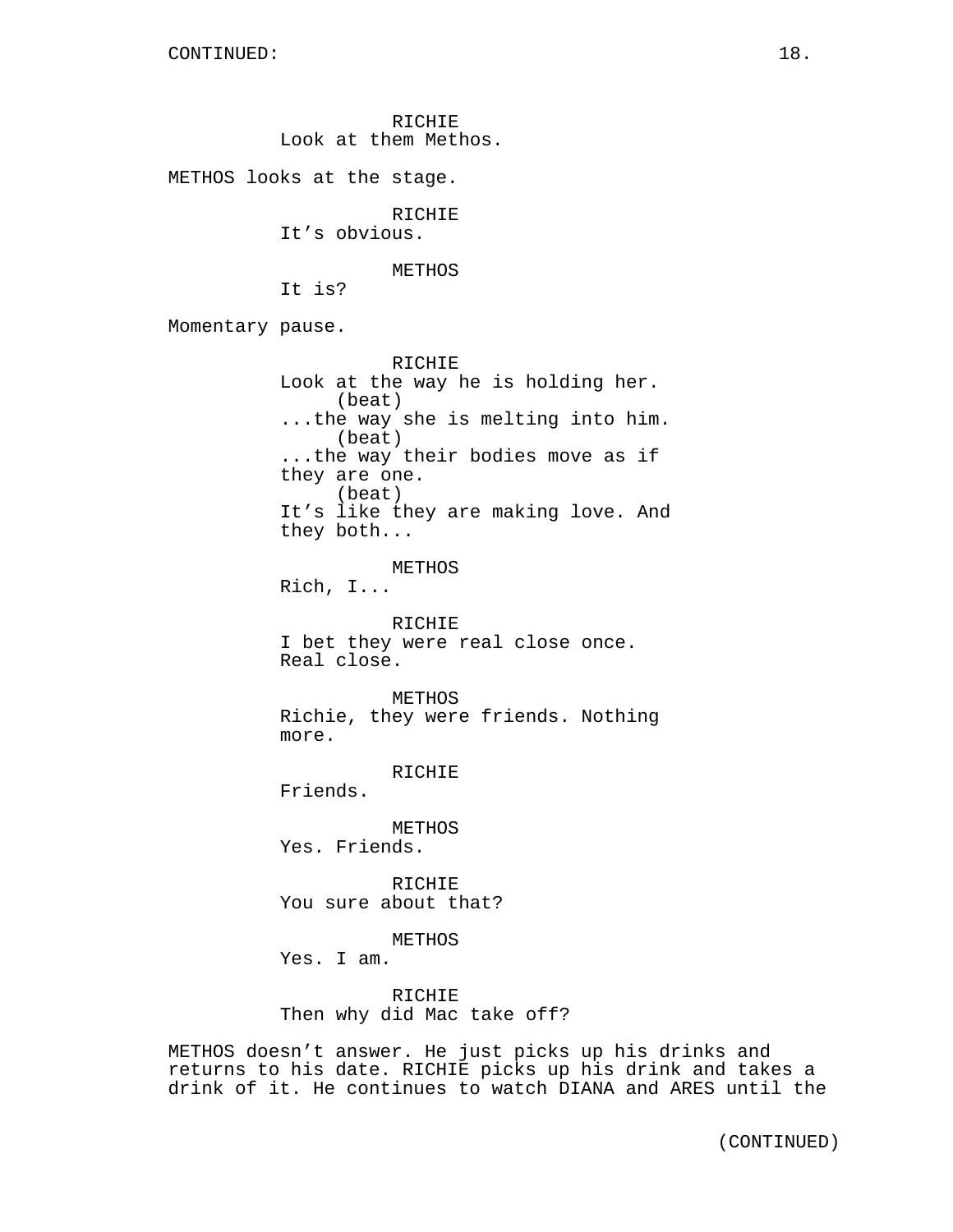RICHIE
Look at them Methos.

METHOS looks at the stage.

RICHIE
It's obvious.

METHOS
It is?

Momentary pause.

RICHIE
Look at the way he is holding her.
(beat)
...the way she is melting into him.
(beat)
...the way their bodies move as if they are one.
(beat)
It's like they are making love. And they both...

METHOS
Rich, I...

RICHIE
I bet they were real close once. Real close.

METHOS
Richie, they were friends. Nothing more.

RICHIE
Friends.

METHOS
Yes. Friends.

RICHIE
You sure about that?

METHOS
Yes. I am.

RICHIE
Then why did Mac take off?

METHOS doesn't answer. He just picks up his drinks and returns to his date. RICHIE picks up his drink and takes a drink of it. He continues to watch DIANA and ARES until the

(CONTINUED)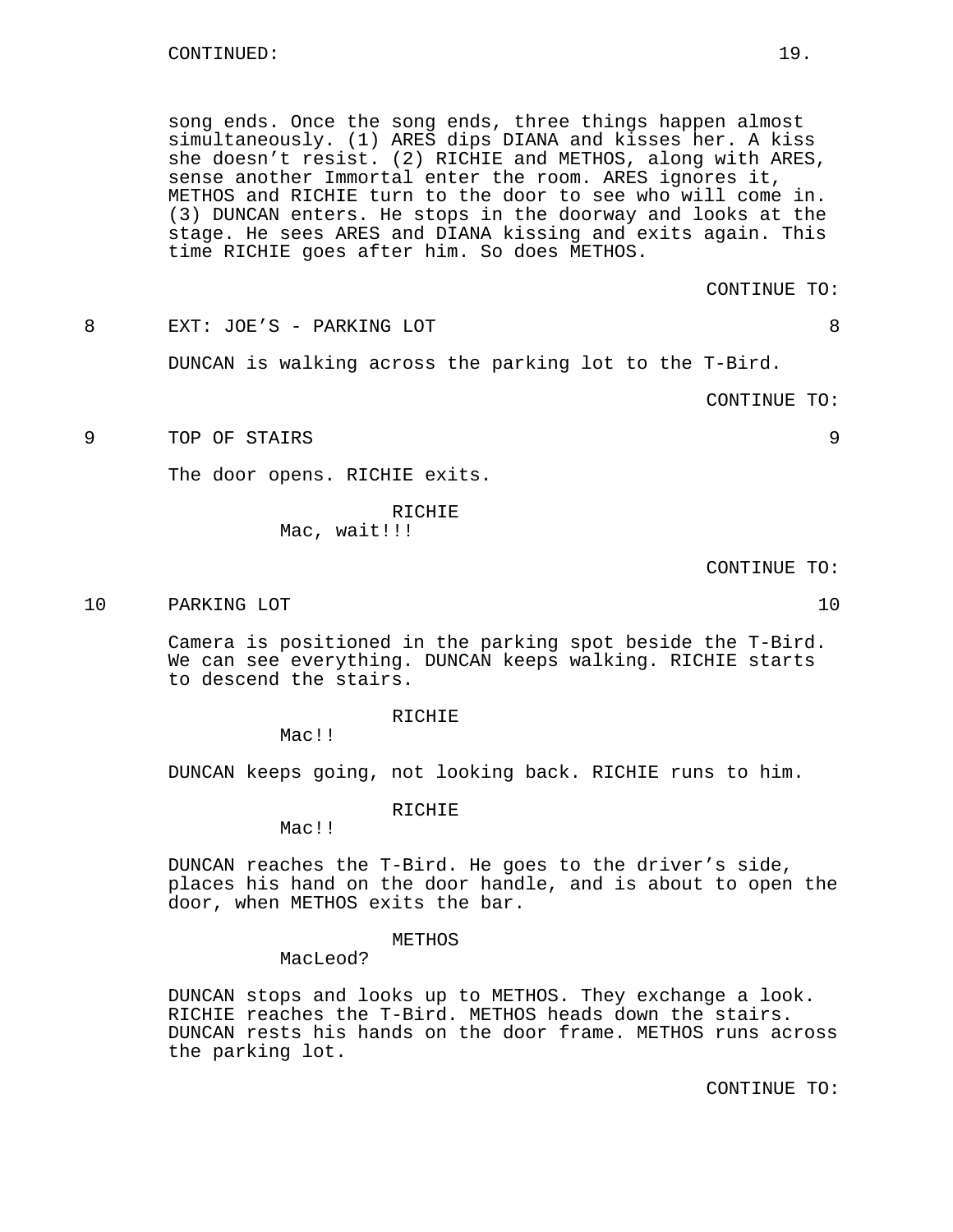song ends. Once the song ends, three things happen almost simultaneously. (1) ARES dips DIANA and kisses her. A kiss she doesn't resist. (2) RICHIE and METHOS, along with ARES, sense another Immortal enter the room. ARES ignores it, METHOS and RICHIE turn to the door to see who will come in. (3) DUNCAN enters. He stops in the doorway and looks at the stage. He sees ARES and DIANA kissing and exits again. This time RICHIE goes after him. So does METHOS.

CONTINUE TO:

8 EXT: JOE'S - PARKING LOT 8

DUNCAN is walking across the parking lot to the T-Bird.

CONTINUE TO:

9 TOP OF STAIRS 9

The door opens. RICHIE exits.

RICHIE
Mac, wait!!!

CONTINUE TO:

10 PARKING LOT 10

Camera is positioned in the parking spot beside the T-Bird. We can see everything. DUNCAN keeps walking. RICHIE starts to descend the stairs.

RICHIE
Mac!!

DUNCAN keeps going, not looking back. RICHIE runs to him.

RICHIE
Mac!!

DUNCAN reaches the T-Bird. He goes to the driver's side, places his hand on the door handle, and is about to open the door, when METHOS exits the bar.

METHOS
MacLeod?

DUNCAN stops and looks up to METHOS. They exchange a look. RICHIE reaches the T-Bird. METHOS heads down the stairs. DUNCAN rests his hands on the door frame. METHOS runs across the parking lot.

CONTINUE TO: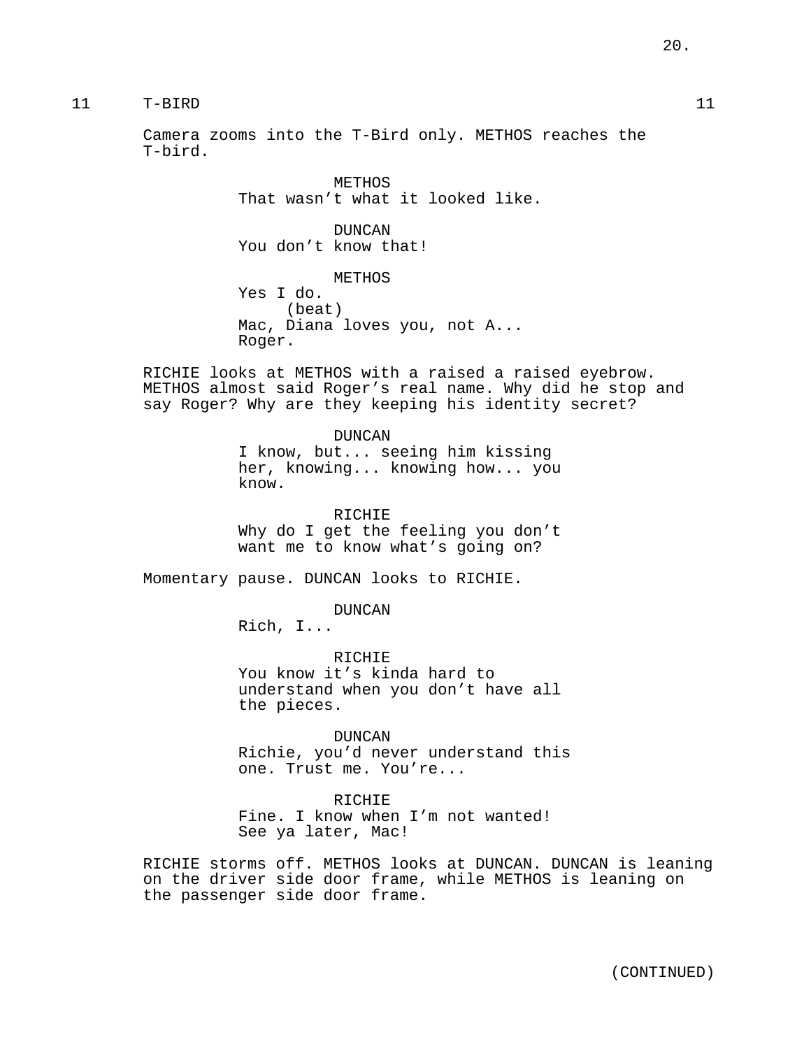11 T-BIRD 11

Camera zooms into the T-Bird only. METHOS reaches the T-bird.

METHOS
That wasn't what it looked like.

DUNCAN
You don't know that!

METHOS
Yes I do.
(beat)
Mac, Diana loves you, not A... Roger.

RICHIE looks at METHOS with a raised a raised eyebrow. METHOS almost said Roger's real name. Why did he stop and say Roger? Why are they keeping his identity secret?

DUNCAN
I know, but... seeing him kissing her, knowing... knowing how... you know.

RICHIE
Why do I get the feeling you don't want me to know what's going on?

Momentary pause. DUNCAN looks to RICHIE.

DUNCAN
Rich, I...

RICHIE
You know it's kinda hard to understand when you don't have all the pieces.

DUNCAN
Richie, you'd never understand this one. Trust me. You're...

RICHIE
Fine. I know when I'm not wanted! See ya later, Mac!

RICHIE storms off. METHOS looks at DUNCAN. DUNCAN is leaning on the driver side door frame, while METHOS is leaning on the passenger side door frame.

(CONTINUED)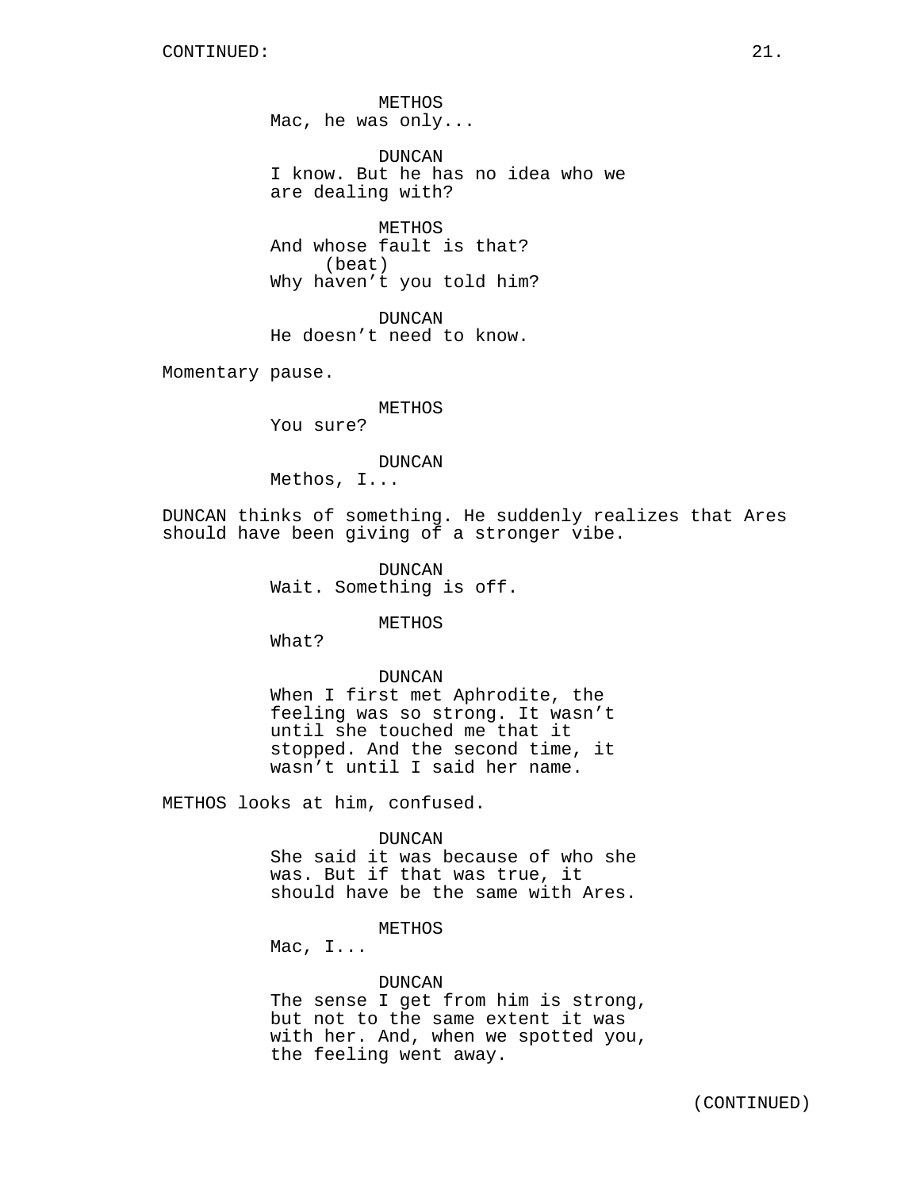CONTINUED:

METHOS
Mac, he was only...

DUNCAN
I know. But he has no idea who we are dealing with?

METHOS
And whose fault is that?
(beat)
Why haven't you told him?

DUNCAN
He doesn't need to know.

Momentary pause.

METHOS
You sure?

DUNCAN
Methos, I...

DUNCAN thinks of something. He suddenly realizes that Ares should have been giving of a stronger vibe.

DUNCAN
Wait. Something is off.

METHOS
What?

DUNCAN
When I first met Aphrodite, the feeling was so strong. It wasn't until she touched me that it stopped. And the second time, it wasn't until I said her name.

METHOS looks at him, confused.

DUNCAN
She said it was because of who she was. But if that was true, it should have be the same with Ares.

METHOS
Mac, I...

DUNCAN
The sense I get from him is strong, but not to the same extent it was with her. And, when we spotted you, the feeling went away.

(CONTINUED)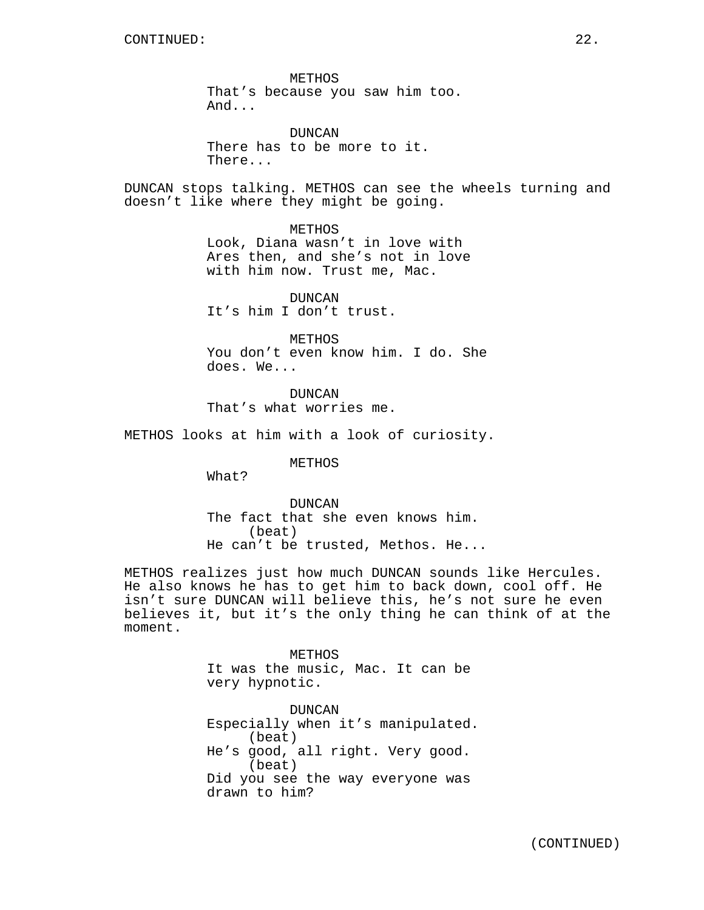CONTINUED:

METHOS
That's because you saw him too.
And...

DUNCAN
There has to be more to it.
There...

DUNCAN stops talking. METHOS can see the wheels turning and doesn't like where they might be going.

METHOS
Look, Diana wasn't in love with
Ares then, and she's not in love
with him now. Trust me, Mac.

DUNCAN
It's him I don't trust.

METHOS
You don't even know him. I do. She
does. We...

DUNCAN
That's what worries me.

METHOS looks at him with a look of curiosity.

METHOS
What?

DUNCAN
The fact that she even knows him.
(beat)
He can't be trusted, Methos. He...

METHOS realizes just how much DUNCAN sounds like Hercules. He also knows he has to get him to back down, cool off. He isn't sure DUNCAN will believe this, he's not sure he even believes it, but it's the only thing he can think of at the moment.

METHOS
It was the music, Mac. It can be
very hypnotic.

DUNCAN
Especially when it's manipulated.
(beat)
He's good, all right. Very good.
(beat)
Did you see the way everyone was
drawn to him?

(CONTINUED)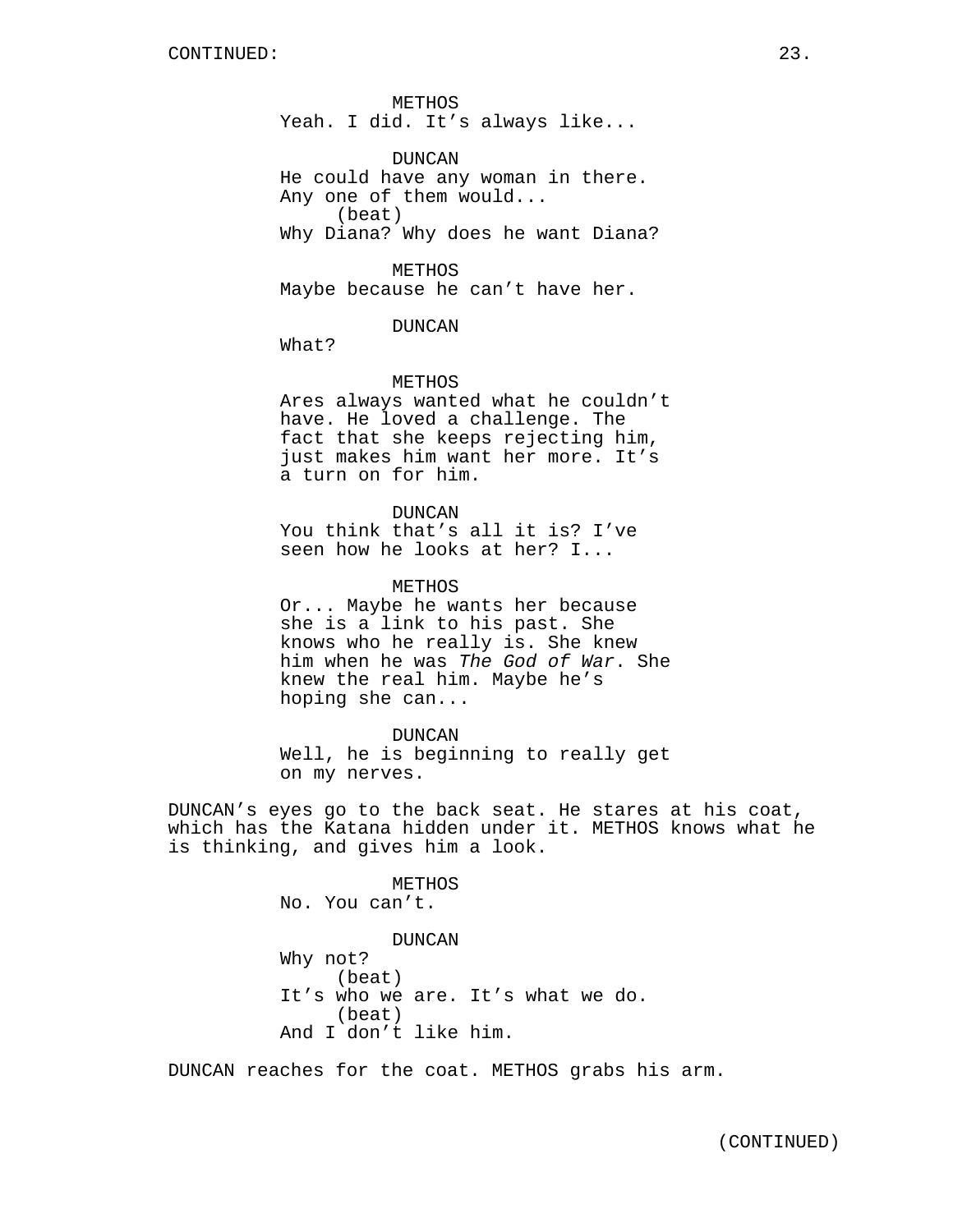METHOS
Yeah. I did. It's always like...

DUNCAN
He could have any woman in there. Any one of them would...
(beat)
Why Diana? Why does he want Diana?

METHOS
Maybe because he can't have her.

DUNCAN
What?

METHOS
Ares always wanted what he couldn't have. He loved a challenge. The fact that she keeps rejecting him, just makes him want her more. It's a turn on for him.

DUNCAN
You think that's all it is? I've seen how he looks at her? I...

METHOS
Or... Maybe he wants her because she is a link to his past. She knows who he really is. She knew him when he was *The God of War*. She knew the real him. Maybe he's hoping she can...

DUNCAN
Well, he is beginning to really get on my nerves.

DUNCAN's eyes go to the back seat. He stares at his coat, which has the Katana hidden under it. METHOS knows what he is thinking, and gives him a look.

METHOS
No. You can't.

DUNCAN
Why not?
(beat)
It's who we are. It's what we do.
(beat)
And I don't like him.

DUNCAN reaches for the coat. METHOS grabs his arm.

(CONTINUED)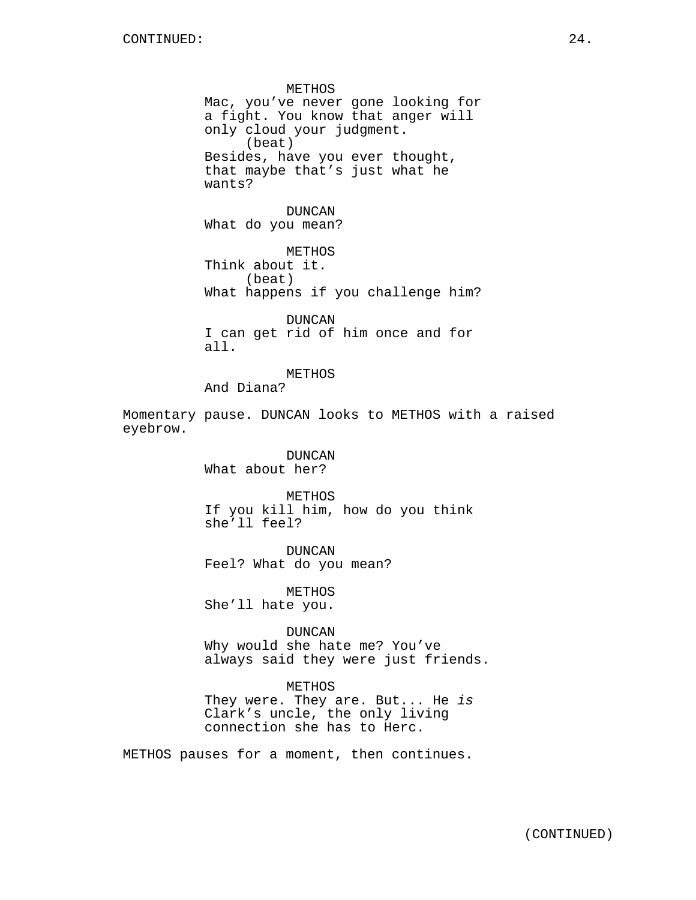METHOS
Mac, you've never gone looking for a fight. You know that anger will only cloud your judgment.
(beat)
Besides, have you ever thought, that maybe that's just what he wants?

DUNCAN
What do you mean?

METHOS
Think about it.
(beat)
What happens if you challenge him?

DUNCAN
I can get rid of him once and for all.

METHOS
And Diana?

Momentary pause. DUNCAN looks to METHOS with a raised eyebrow.

DUNCAN
What about her?

METHOS
If you kill him, how do you think she'll feel?

DUNCAN
Feel? What do you mean?

METHOS
She'll hate you.

DUNCAN
Why would she hate me? You've always said they were just friends.

METHOS
They were. They are. But... He *is* Clark's uncle, the only living connection she has to Herc.

METHOS pauses for a moment, then continues.

(CONTINUED)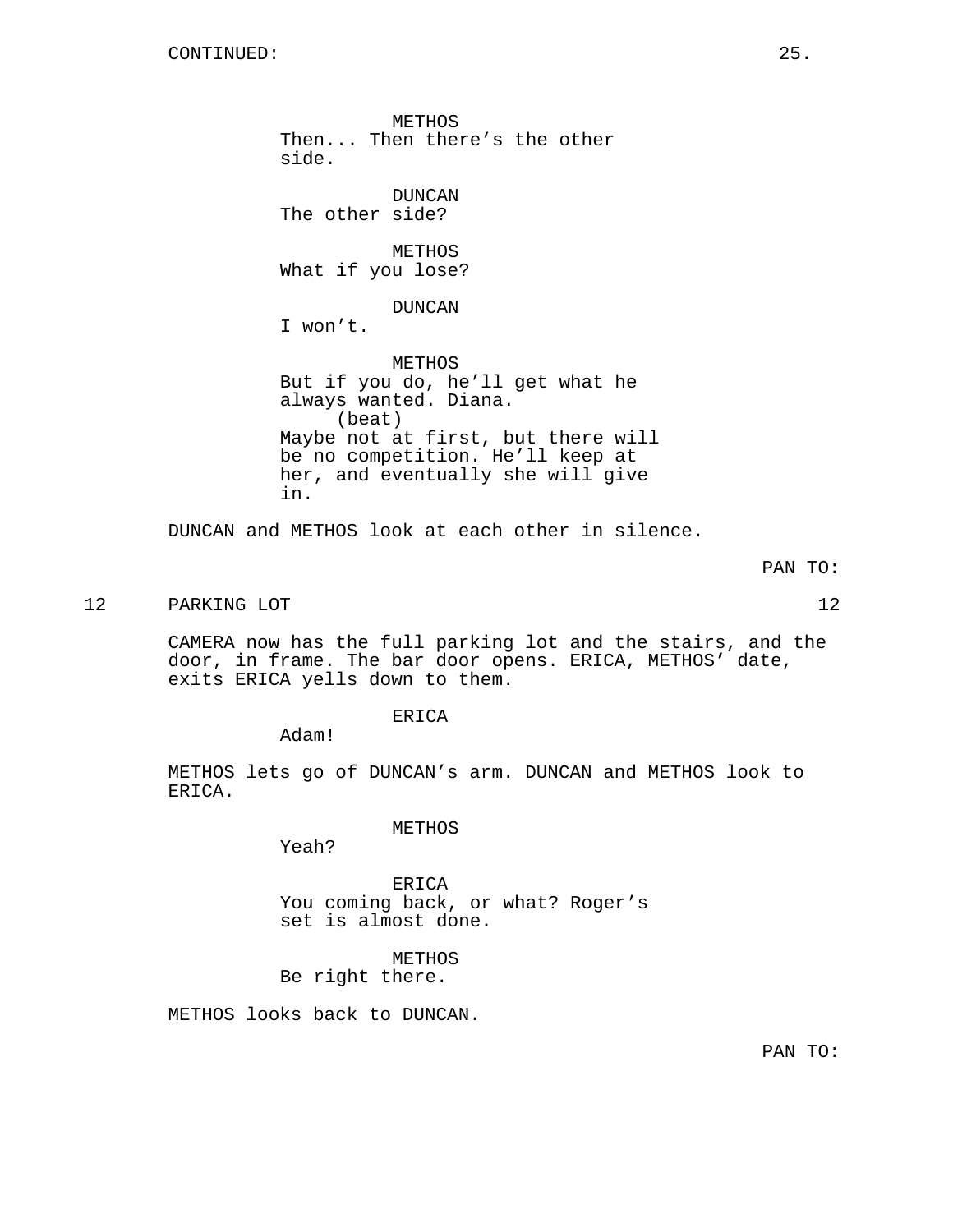CONTINUED:

METHOS
Then... Then there's the other side.

DUNCAN
The other side?

METHOS
What if you lose?

DUNCAN
I won't.

METHOS
But if you do, he'll get what he always wanted. Diana.
(beat)
Maybe not at first, but there will be no competition. He'll keep at her, and eventually she will give in.

DUNCAN and METHOS look at each other in silence.

PAN TO:

12 PARKING LOT 12

CAMERA now has the full parking lot and the stairs, and the door, in frame. The bar door opens. ERICA, METHOS' date, exits ERICA yells down to them.

ERICA
Adam!

METHOS lets go of DUNCAN's arm. DUNCAN and METHOS look to ERICA.

METHOS
Yeah?

ERICA
You coming back, or what? Roger's set is almost done.

METHOS
Be right there.

METHOS looks back to DUNCAN.

PAN TO: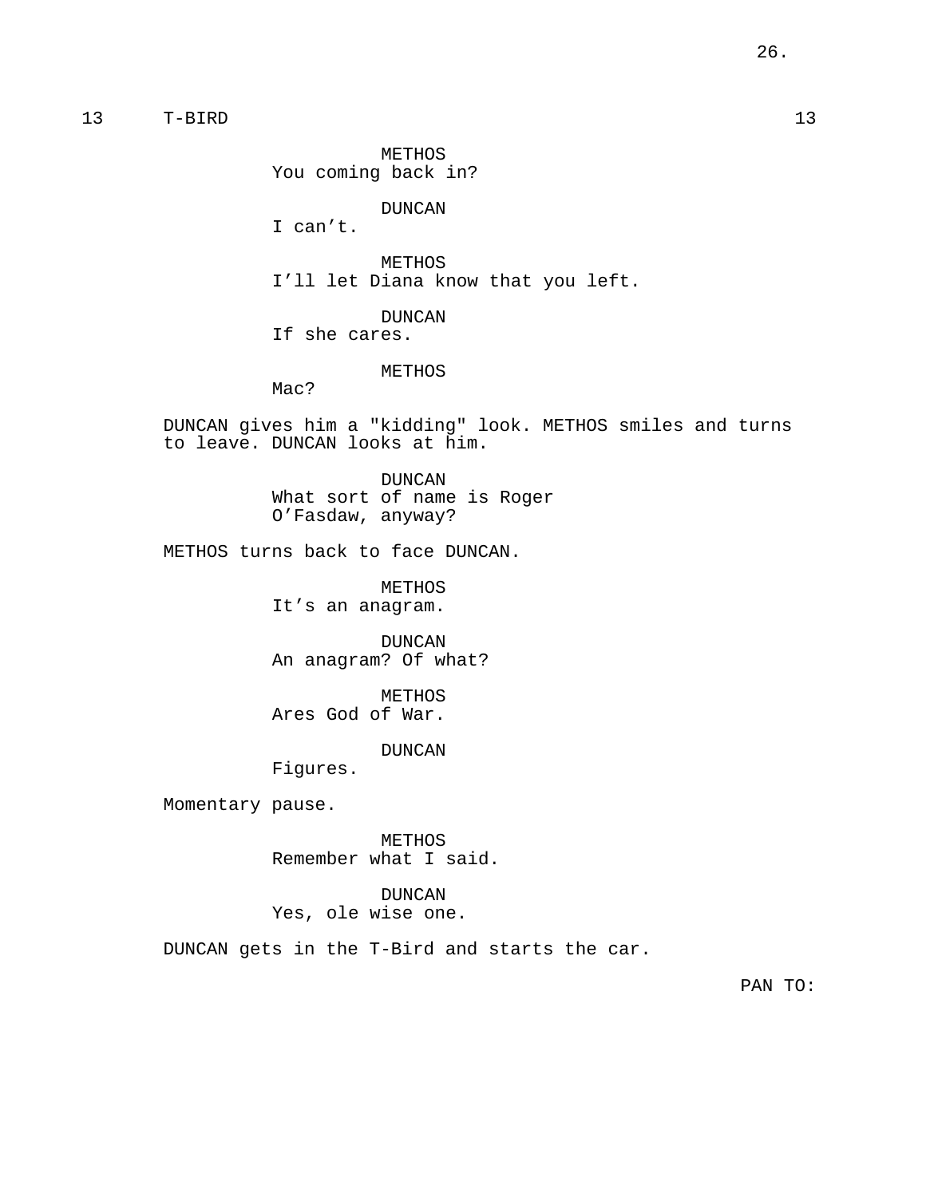13 T-BIRD 13

METHOS
You coming back in?

DUNCAN
I can't.

METHOS
I'll let Diana know that you left.

DUNCAN
If she cares.

METHOS
Mac?

DUNCAN gives him a "kidding" look. METHOS smiles and turns to leave. DUNCAN looks at him.

DUNCAN
What sort of name is Roger O'Fasdaw, anyway?

METHOS turns back to face DUNCAN.

METHOS
It's an anagram.

DUNCAN
An anagram? Of what?

METHOS
Ares God of War.

DUNCAN
Figures.

Momentary pause.

METHOS
Remember what I said.

DUNCAN
Yes, ole wise one.

DUNCAN gets in the T-Bird and starts the car.

PAN TO: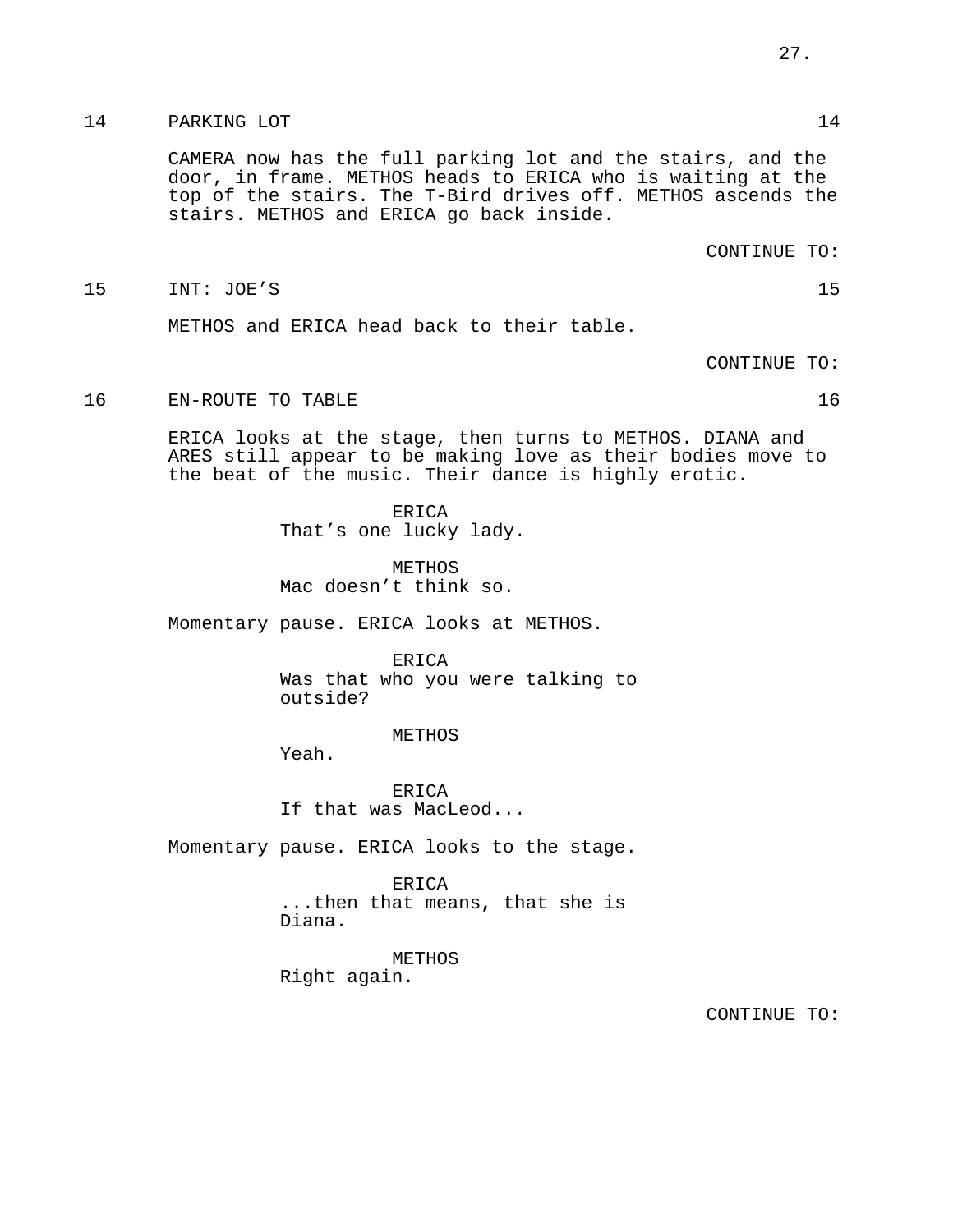14 PARKING LOT 14

CAMERA now has the full parking lot and the stairs, and the door, in frame. METHOS heads to ERICA who is waiting at the top of the stairs. The T-Bird drives off. METHOS ascends the stairs. METHOS and ERICA go back inside.

CONTINUE TO:

15 INT: JOE'S 15

METHOS and ERICA head back to their table.

CONTINUE TO:

16 EN-ROUTE TO TABLE 16

ERICA looks at the stage, then turns to METHOS. DIANA and ARES still appear to be making love as their bodies move to the beat of the music. Their dance is highly erotic.

ERICA
That's one lucky lady.

METHOS
Mac doesn't think so.

Momentary pause. ERICA looks at METHOS.

ERICA
Was that who you were talking to outside?

METHOS
Yeah.

ERICA
If that was MacLeod...

Momentary pause. ERICA looks to the stage.

ERICA
...then that means, that she is Diana.

METHOS
Right again.

CONTINUE TO: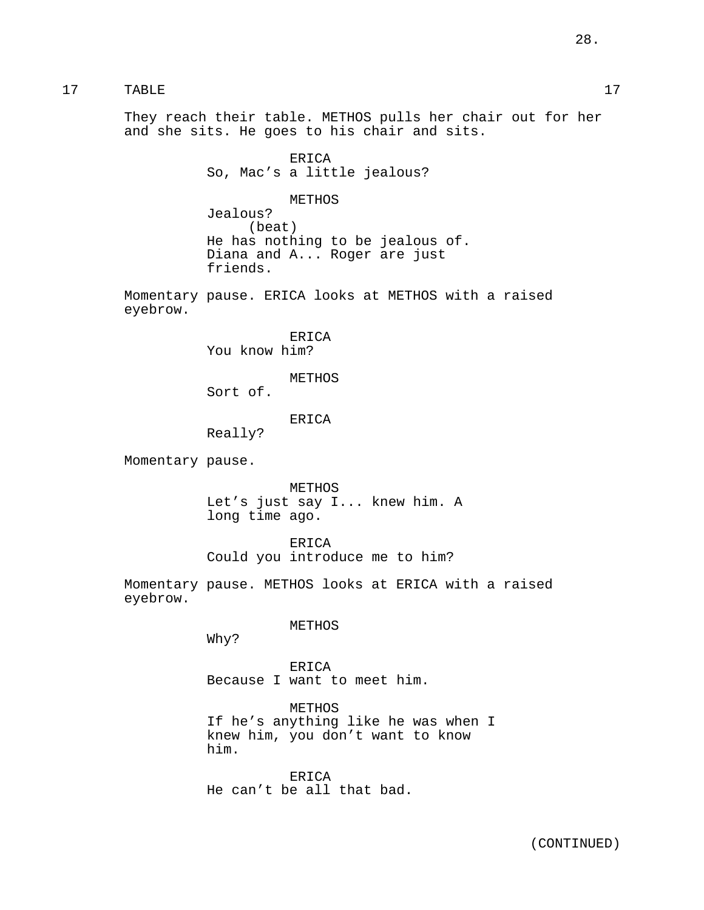17 TABLE 17

They reach their table. METHOS pulls her chair out for her and she sits. He goes to his chair and sits.

ERICA
So, Mac's a little jealous?

METHOS
Jealous?
(beat)
He has nothing to be jealous of. Diana and A... Roger are just friends.

Momentary pause. ERICA looks at METHOS with a raised eyebrow.

ERICA
You know him?

METHOS
Sort of.

ERICA
Really?

Momentary pause.

METHOS
Let's just say I... knew him. A long time ago.

ERICA
Could you introduce me to him?

Momentary pause. METHOS looks at ERICA with a raised eyebrow.

METHOS
Why?

ERICA
Because I want to meet him.

METHOS
If he's anything like he was when I knew him, you don't want to know him.

ERICA
He can't be all that bad.

(CONTINUED)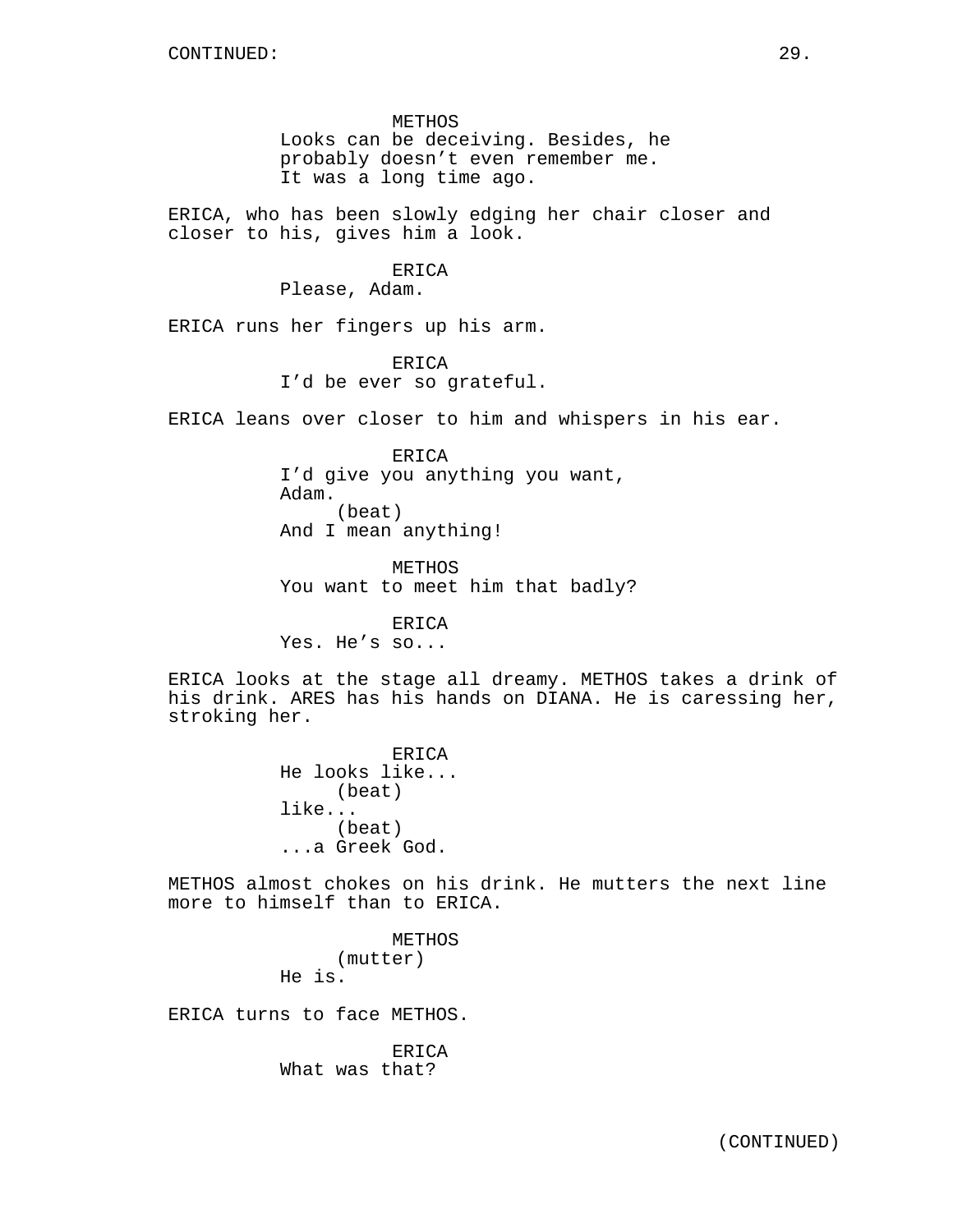METHOS
Looks can be deceiving. Besides, he probably doesn't even remember me. It was a long time ago.

ERICA, who has been slowly edging her chair closer and closer to his, gives him a look.

ERICA
Please, Adam.

ERICA runs her fingers up his arm.

ERICA
I'd be ever so grateful.

ERICA leans over closer to him and whispers in his ear.

ERICA
I'd give you anything you want, Adam.
(beat)
And I mean anything!

METHOS
You want to meet him that badly?

ERICA
Yes. He's so...

ERICA looks at the stage all dreamy. METHOS takes a drink of his drink. ARES has his hands on DIANA. He is caressing her, stroking her.

ERICA
He looks like...
(beat)
like...
(beat)
...a Greek God.

METHOS almost chokes on his drink. He mutters the next line more to himself than to ERICA.

METHOS
(mutter)
He is.

ERICA turns to face METHOS.

ERICA
What was that?

(CONTINUED)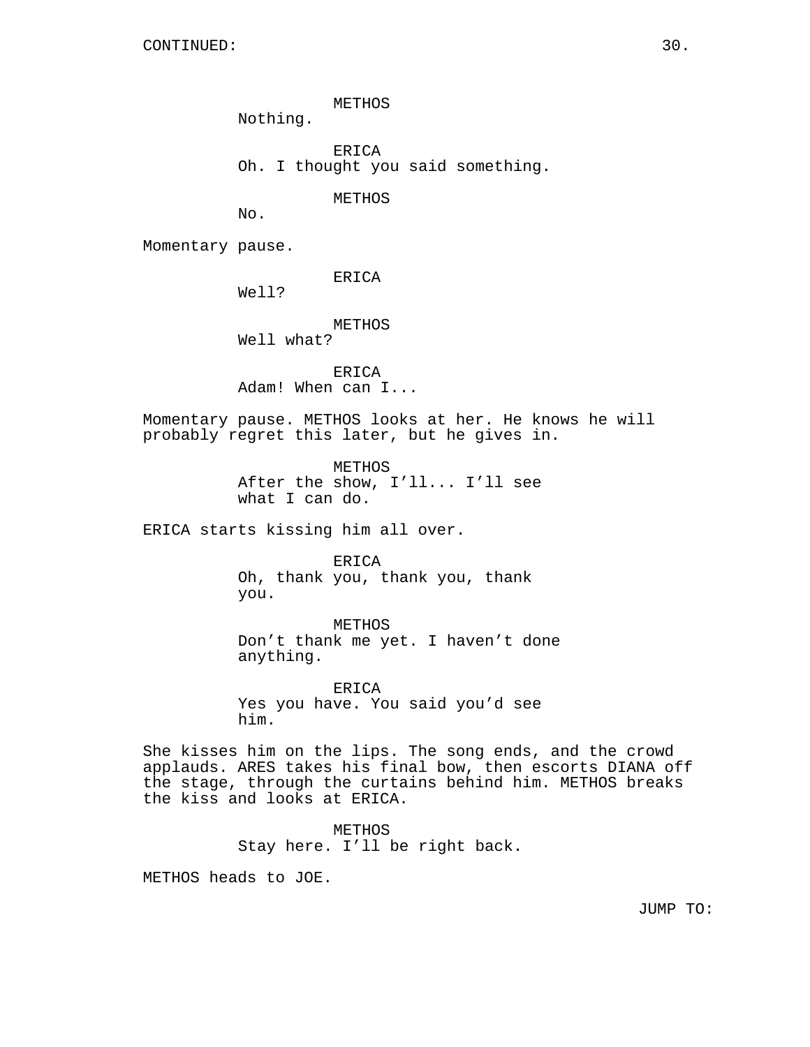CONTINUED:

METHOS
Nothing.

ERICA
Oh. I thought you said something.

METHOS
No.

Momentary pause.

ERICA
Well?

METHOS
Well what?

ERICA
Adam! When can I...

Momentary pause. METHOS looks at her. He knows he will probably regret this later, but he gives in.

METHOS
After the show, I'll... I'll see what I can do.

ERICA starts kissing him all over.

ERICA
Oh, thank you, thank you, thank you.

METHOS
Don't thank me yet. I haven't done anything.

ERICA
Yes you have. You said you'd see him.

She kisses him on the lips. The song ends, and the crowd applauds. ARES takes his final bow, then escorts DIANA off the stage, through the curtains behind him. METHOS breaks the kiss and looks at ERICA.

METHOS
Stay here. I'll be right back.

METHOS heads to JOE.

JUMP TO: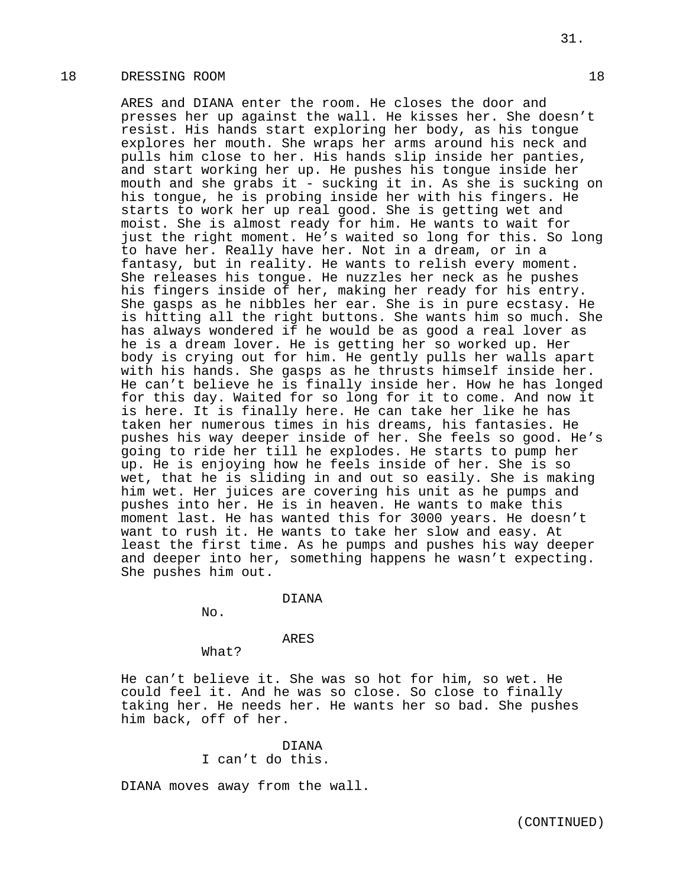18 DRESSING ROOM 18

ARES and DIANA enter the room. He closes the door and presses her up against the wall. He kisses her. She doesn't resist. His hands start exploring her body, as his tongue explores her mouth. She wraps her arms around his neck and pulls him close to her. His hands slip inside her panties, and start working her up. He pushes his tongue inside her mouth and she grabs it - sucking it in. As she is sucking on his tongue, he is probing inside her with his fingers. He starts to work her up real good. She is getting wet and moist. She is almost ready for him. He wants to wait for just the right moment. He's waited so long for this. So long to have her. Really have her. Not in a dream, or in a fantasy, but in reality. He wants to relish every moment. She releases his tongue. He nuzzles her neck as he pushes his fingers inside of her, making her ready for his entry. She gasps as he nibbles her ear. She is in pure ecstasy. He is hitting all the right buttons. She wants him so much. She has always wondered if he would be as good a real lover as he is a dream lover. He is getting her so worked up. Her body is crying out for him. He gently pulls her walls apart with his hands. She gasps as he thrusts himself inside her. He can't believe he is finally inside her. How he has longed for this day. Waited for so long for it to come. And now it is here. It is finally here. He can take her like he has taken her numerous times in his dreams, his fantasies. He pushes his way deeper inside of her. She feels so good. He's going to ride her till he explodes. He starts to pump her up. He is enjoying how he feels inside of her. She is so wet, that he is sliding in and out so easily. She is making him wet. Her juices are covering his unit as he pumps and pushes into her. He is in heaven. He wants to make this moment last. He has wanted this for 3000 years. He doesn't want to rush it. He wants to take her slow and easy. At least the first time. As he pumps and pushes his way deeper and deeper into her, something happens he wasn't expecting. She pushes him out.

DIANA
No.

ARES
What?

He can't believe it. She was so hot for him, so wet. He could feel it. And he was so close. So close to finally taking her. He needs her. He wants her so bad. She pushes him back, off of her.

DIANA
I can't do this.

DIANA moves away from the wall.

(CONTINUED)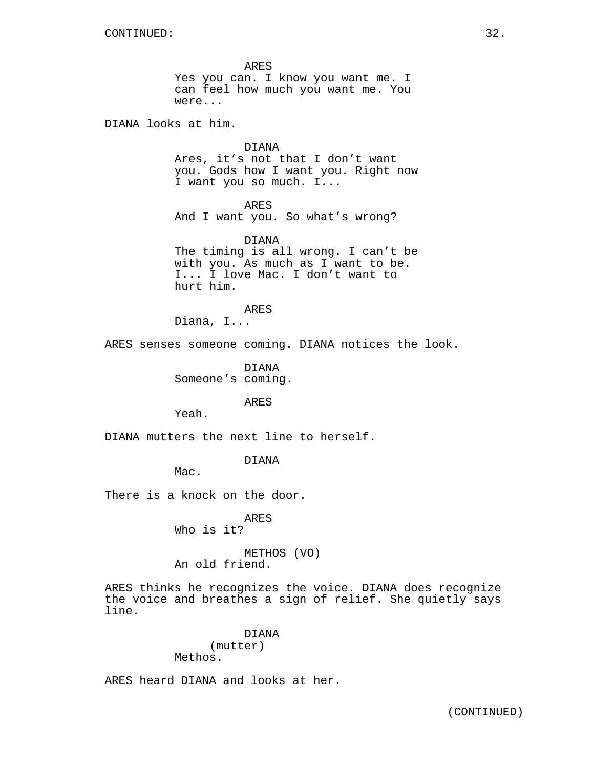CONTINUED:

ARES
Yes you can. I know you want me. I can feel how much you want me. You were...

DIANA looks at him.

DIANA
Ares, it’s not that I don’t want you. Gods how I want you. Right now I want you so much. I...

ARES
And I want you. So what’s wrong?

DIANA
The timing is all wrong. I can’t be with you. As much as I want to be. I... I love Mac. I don’t want to hurt him.

ARES
Diana, I...

ARES senses someone coming. DIANA notices the look.

DIANA
Someone’s coming.

ARES
Yeah.

DIANA mutters the next line to herself.

DIANA
Mac.

There is a knock on the door.

ARES
Who is it?

METHOS (VO)
An old friend.

ARES thinks he recognizes the voice. DIANA does recognize the voice and breathes a sign of relief. She quietly says line.

DIANA
(mutter)
Methos.

ARES heard DIANA and looks at her.

(CONTINUED)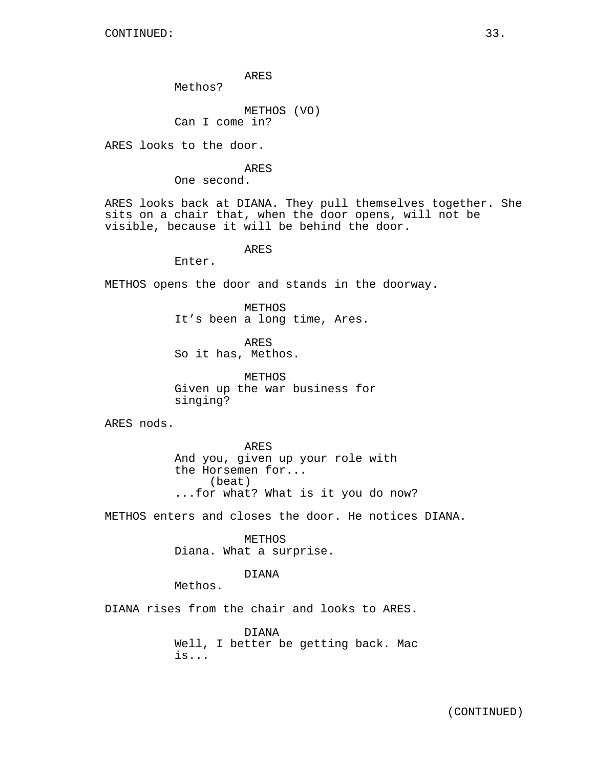ARES
Methos?

METHOS (VO)
Can I come in?

ARES looks to the door.

ARES
One second.

ARES looks back at DIANA. They pull themselves together. She sits on a chair that, when the door opens, will not be visible, because it will be behind the door.

ARES
Enter.

METHOS opens the door and stands in the doorway.

METHOS
It's been a long time, Ares.

ARES
So it has, Methos.

METHOS
Given up the war business for singing?

ARES nods.

ARES
And you, given up your role with the Horsemen for...
(beat)
...for what? What is it you do now?

METHOS enters and closes the door. He notices DIANA.

METHOS
Diana. What a surprise.

DIANA
Methos.

DIANA rises from the chair and looks to ARES.

DIANA
Well, I better be getting back. Mac is...

(CONTINUED)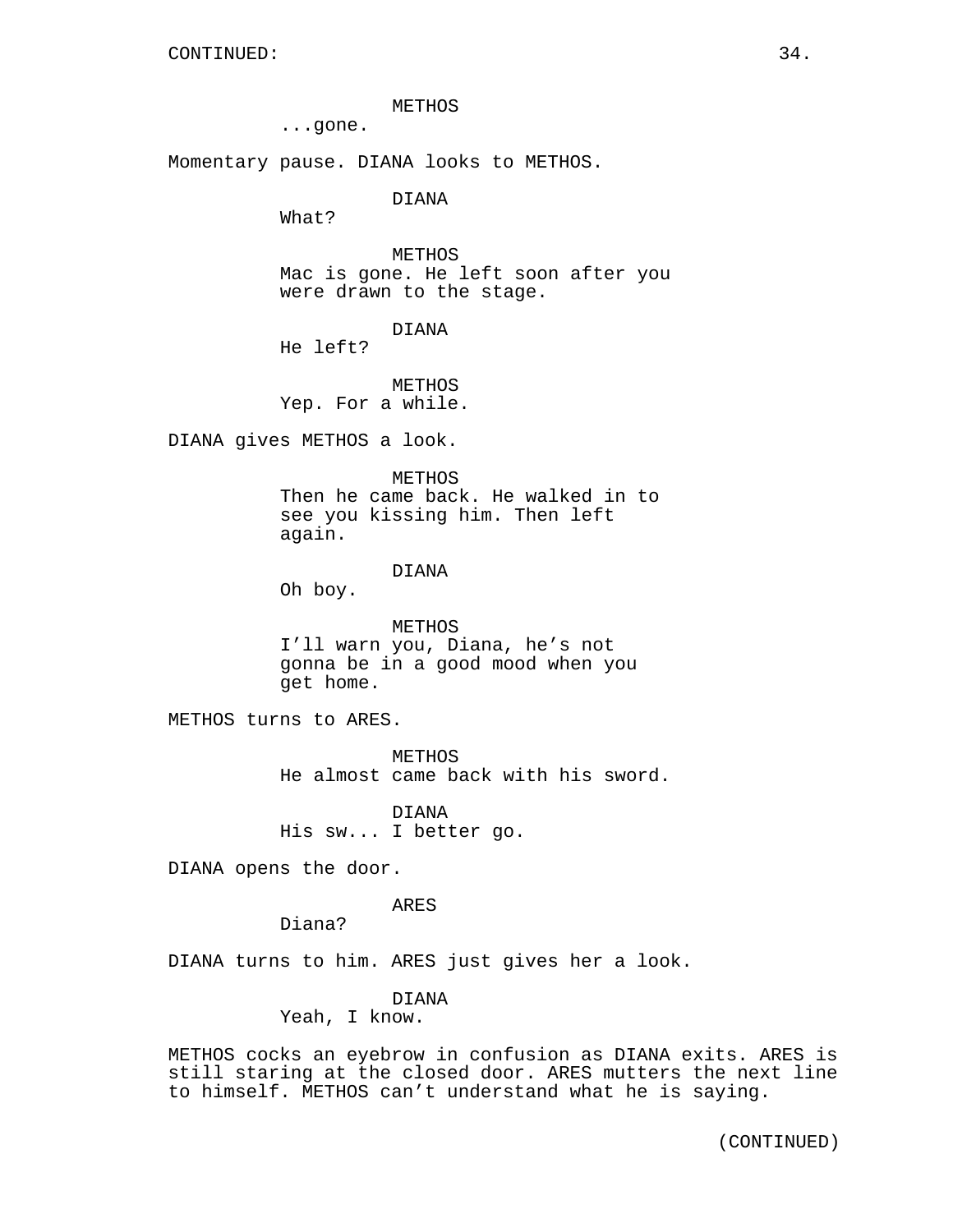CONTINUED:

METHOS

...gone.

Momentary pause. DIANA looks to METHOS.

DIANA

What?

METHOS

Mac is gone. He left soon after you were drawn to the stage.

DIANA

He left?

METHOS

Yep. For a while.

DIANA gives METHOS a look.

METHOS

Then he came back. He walked in to see you kissing him. Then left again.

DIANA

Oh boy.

METHOS

I'll warn you, Diana, he's not gonna be in a good mood when you get home.

METHOS turns to ARES.

METHOS

He almost came back with his sword.

DIANA

His sw... I better go.

DIANA opens the door.

ARES

Diana?

DIANA turns to him. ARES just gives her a look.

DIANA

Yeah, I know.

METHOS cocks an eyebrow in confusion as DIANA exits. ARES is still staring at the closed door. ARES mutters the next line to himself. METHOS can't understand what he is saying.

(CONTINUED)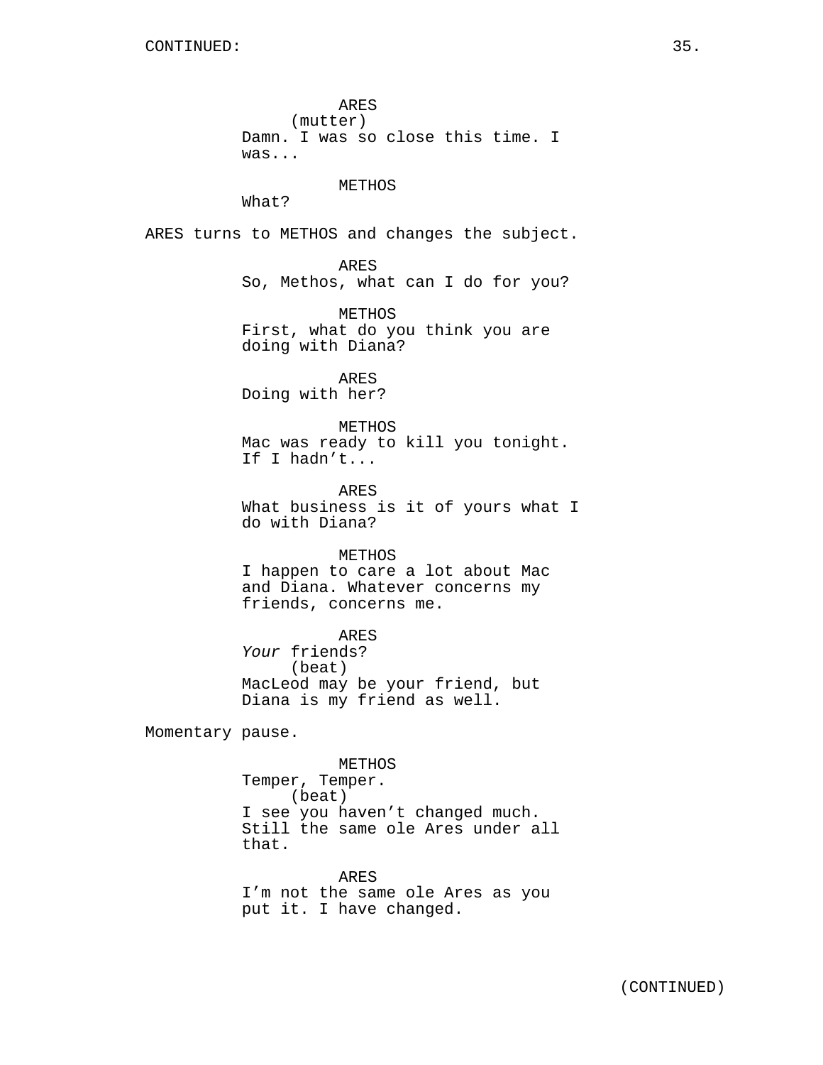ARES
(mutter)
Damn. I was so close this time. I was...

METHOS
What?

ARES turns to METHOS and changes the subject.

ARES
So, Methos, what can I do for you?

METHOS
First, what do you think you are doing with Diana?

ARES
Doing with her?

METHOS
Mac was ready to kill you tonight. If I hadn't...

ARES
What business is it of yours what I do with Diana?

METHOS
I happen to care a lot about Mac and Diana. Whatever concerns my friends, concerns me.

ARES
*Your* friends?
(beat)
MacLeod may be your friend, but Diana is my friend as well.

Momentary pause.

METHOS
Temper, Temper.
(beat)
I see you haven't changed much. Still the same ole Ares under all that.

ARES
I'm not the same ole Ares as you put it. I have changed.

(CONTINUED)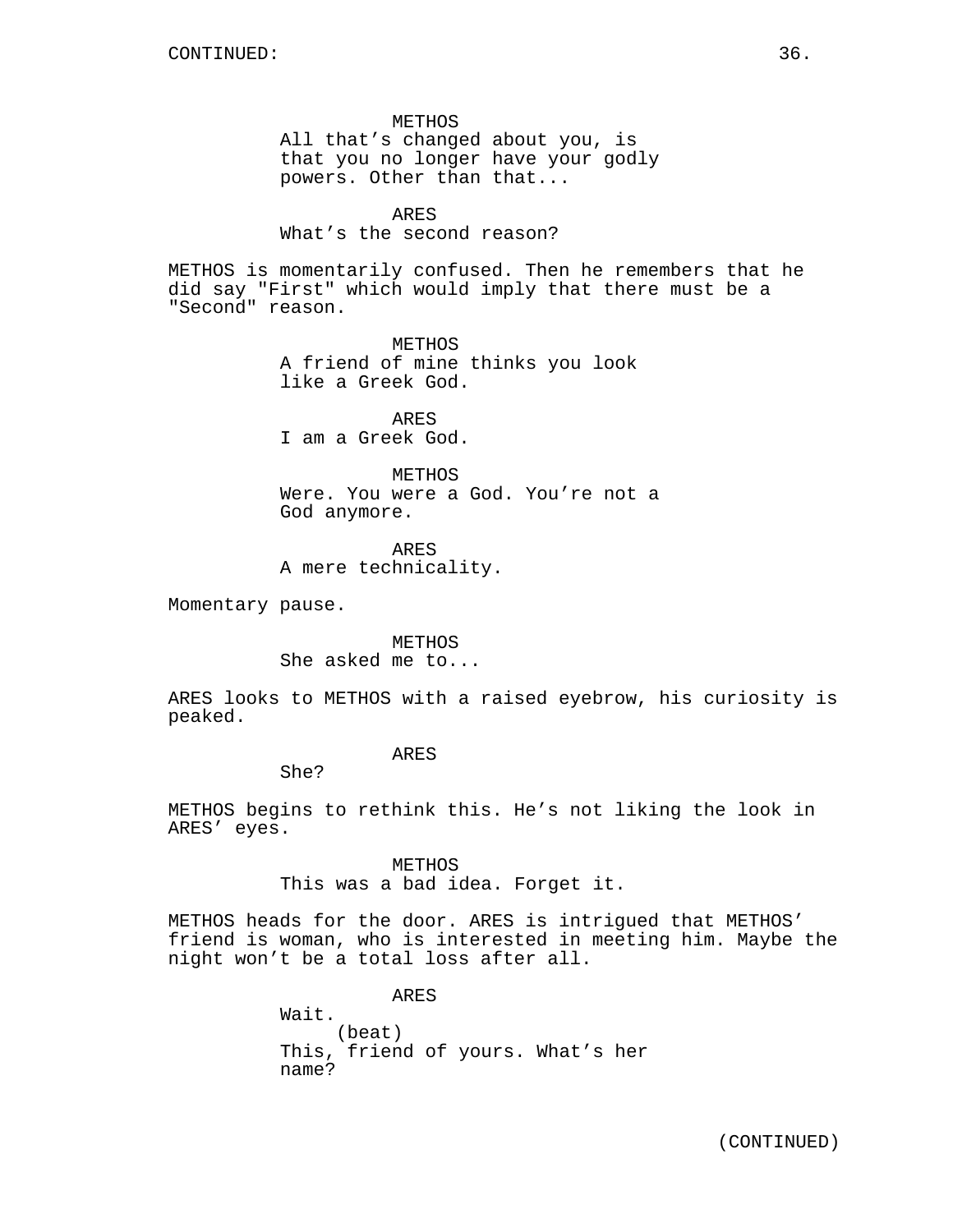CONTINUED:

METHOS
All that's changed about you, is that you no longer have your godly powers. Other than that...

ARES
What's the second reason?

METHOS is momentarily confused. Then he remembers that he did say "First" which would imply that there must be a "Second" reason.

METHOS
A friend of mine thinks you look like a Greek God.

ARES
I am a Greek God.

METHOS
Were. You were a God. You're not a God anymore.

ARES
A mere technicality.

Momentary pause.

METHOS
She asked me to...

ARES looks to METHOS with a raised eyebrow, his curiosity is peaked.

ARES
She?

METHOS begins to rethink this. He's not liking the look in ARES' eyes.

METHOS
This was a bad idea. Forget it.

METHOS heads for the door. ARES is intrigued that METHOS' friend is woman, who is interested in meeting him. Maybe the night won't be a total loss after all.

ARES
Wait.
(beat)
This, friend of yours. What's her name?

(CONTINUED)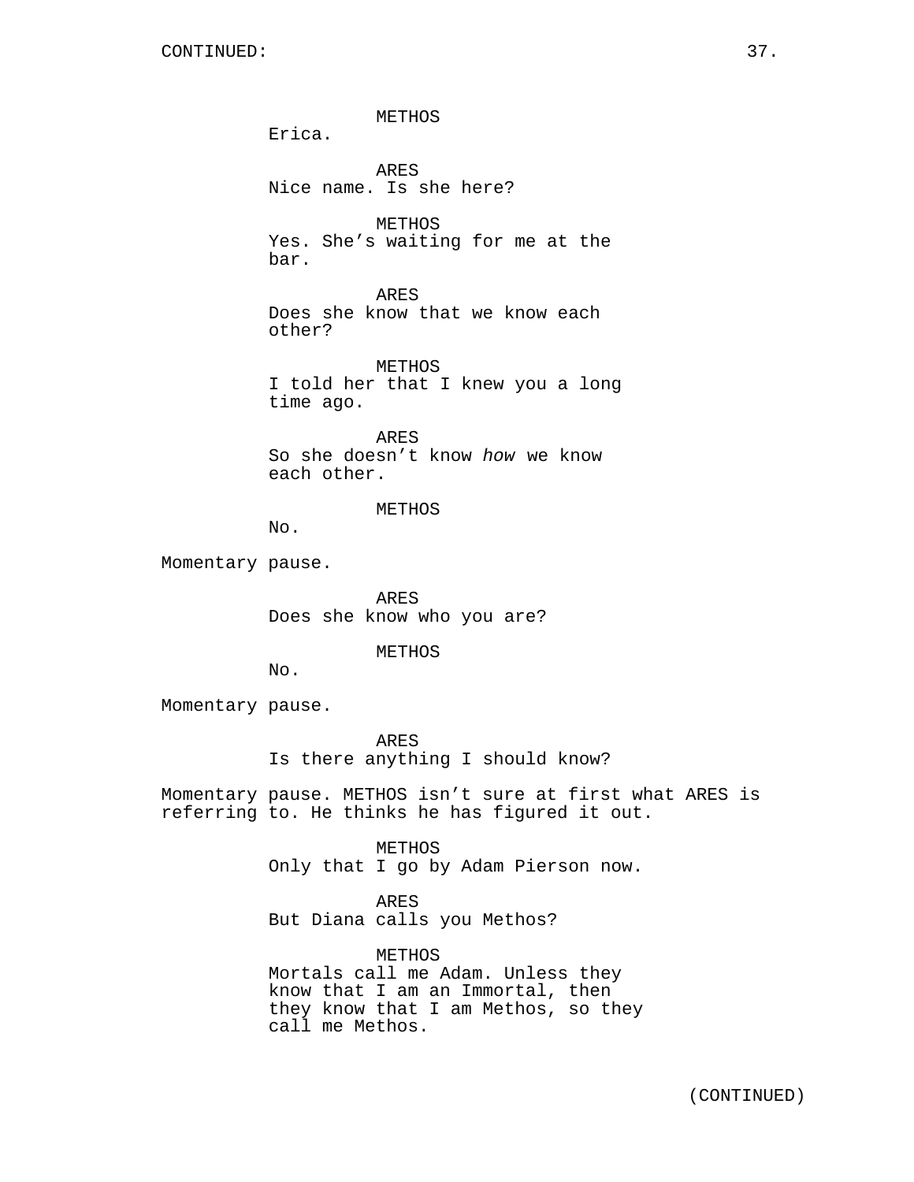METHOS
Erica.

ARES
Nice name. Is she here?

METHOS
Yes. She's waiting for me at the bar.

ARES
Does she know that we know each other?

METHOS
I told her that I knew you a long time ago.

ARES
So she doesn't know *how* we know each other.

METHOS
No.

Momentary pause.

ARES
Does she know who you are?

METHOS
No.

Momentary pause.

ARES
Is there anything I should know?

Momentary pause. METHOS isn't sure at first what ARES is referring to. He thinks he has figured it out.

METHOS
Only that I go by Adam Pierson now.

ARES
But Diana calls you Methos?

METHOS
Mortals call me Adam. Unless they know that I am an Immortal, then they know that I am Methos, so they call me Methos.

(CONTINUED)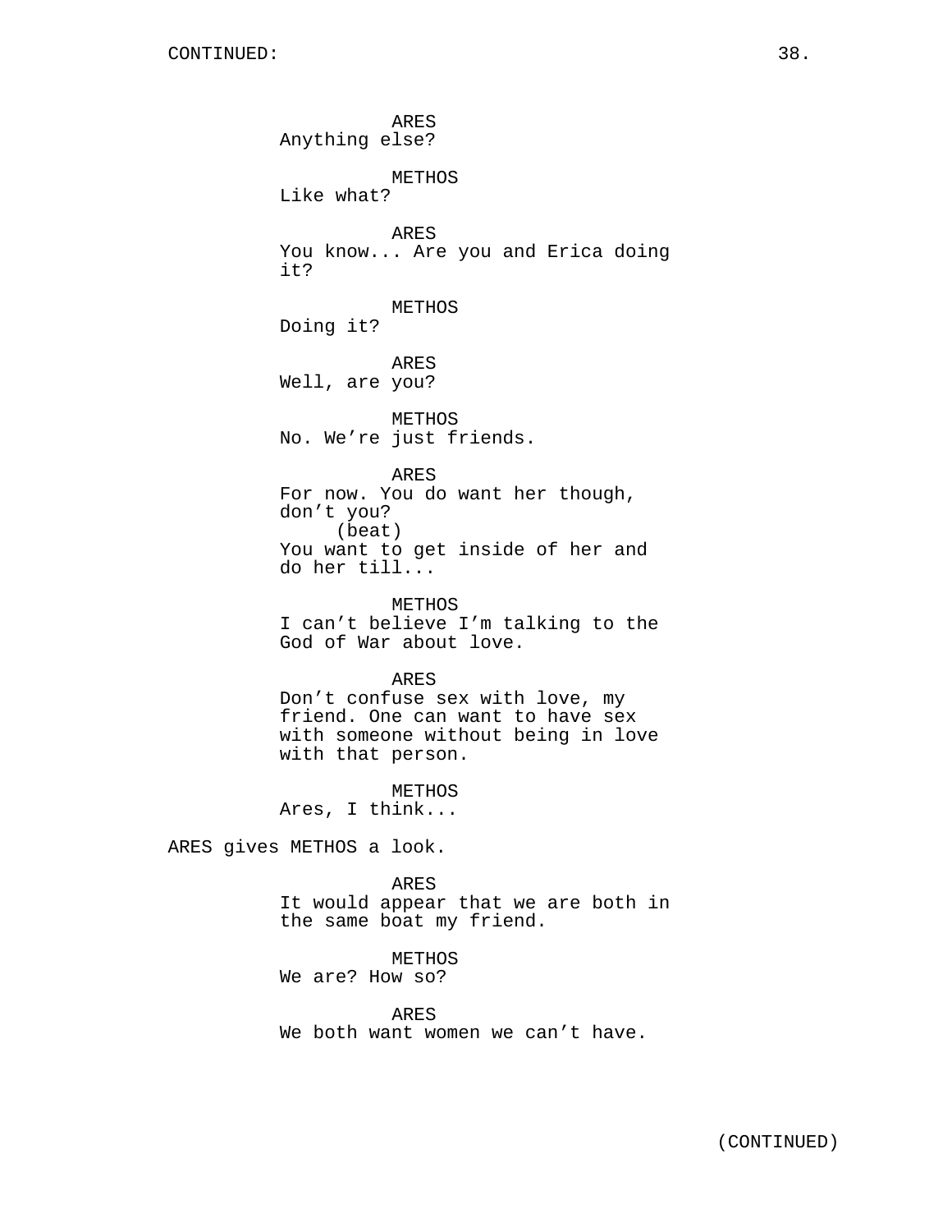ARES
Anything else?

METHOS
Like what?

ARES
You know... Are you and Erica doing it?

METHOS
Doing it?

ARES
Well, are you?

METHOS
No. We're just friends.

ARES
For now. You do want her though, don't you?
(beat)
You want to get inside of her and do her till...

METHOS
I can't believe I'm talking to the God of War about love.

ARES
Don't confuse sex with love, my friend. One can want to have sex with someone without being in love with that person.

METHOS
Ares, I think...

ARES gives METHOS a look.

ARES
It would appear that we are both in the same boat my friend.

METHOS
We are? How so?

ARES
We both want women we can't have.

(CONTINUED)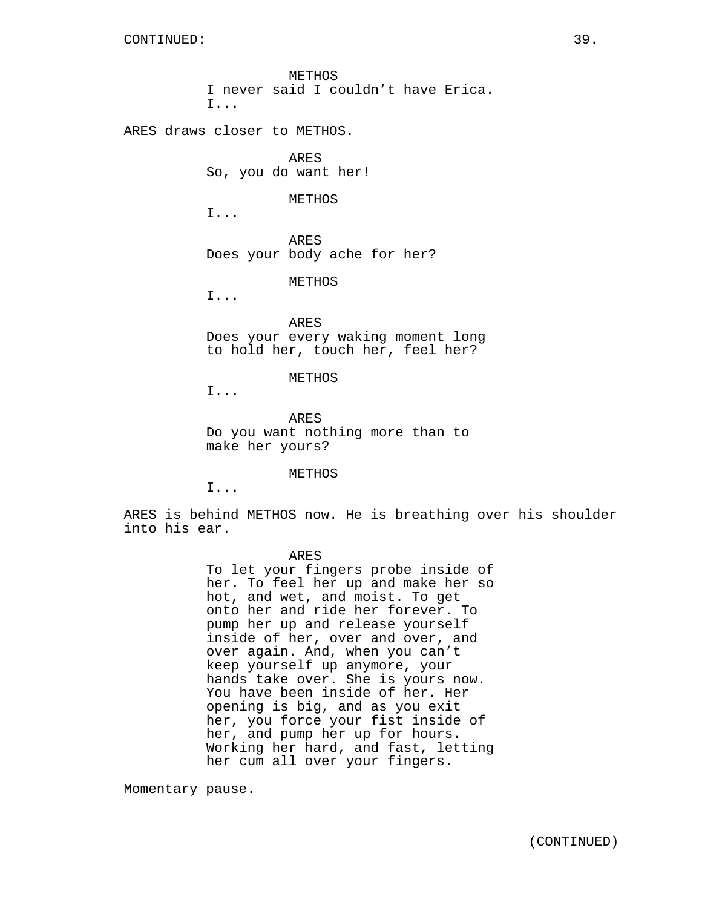CONTINUED:

METHOS
I never said I couldn't have Erica.
I...

ARES draws closer to METHOS.

ARES
So, you do want her!

METHOS
I...

ARES
Does your body ache for her?

METHOS
I...

ARES
Does your every waking moment long
to hold her, touch her, feel her?

METHOS
I...

ARES
Do you want nothing more than to
make her yours?

METHOS
I...

ARES is behind METHOS now. He is breathing over his shoulder into his ear.

ARES
To let your fingers probe inside of
her. To feel her up and make her so
hot, and wet, and moist. To get
onto her and ride her forever. To
pump her up and release yourself
inside of her, over and over, and
over again. And, when you can't
keep yourself up anymore, your
hands take over. She is yours now.
You have been inside of her. Her
opening is big, and as you exit
her, you force your fist inside of
her, and pump her up for hours.
Working her hard, and fast, letting
her cum all over your fingers.

Momentary pause.

(CONTINUED)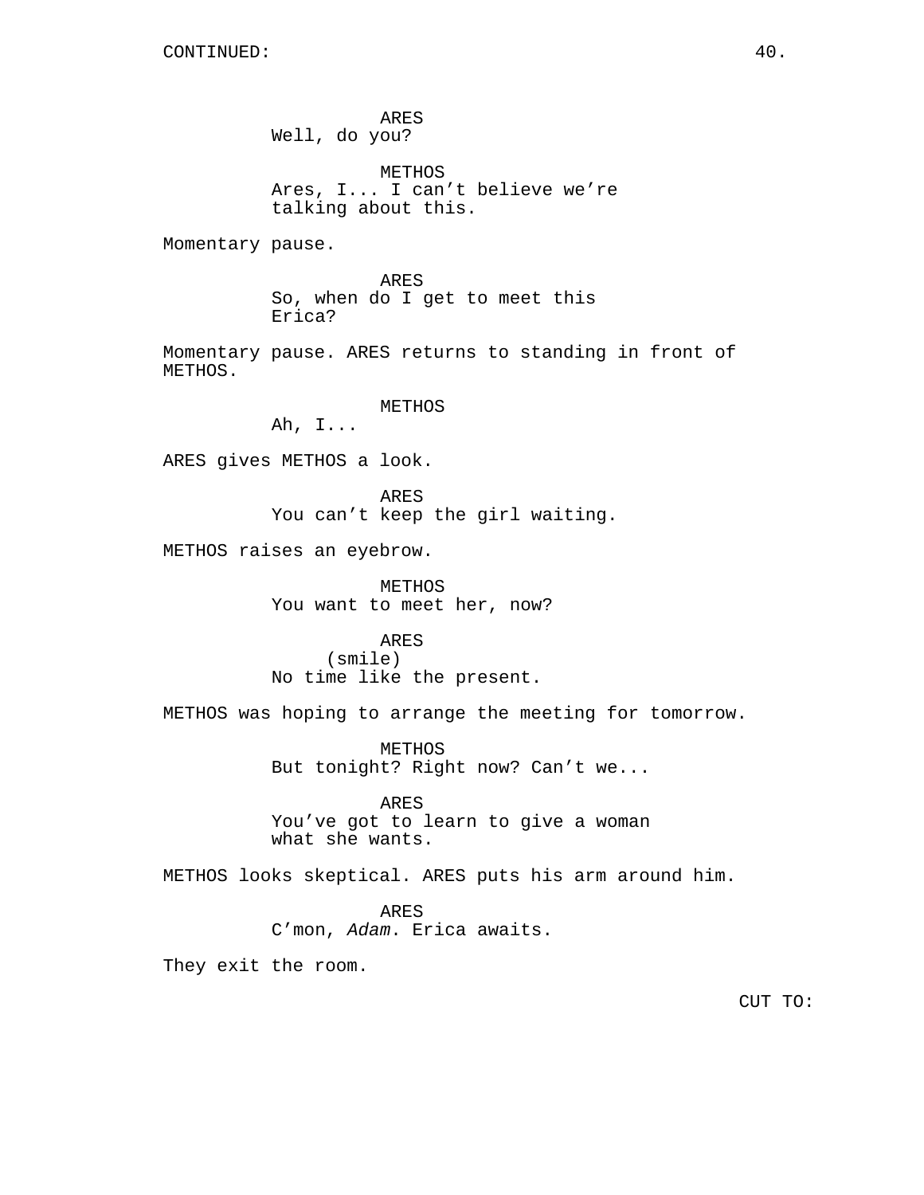CONTINUED:

ARES
Well, do you?

METHOS
Ares, I... I can't believe we're talking about this.

Momentary pause.

ARES
So, when do I get to meet this Erica?

Momentary pause. ARES returns to standing in front of METHOS.

METHOS
Ah, I...

ARES gives METHOS a look.

ARES
You can't keep the girl waiting.

METHOS raises an eyebrow.

METHOS
You want to meet her, now?

ARES
(smile)
No time like the present.

METHOS was hoping to arrange the meeting for tomorrow.

METHOS
But tonight? Right now? Can't we...

ARES
You've got to learn to give a woman what she wants.

METHOS looks skeptical. ARES puts his arm around him.

ARES
C'mon, *Adam*. Erica awaits.

They exit the room.

CUT TO: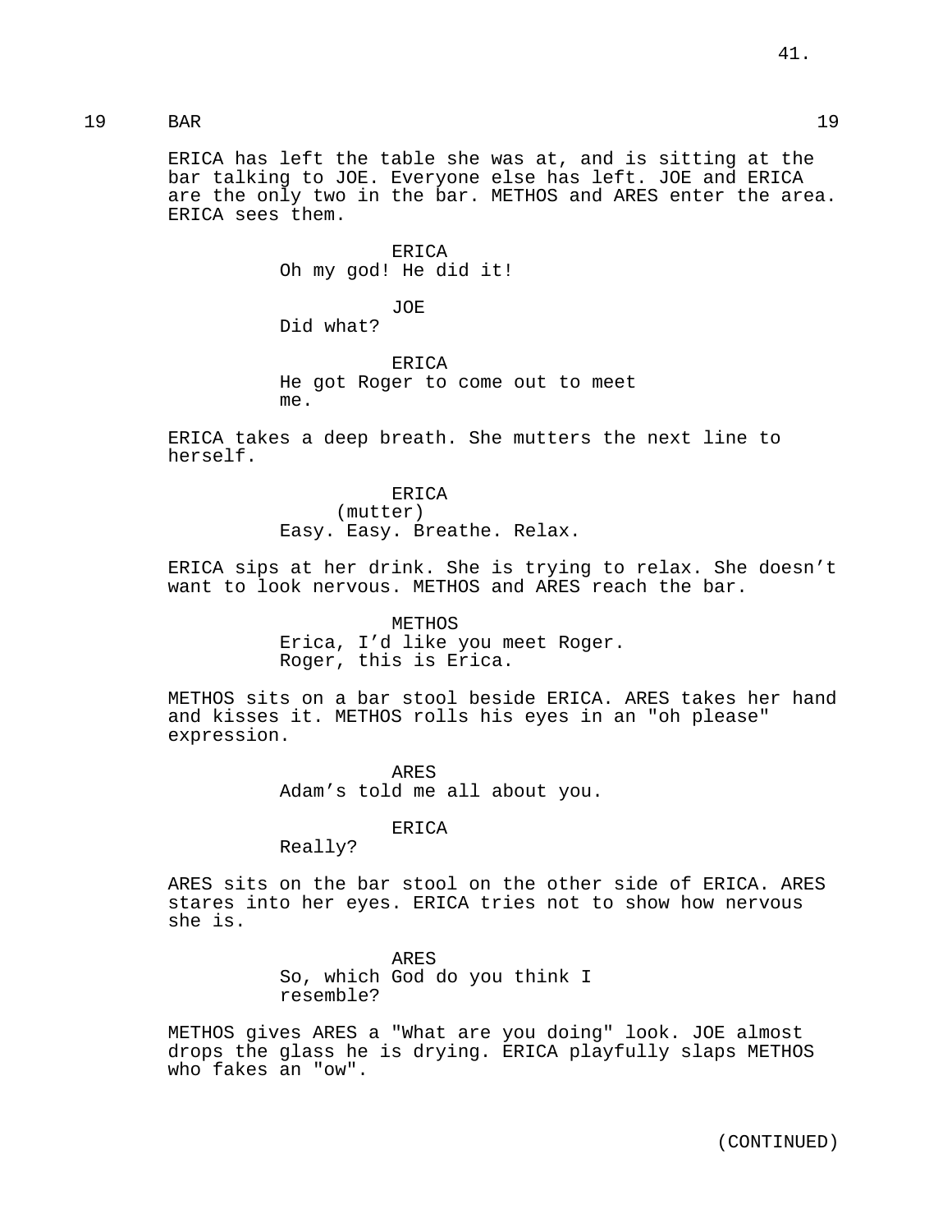19 BAR 19

ERICA has left the table she was at, and is sitting at the bar talking to JOE. Everyone else has left. JOE and ERICA are the only two in the bar. METHOS and ARES enter the area. ERICA sees them.

ERICA
Oh my god! He did it!

JOE
Did what?

ERICA
He got Roger to come out to meet me.

ERICA takes a deep breath. She mutters the next line to herself.

ERICA
(mutter)
Easy. Easy. Breathe. Relax.

ERICA sips at her drink. She is trying to relax. She doesn't want to look nervous. METHOS and ARES reach the bar.

METHOS
Erica, I'd like you meet Roger. Roger, this is Erica.

METHOS sits on a bar stool beside ERICA. ARES takes her hand and kisses it. METHOS rolls his eyes in an "oh please" expression.

ARES
Adam's told me all about you.

ERICA
Really?

ARES sits on the bar stool on the other side of ERICA. ARES stares into her eyes. ERICA tries not to show how nervous she is.

ARES
So, which God do you think I resemble?

METHOS gives ARES a "What are you doing" look. JOE almost drops the glass he is drying. ERICA playfully slaps METHOS who fakes an "ow".

(CONTINUED)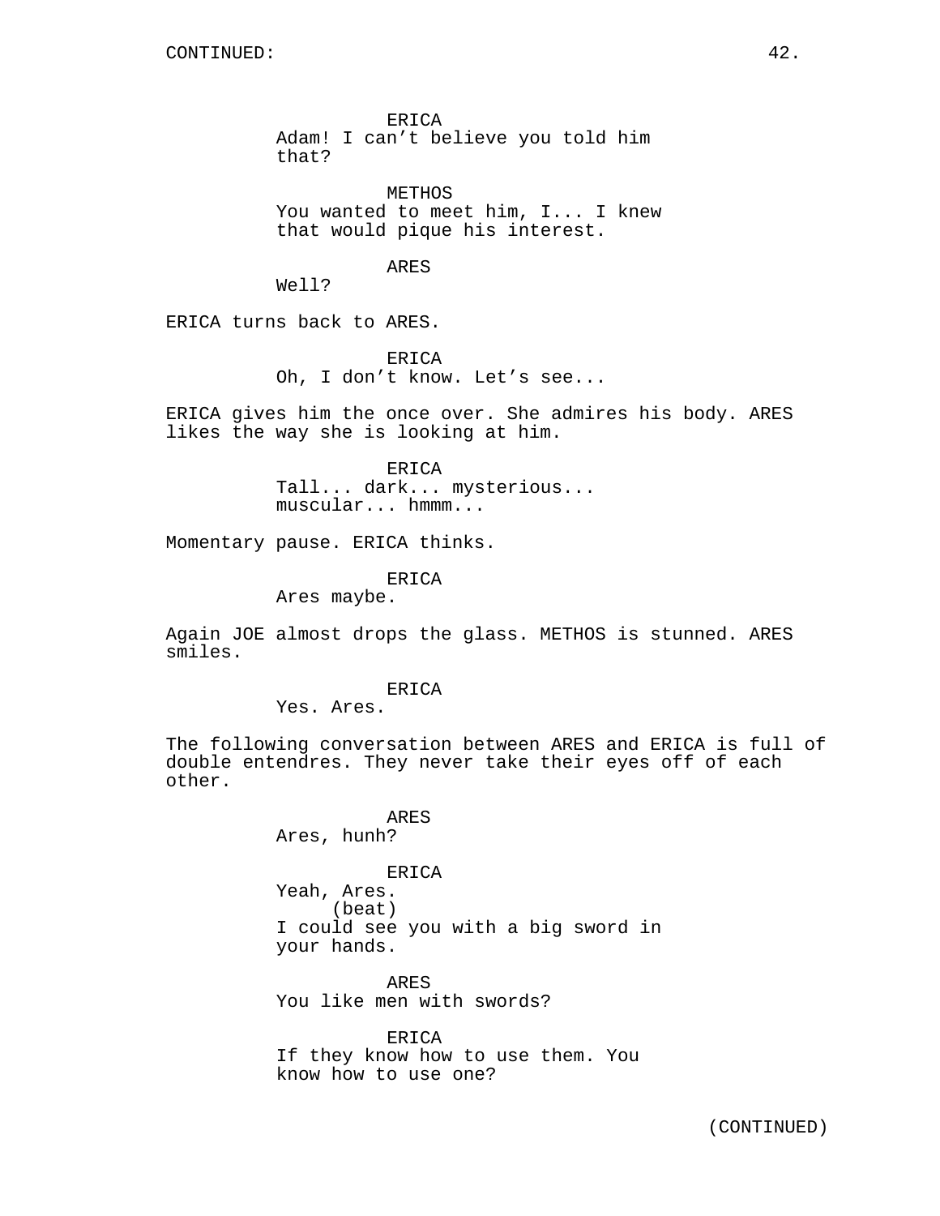CONTINUED:

ERICA
Adam! I can't believe you told him that?

METHOS
You wanted to meet him, I... I knew that would pique his interest.

ARES
Well?

ERICA turns back to ARES.

ERICA
Oh, I don't know. Let's see...

ERICA gives him the once over. She admires his body. ARES likes the way she is looking at him.

ERICA
Tall... dark... mysterious... muscular... hmmm...

Momentary pause. ERICA thinks.

ERICA
Ares maybe.

Again JOE almost drops the glass. METHOS is stunned. ARES smiles.

ERICA
Yes. Ares.

The following conversation between ARES and ERICA is full of double entendres. They never take their eyes off of each other.

ARES
Ares, hunh?

ERICA
Yeah, Ares.
(beat)
I could see you with a big sword in your hands.

ARES
You like men with swords?

ERICA
If they know how to use them. You know how to use one?

(CONTINUED)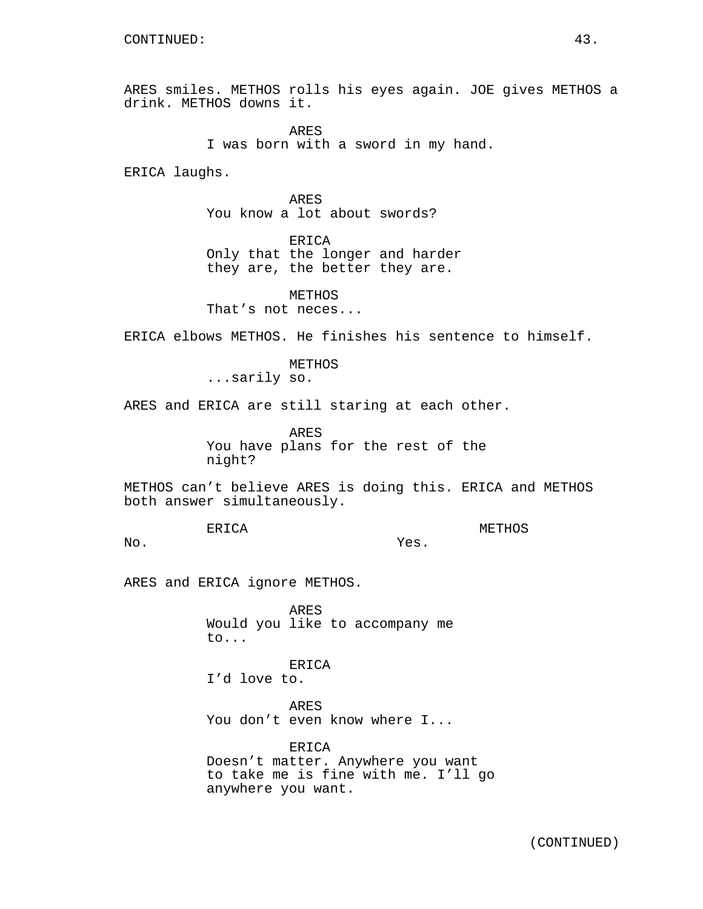ARES smiles. METHOS rolls his eyes again. JOE gives METHOS a drink. METHOS downs it.

ARES
I was born with a sword in my hand.

ERICA laughs.

ARES
You know a lot about swords?

ERICA
Only that the longer and harder they are, the better they are.

METHOS
That's not neces...

ERICA elbows METHOS. He finishes his sentence to himself.

METHOS
...sarily so.

ARES and ERICA are still staring at each other.

ARES
You have plans for the rest of the night?

METHOS can't believe ARES is doing this. ERICA and METHOS both answer simultaneously.

ERICA
No.

METHOS
Yes.

ARES and ERICA ignore METHOS.

ARES
Would you like to accompany me to...

ERICA
I'd love to.

ARES
You don't even know where I...

ERICA
Doesn't matter. Anywhere you want to take me is fine with me. I'll go anywhere you want.

(CONTINUED)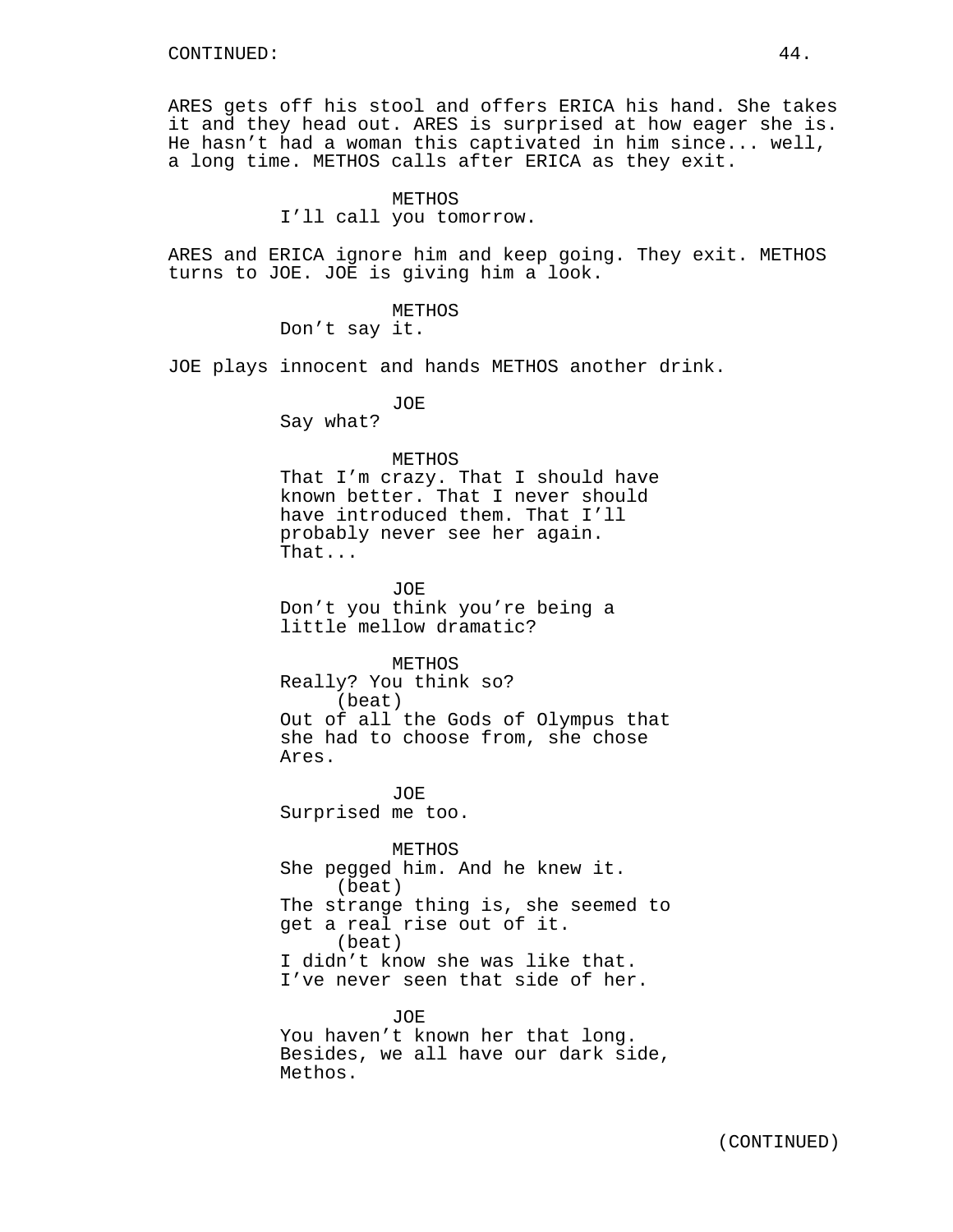CONTINUED:

ARES gets off his stool and offers ERICA his hand. She takes it and they head out. ARES is surprised at how eager she is. He hasn't had a woman this captivated in him since... well, a long time. METHOS calls after ERICA as they exit.

METHOS
I'll call you tomorrow.

ARES and ERICA ignore him and keep going. They exit. METHOS turns to JOE. JOE is giving him a look.

METHOS
Don't say it.

JOE plays innocent and hands METHOS another drink.

JOE
Say what?

METHOS
That I'm crazy. That I should have known better. That I never should have introduced them. That I'll probably never see her again. That...

JOE
Don't you think you're being a little mellow dramatic?

METHOS
Really? You think so?
(beat)
Out of all the Gods of Olympus that she had to choose from, she chose Ares.

JOE
Surprised me too.

METHOS
She pegged him. And he knew it.
(beat)
The strange thing is, she seemed to get a real rise out of it.
(beat)
I didn't know she was like that. I've never seen that side of her.

JOE
You haven't known her that long. Besides, we all have our dark side, Methos.

(CONTINUED)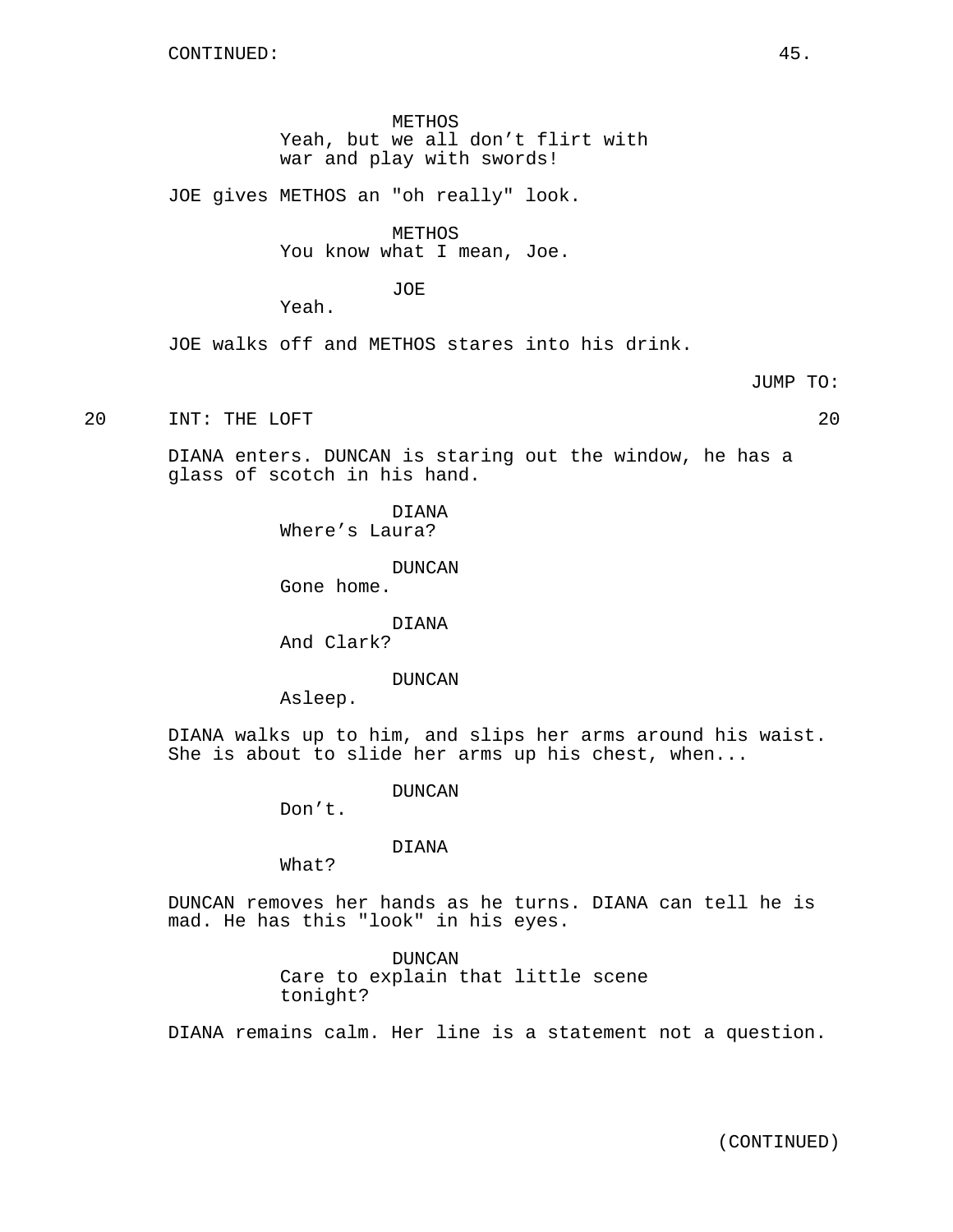METHOS
Yeah, but we all don't flirt with war and play with swords!

JOE gives METHOS an "oh really" look.

METHOS
You know what I mean, Joe.

JOE
Yeah.

JOE walks off and METHOS stares into his drink.

JUMP TO:

20 INT: THE LOFT 20

DIANA enters. DUNCAN is staring out the window, he has a glass of scotch in his hand.

DIANA
Where's Laura?

DUNCAN
Gone home.

DIANA
And Clark?

DUNCAN
Asleep.

DIANA walks up to him, and slips her arms around his waist. She is about to slide her arms up his chest, when...

DUNCAN
Don't.

DIANA
What?

DUNCAN removes her hands as he turns. DIANA can tell he is mad. He has this "look" in his eyes.

DUNCAN
Care to explain that little scene tonight?

DIANA remains calm. Her line is a statement not a question.

(CONTINUED)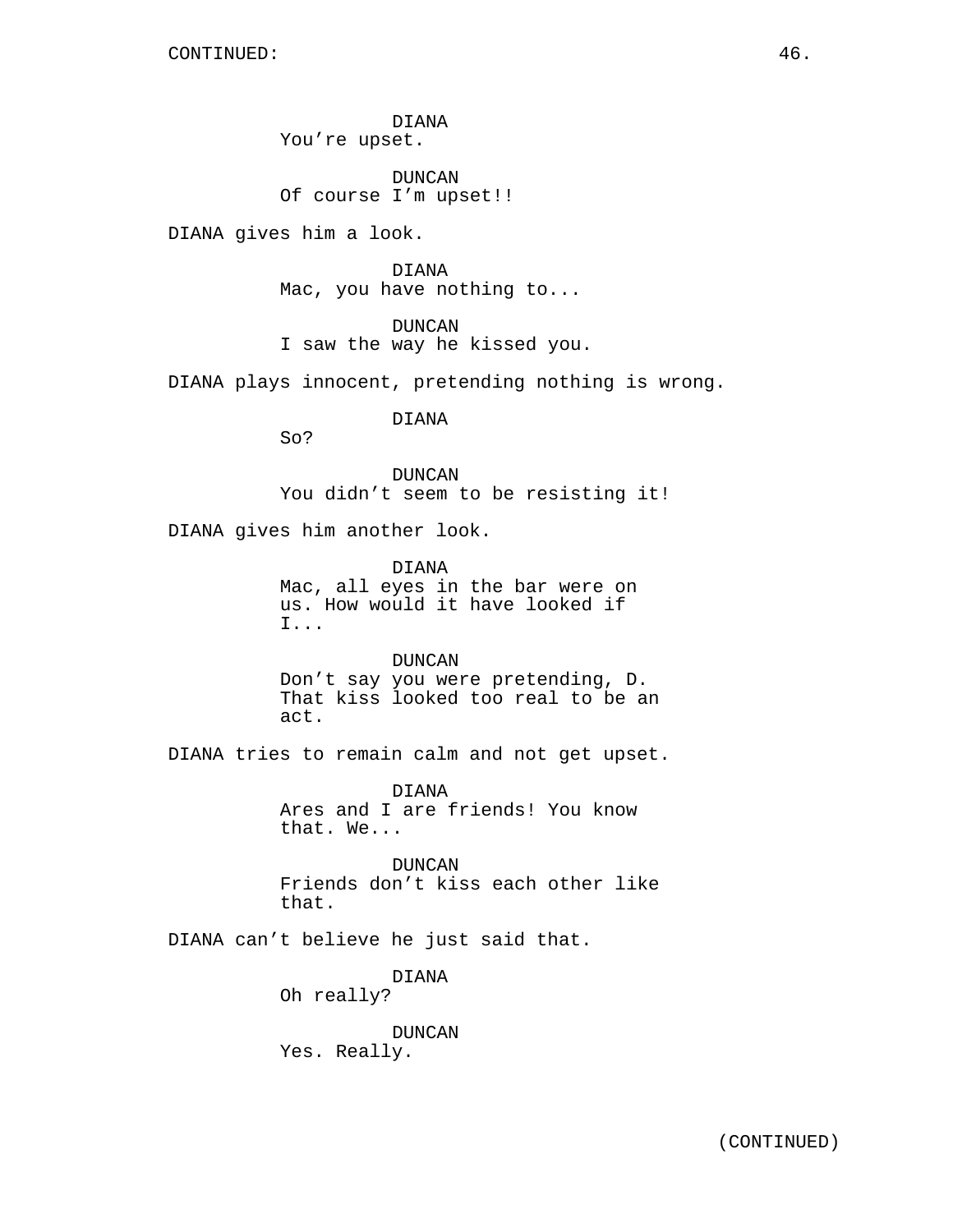DIANA
You're upset.

DUNCAN
Of course I'm upset!!

DIANA gives him a look.

DIANA
Mac, you have nothing to...

DUNCAN
I saw the way he kissed you.

DIANA plays innocent, pretending nothing is wrong.

DIANA
So?

DUNCAN
You didn't seem to be resisting it!

DIANA gives him another look.

DIANA
Mac, all eyes in the bar were on us. How would it have looked if I...

DUNCAN
Don't say you were pretending, D. That kiss looked too real to be an act.

DIANA tries to remain calm and not get upset.

DIANA
Ares and I are friends! You know that. We...

DUNCAN
Friends don't kiss each other like that.

DIANA can't believe he just said that.

DIANA
Oh really?

DUNCAN
Yes. Really.

(CONTINUED)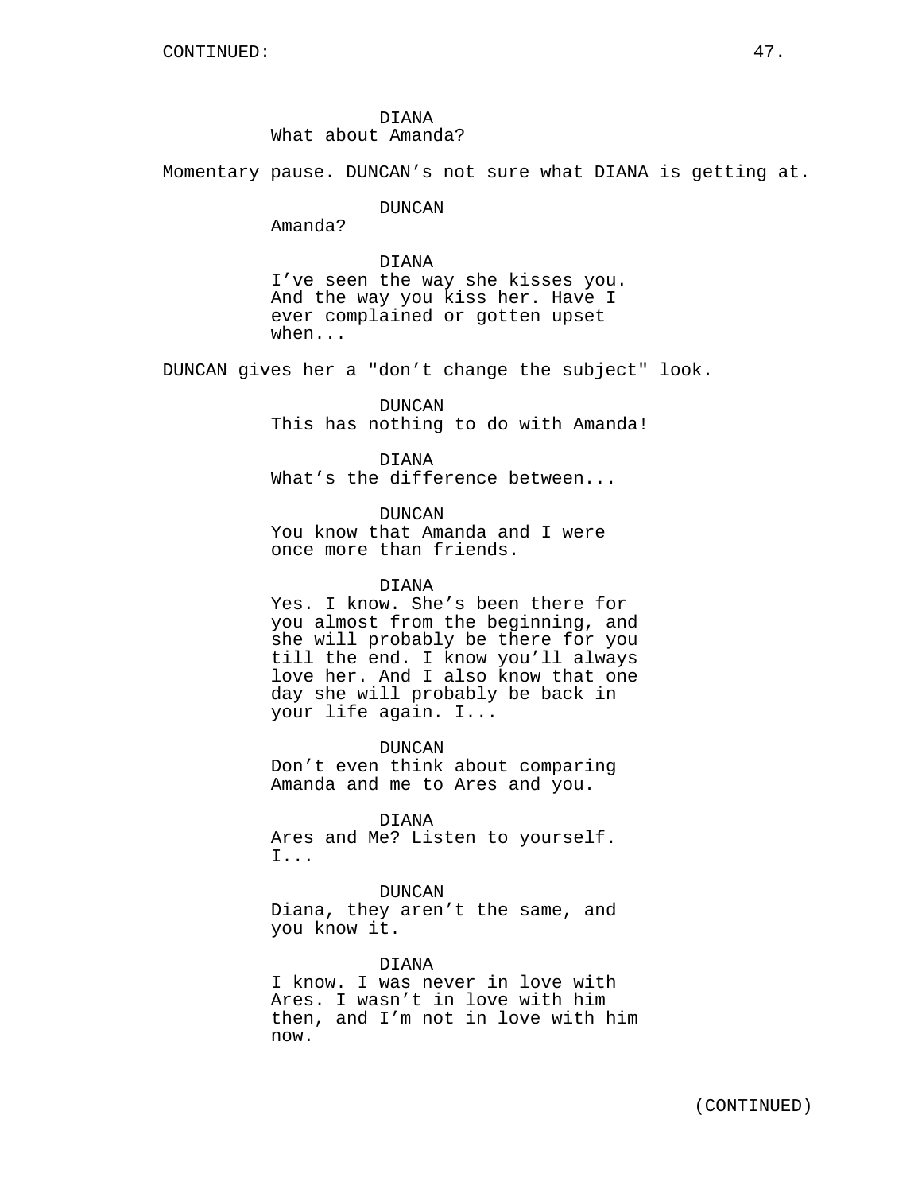DIANA
What about Amanda?

Momentary pause. DUNCAN's not sure what DIANA is getting at.

DUNCAN
Amanda?

DIANA
I've seen the way she kisses you. And the way you kiss her. Have I ever complained or gotten upset when...

DUNCAN gives her a "don't change the subject" look.

DUNCAN
This has nothing to do with Amanda!

DIANA
What's the difference between...

DUNCAN
You know that Amanda and I were once more than friends.

DIANA
Yes. I know. She's been there for you almost from the beginning, and she will probably be there for you till the end. I know you'll always love her. And I also know that one day she will probably be back in your life again. I...

DUNCAN
Don't even think about comparing Amanda and me to Ares and you.

DIANA
Ares and Me? Listen to yourself. I...

DUNCAN
Diana, they aren't the same, and you know it.

DIANA
I know. I was never in love with Ares. I wasn't in love with him then, and I'm not in love with him now.

(CONTINUED)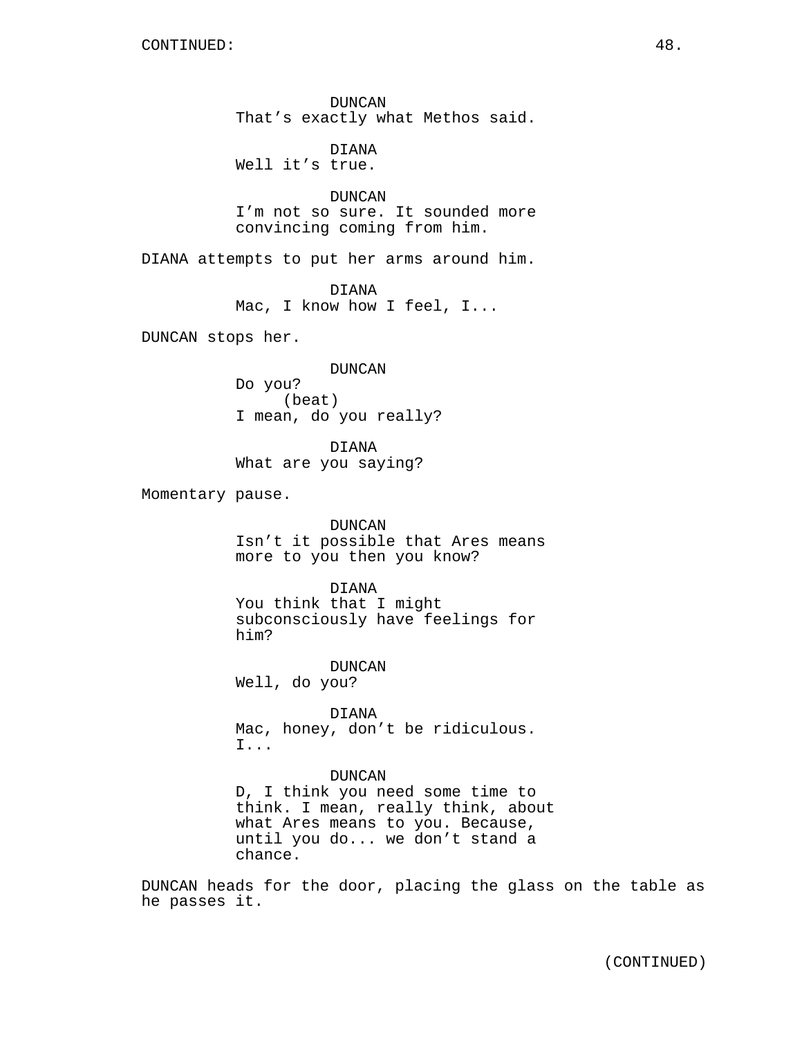CONTINUED:

DUNCAN
That's exactly what Methos said.

DIANA
Well it's true.

DUNCAN
I'm not so sure. It sounded more convincing coming from him.

DIANA attempts to put her arms around him.

DIANA
Mac, I know how I feel, I...

DUNCAN stops her.

DUNCAN
Do you?
(beat)
I mean, do you really?

DIANA
What are you saying?

Momentary pause.

DUNCAN
Isn't it possible that Ares means more to you then you know?

DIANA
You think that I might subconsciously have feelings for him?

DUNCAN
Well, do you?

DIANA
Mac, honey, don't be ridiculous. I...

DUNCAN
D, I think you need some time to think. I mean, really think, about what Ares means to you. Because, until you do... we don't stand a chance.

DUNCAN heads for the door, placing the glass on the table as he passes it.

(CONTINUED)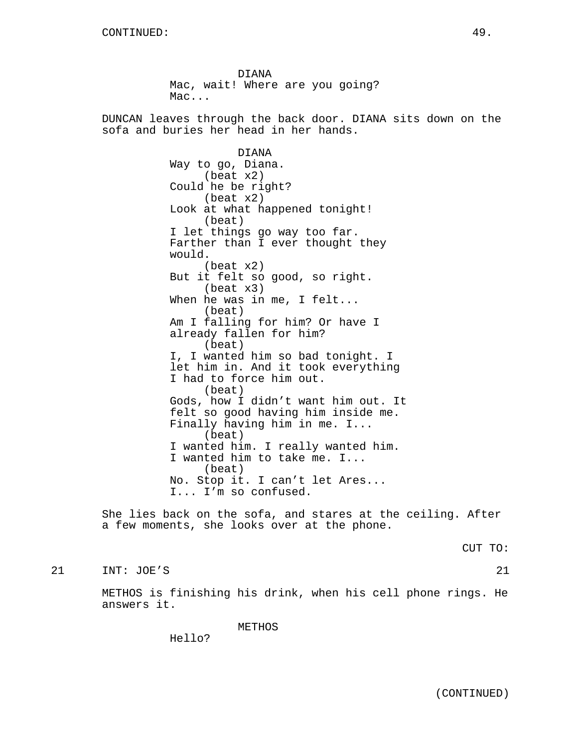CONTINUED:

DIANA
Mac, wait! Where are you going? Mac...

DUNCAN leaves through the back door. DIANA sits down on the sofa and buries her head in her hands.

DIANA
Way to go, Diana.
(beat x2)
Could he be right?
(beat x2)
Look at what happened tonight!
(beat)
I let things go way too far. Farther than I ever thought they would.
(beat x2)
But it felt so good, so right.
(beat x3)
When he was in me, I felt...
(beat)
Am I falling for him? Or have I already fallen for him?
(beat)
I, I wanted him so bad tonight. I let him in. And it took everything I had to force him out.
(beat)
Gods, how I didn't want him out. It felt so good having him inside me. Finally having him in me. I...
(beat)
I wanted him. I really wanted him. I wanted him to take me. I...
(beat)
No. Stop it. I can't let Ares... I... I'm so confused.

She lies back on the sofa, and stares at the ceiling. After a few moments, she looks over at the phone.

CUT TO:

21 INT: JOE'S 21

METHOS is finishing his drink, when his cell phone rings. He answers it.

METHOS
Hello?

(CONTINUED)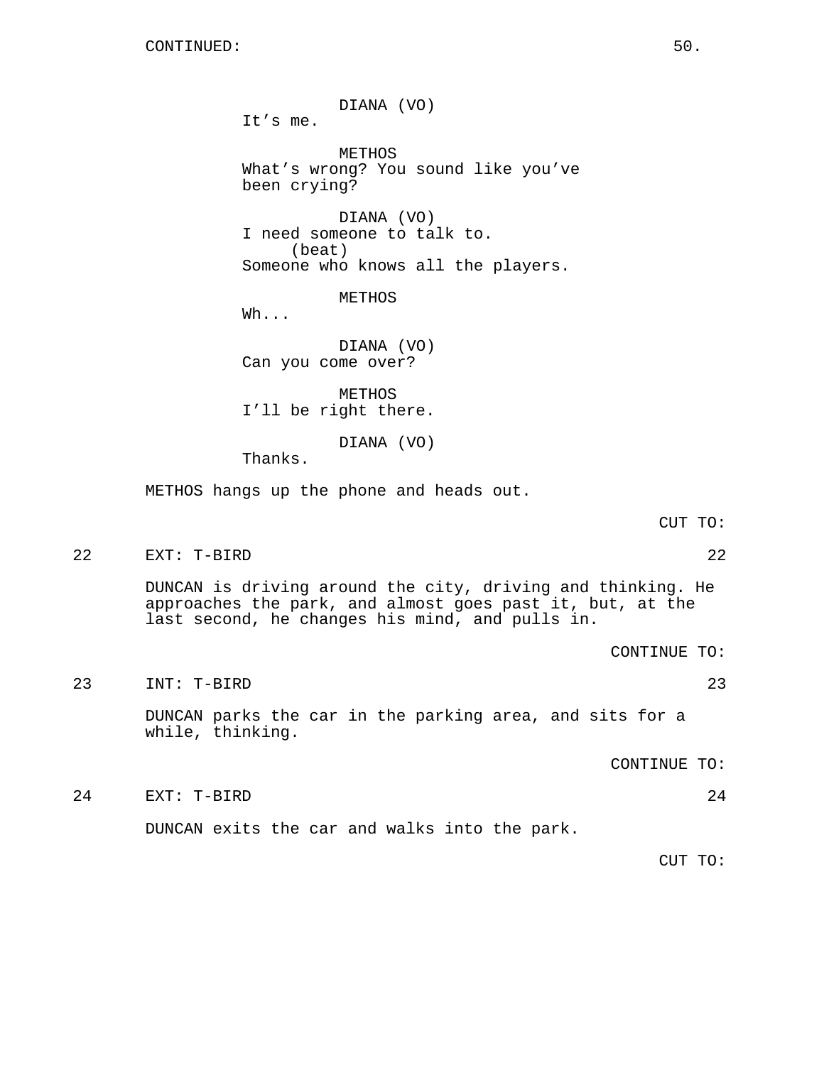DIANA (VO)
It’s me.

METHOS
What’s wrong? You sound like you’ve been crying?

DIANA (VO)
I need someone to talk to.
(beat)
Someone who knows all the players.

METHOS
Wh...

DIANA (VO)
Can you come over?

METHOS
I’ll be right there.

DIANA (VO)
Thanks.

METHOS hangs up the phone and heads out.

CUT TO:

22 EXT: T-BIRD 22

DUNCAN is driving around the city, driving and thinking. He approaches the park, and almost goes past it, but, at the last second, he changes his mind, and pulls in.

CONTINUE TO:

23 INT: T-BIRD 23

DUNCAN parks the car in the parking area, and sits for a while, thinking.

CONTINUE TO:

24 EXT: T-BIRD 24

DUNCAN exits the car and walks into the park.

CUT TO: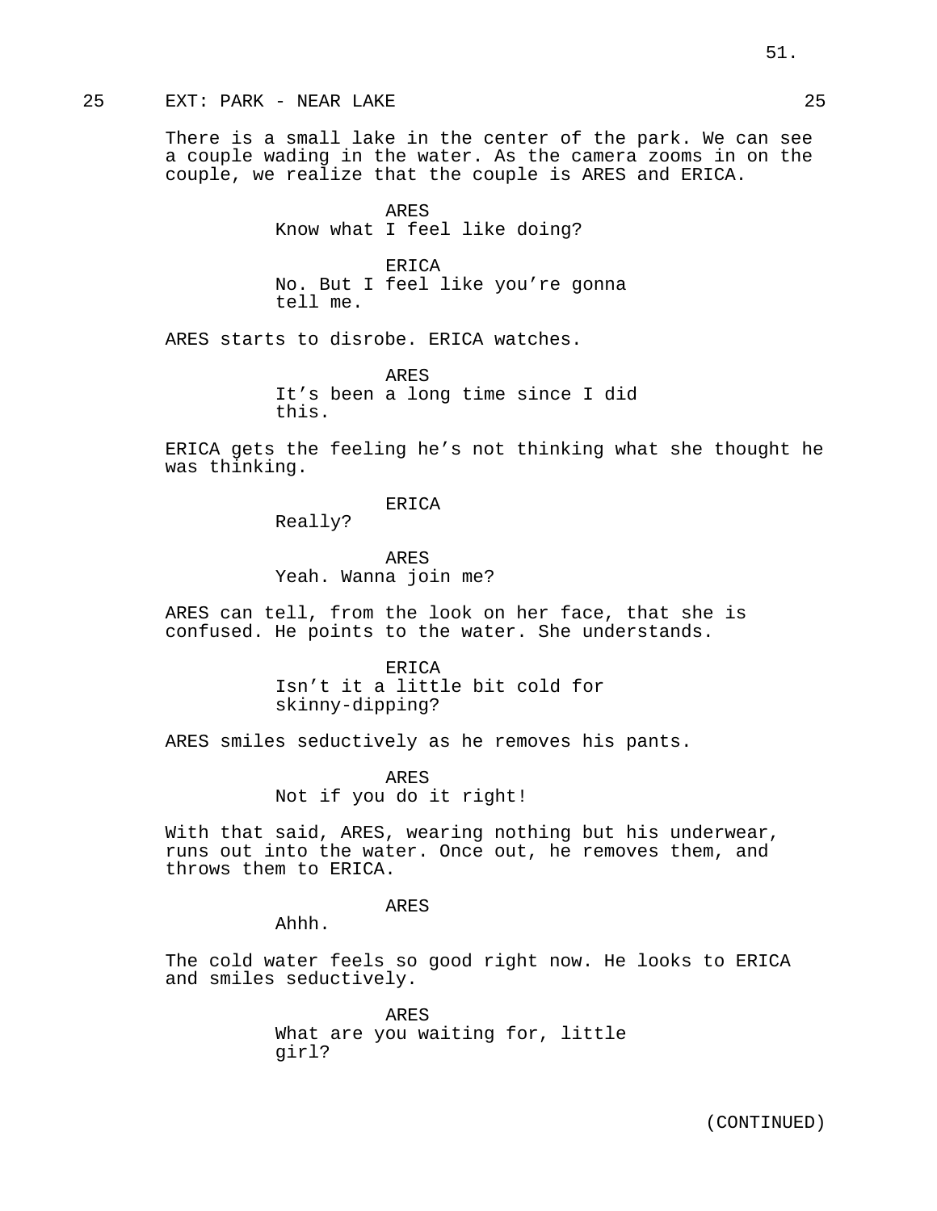25 EXT: PARK - NEAR LAKE 25

There is a small lake in the center of the park. We can see a couple wading in the water. As the camera zooms in on the couple, we realize that the couple is ARES and ERICA.

ARES
Know what I feel like doing?

ERICA
No. But I feel like you're gonna tell me.

ARES starts to disrobe. ERICA watches.

ARES
It's been a long time since I did this.

ERICA gets the feeling he's not thinking what she thought he was thinking.

ERICA
Really?

ARES
Yeah. Wanna join me?

ARES can tell, from the look on her face, that she is confused. He points to the water. She understands.

ERICA
Isn't it a little bit cold for skinny-dipping?

ARES smiles seductively as he removes his pants.

ARES
Not if you do it right!

With that said, ARES, wearing nothing but his underwear, runs out into the water. Once out, he removes them, and throws them to ERICA.

ARES
Ahhh.

The cold water feels so good right now. He looks to ERICA and smiles seductively.

ARES
What are you waiting for, little girl?

(CONTINUED)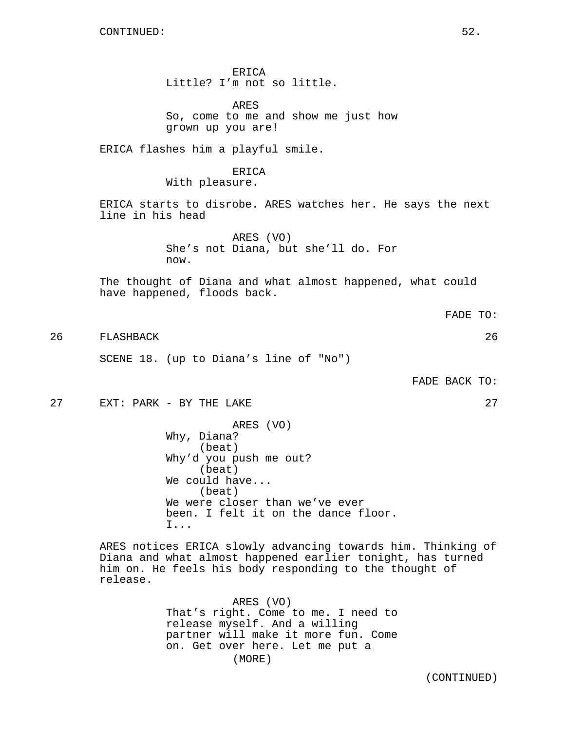CONTINUED:

ERICA
Little? I'm not so little.

ARES
So, come to me and show me just how grown up you are!

ERICA flashes him a playful smile.

ERICA
With pleasure.

ERICA starts to disrobe. ARES watches her. He says the next line in his head

ARES (VO)
She's not Diana, but she'll do. For now.

The thought of Diana and what almost happened, what could have happened, floods back.

FADE TO:

26 FLASHBACK 26

SCENE 18. (up to Diana's line of "No")

FADE BACK TO:

27 EXT: PARK - BY THE LAKE 27

ARES (VO)
Why, Diana?
(beat)
Why'd you push me out?
(beat)
We could have...
(beat)
We were closer than we've ever been. I felt it on the dance floor. I...

ARES notices ERICA slowly advancing towards him. Thinking of Diana and what almost happened earlier tonight, has turned him on. He feels his body responding to the thought of release.

ARES (VO)
That's right. Come to me. I need to release myself. And a willing partner will make it more fun. Come on. Get over here. Let me put a
(MORE)

(CONTINUED)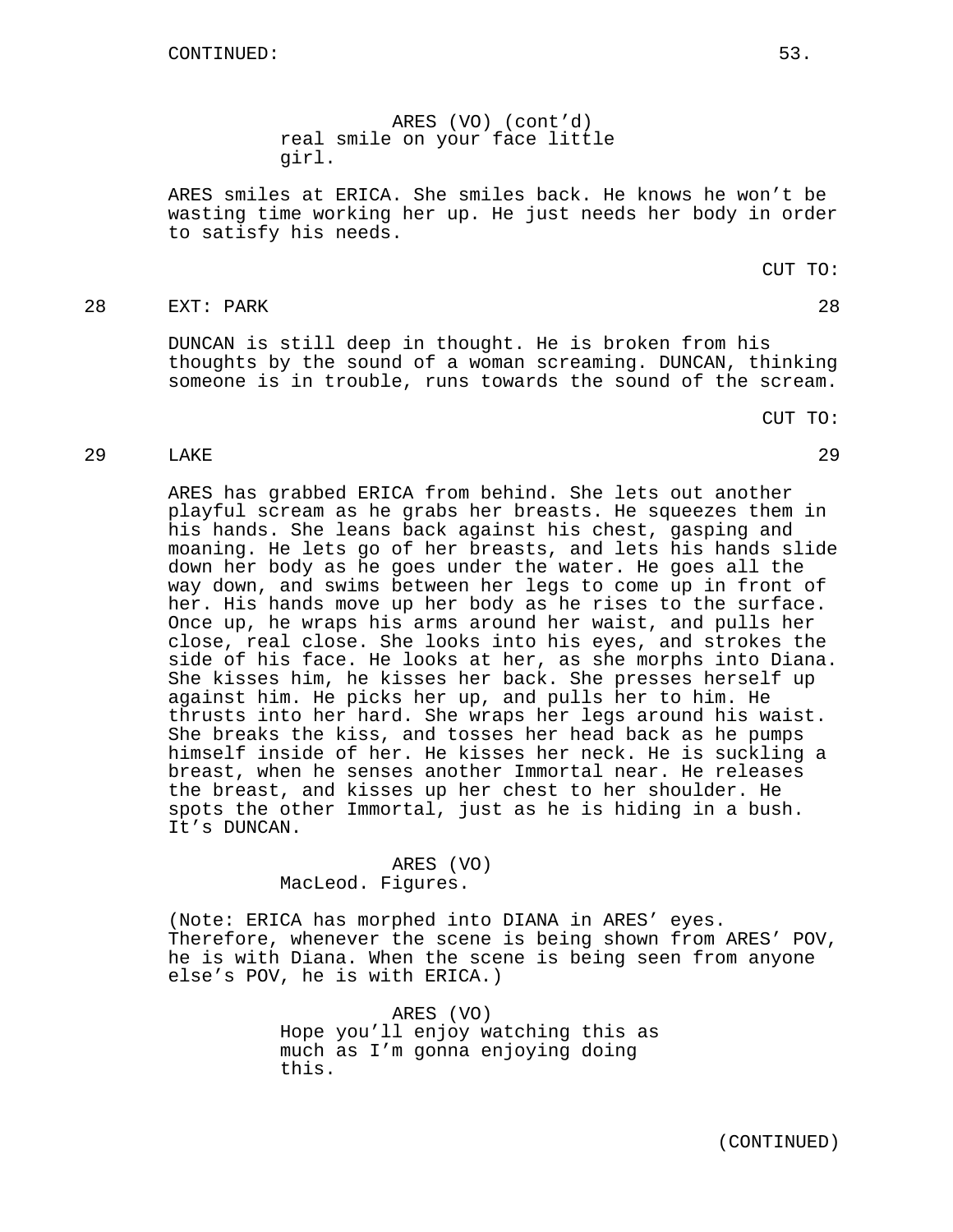ARES (VO) (cont'd)
real smile on your face little girl.

ARES smiles at ERICA. She smiles back. He knows he won't be wasting time working her up. He just needs her body in order to satisfy his needs.

CUT TO:

28 EXT: PARK 28

DUNCAN is still deep in thought. He is broken from his thoughts by the sound of a woman screaming. DUNCAN, thinking someone is in trouble, runs towards the sound of the scream.

CUT TO:

29 LAKE 29

ARES has grabbed ERICA from behind. She lets out another playful scream as he grabs her breasts. He squeezes them in his hands. She leans back against his chest, gasping and moaning. He lets go of her breasts, and lets his hands slide down her body as he goes under the water. He goes all the way down, and swims between her legs to come up in front of her. His hands move up her body as he rises to the surface. Once up, he wraps his arms around her waist, and pulls her close, real close. She looks into his eyes, and strokes the side of his face. He looks at her, as she morphs into Diana. She kisses him, he kisses her back. She presses herself up against him. He picks her up, and pulls her to him. He thrusts into her hard. She wraps her legs around his waist. She breaks the kiss, and tosses her head back as he pumps himself inside of her. He kisses her neck. He is suckling a breast, when he senses another Immortal near. He releases the breast, and kisses up her chest to her shoulder. He spots the other Immortal, just as he is hiding in a bush. It's DUNCAN.

ARES (VO)
MacLeod. Figures.

(Note: ERICA has morphed into DIANA in ARES' eyes. Therefore, whenever the scene is being shown from ARES' POV, he is with Diana. When the scene is being seen from anyone else's POV, he is with ERICA.)

ARES (VO)
Hope you'll enjoy watching this as much as I'm gonna enjoying doing this.

(CONTINUED)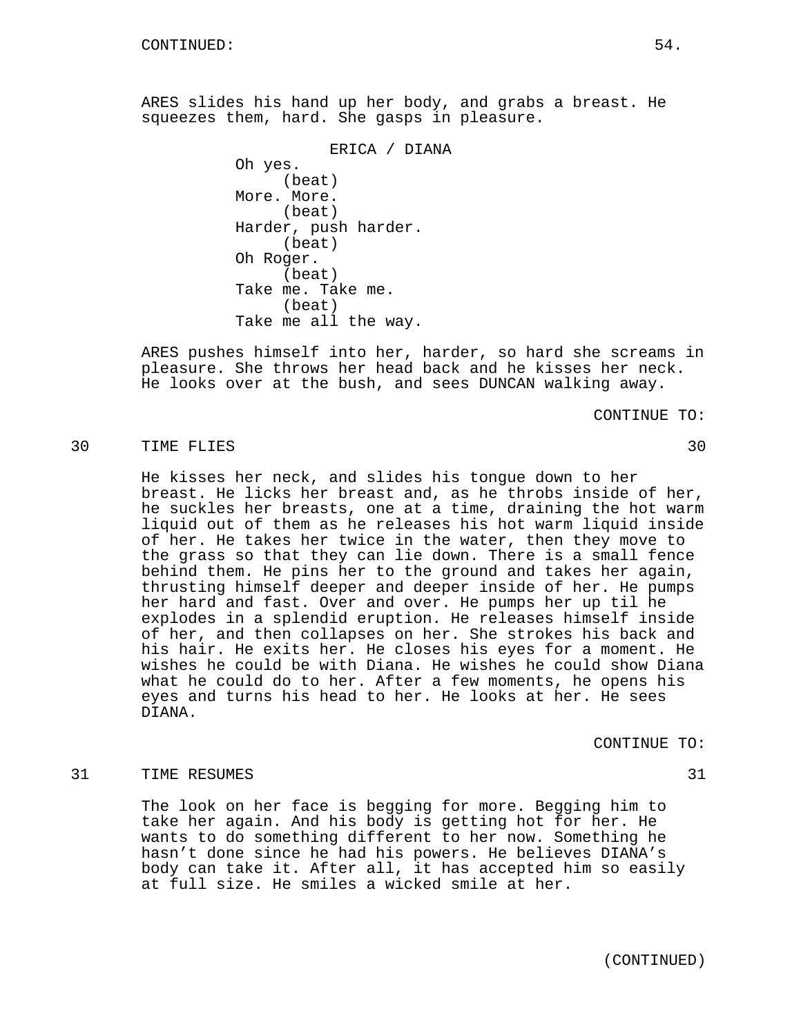ARES slides his hand up her body, and grabs a breast. He squeezes them, hard. She gasps in pleasure.

ERICA / DIANA

Oh yes.
(beat)
More. More.
(beat)
Harder, push harder.
(beat)
Oh Roger.
(beat)
Take me. Take me.
(beat)
Take me all the way.

ARES pushes himself into her, harder, so hard she screams in pleasure. She throws her head back and he kisses her neck. He looks over at the bush, and sees DUNCAN walking away.

CONTINUE TO:

30 TIME FLIES 30

He kisses her neck, and slides his tongue down to her breast. He licks her breast and, as he throbs inside of her, he suckles her breasts, one at a time, draining the hot warm liquid out of them as he releases his hot warm liquid inside of her. He takes her twice in the water, then they move to the grass so that they can lie down. There is a small fence behind them. He pins her to the ground and takes her again, thrusting himself deeper and deeper inside of her. He pumps her hard and fast. Over and over. He pumps her up til he explodes in a splendid eruption. He releases himself inside of her, and then collapses on her. She strokes his back and his hair. He exits her. He closes his eyes for a moment. He wishes he could be with Diana. He wishes he could show Diana what he could do to her. After a few moments, he opens his eyes and turns his head to her. He looks at her. He sees DIANA.

CONTINUE TO:

31 TIME RESUMES 31

The look on her face is begging for more. Begging him to take her again. And his body is getting hot for her. He wants to do something different to her now. Something he hasn't done since he had his powers. He believes DIANA's body can take it. After all, it has accepted him so easily at full size. He smiles a wicked smile at her.

(CONTINUED)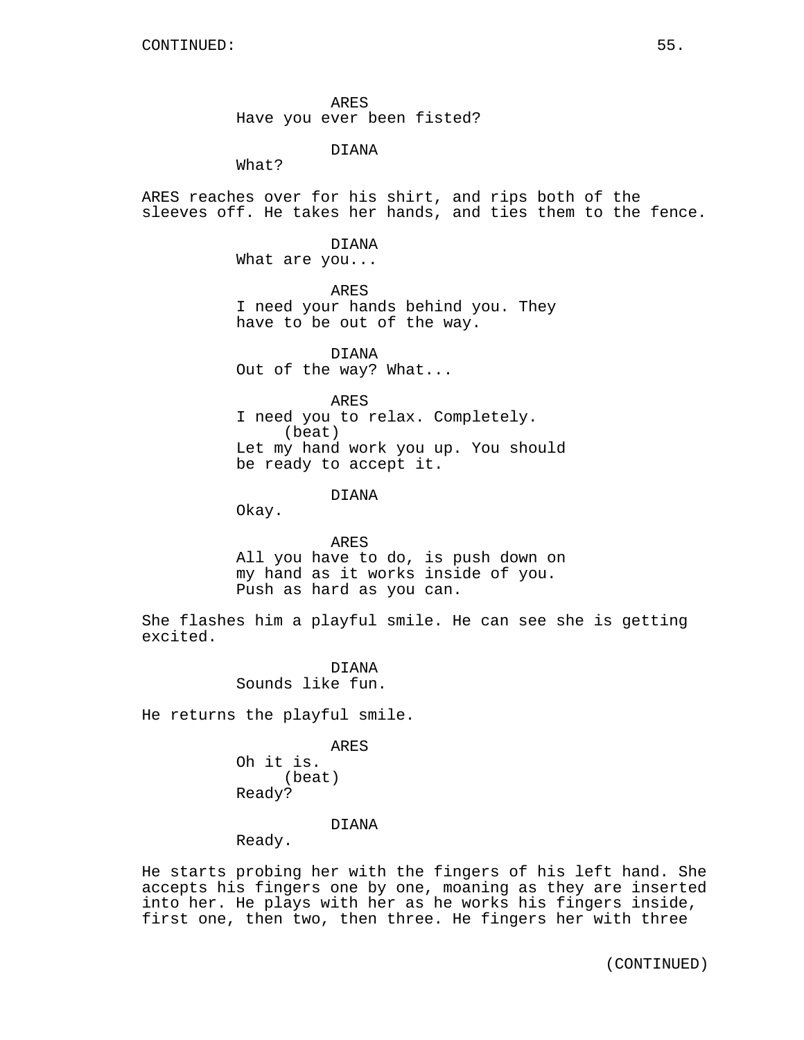CONTINUED:

ARES
Have you ever been fisted?

DIANA
What?

ARES reaches over for his shirt, and rips both of the sleeves off. He takes her hands, and ties them to the fence.

DIANA
What are you...

ARES
I need your hands behind you. They have to be out of the way.

DIANA
Out of the way? What...

ARES
I need you to relax. Completely.
(beat)
Let my hand work you up. You should be ready to accept it.

DIANA
Okay.

ARES
All you have to do, is push down on my hand as it works inside of you. Push as hard as you can.

She flashes him a playful smile. He can see she is getting excited.

DIANA
Sounds like fun.

He returns the playful smile.

ARES
Oh it is.
(beat)
Ready?

DIANA
Ready.

He starts probing her with the fingers of his left hand. She accepts his fingers one by one, moaning as they are inserted into her. He plays with her as he works his fingers inside, first one, then two, then three. He fingers her with three

(CONTINUED)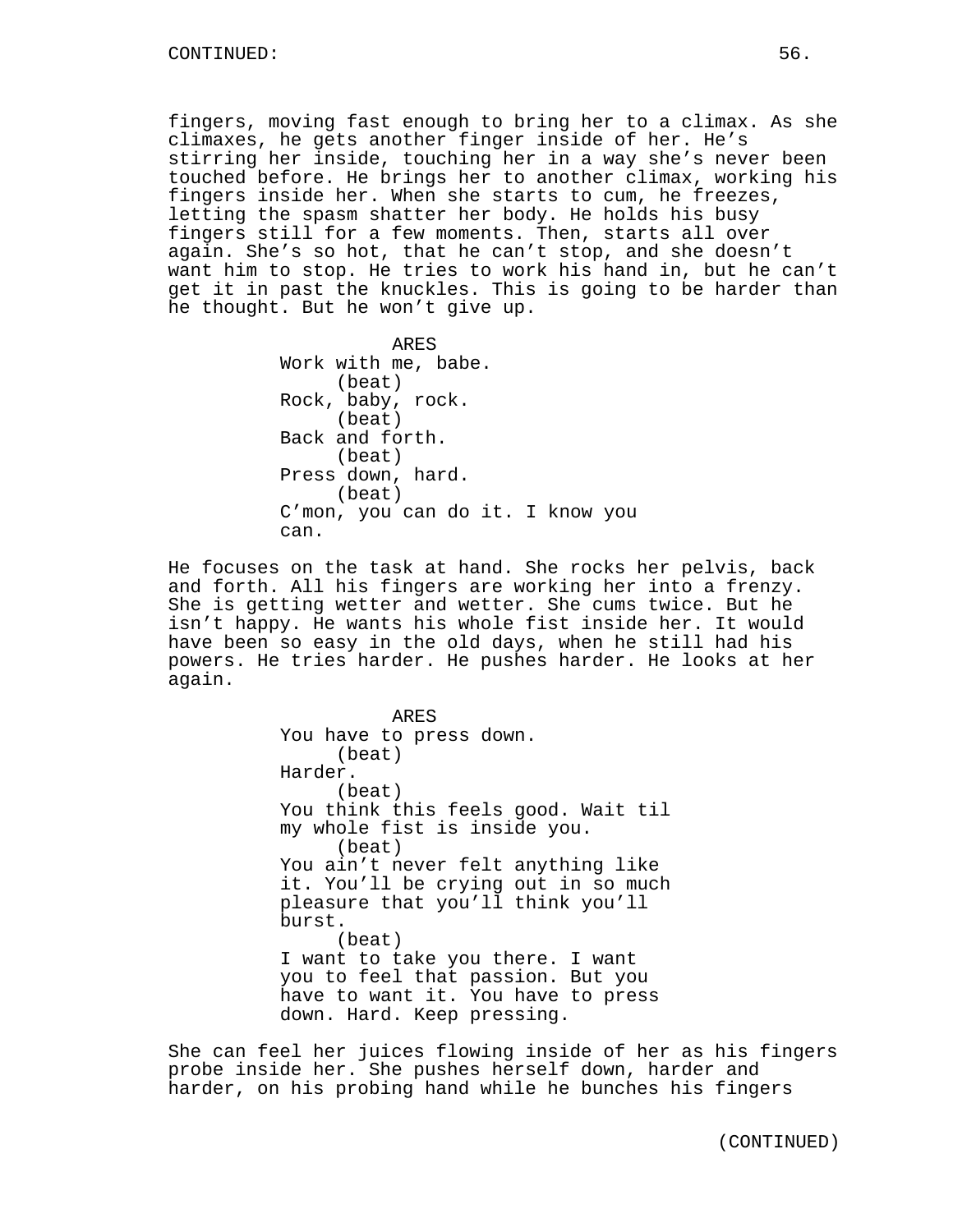fingers, moving fast enough to bring her to a climax. As she climaxes, he gets another finger inside of her. He's stirring her inside, touching her in a way she's never been touched before. He brings her to another climax, working his fingers inside her. When she starts to cum, he freezes, letting the spasm shatter her body. He holds his busy fingers still for a few moments. Then, starts all over again. She's so hot, that he can't stop, and she doesn't want him to stop. He tries to work his hand in, but he can't get it in past the knuckles. This is going to be harder than he thought. But he won't give up.

ARES
Work with me, babe.
(beat)
Rock, baby, rock.
(beat)
Back and forth.
(beat)
Press down, hard.
(beat)
C'mon, you can do it. I know you can.

He focuses on the task at hand. She rocks her pelvis, back and forth. All his fingers are working her into a frenzy. She is getting wetter and wetter. She cums twice. But he isn't happy. He wants his whole fist inside her. It would have been so easy in the old days, when he still had his powers. He tries harder. He pushes harder. He looks at her again.

ARES
You have to press down.
(beat)
Harder.
(beat)
You think this feels good. Wait til my whole fist is inside you.
(beat)
You ain't never felt anything like it. You'll be crying out in so much pleasure that you'll think you'll burst.
(beat)
I want to take you there. I want you to feel that passion. But you have to want it. You have to press down. Hard. Keep pressing.

She can feel her juices flowing inside of her as his fingers probe inside her. She pushes herself down, harder and harder, on his probing hand while he bunches his fingers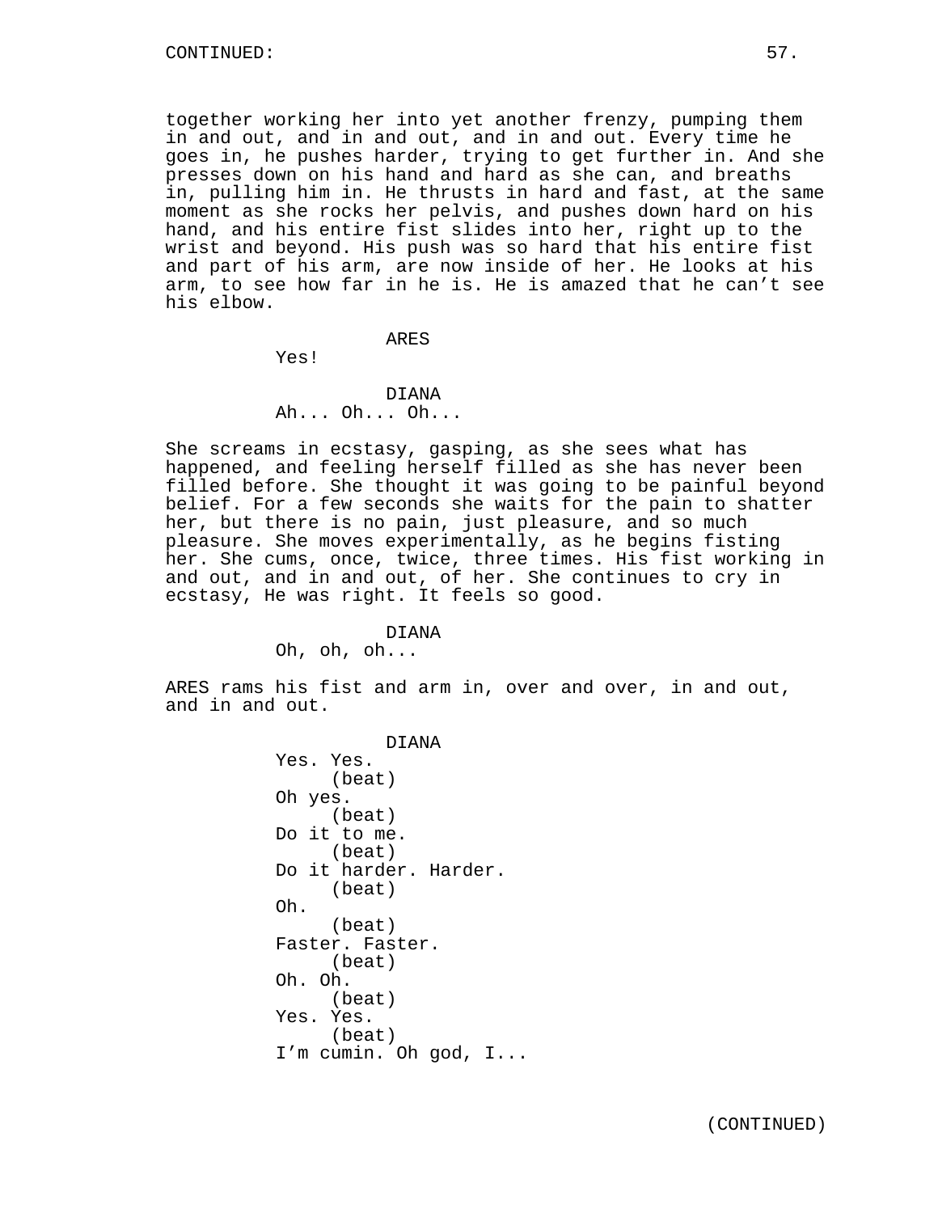together working her into yet another frenzy, pumping them in and out, and in and out, and in and out. Every time he goes in, he pushes harder, trying to get further in. And she presses down on his hand and hard as she can, and breaths in, pulling him in. He thrusts in hard and fast, at the same moment as she rocks her pelvis, and pushes down hard on his hand, and his entire fist slides into her, right up to the wrist and beyond. His push was so hard that his entire fist and part of his arm, are now inside of her. He looks at his arm, to see how far in he is. He is amazed that he can't see his elbow.

ARES
Yes!

DIANA
Ah... Oh... Oh...

She screams in ecstasy, gasping, as she sees what has happened, and feeling herself filled as she has never been filled before. She thought it was going to be painful beyond belief. For a few seconds she waits for the pain to shatter her, but there is no pain, just pleasure, and so much pleasure. She moves experimentally, as he begins fisting her. She cums, once, twice, three times. His fist working in and out, and in and out, of her. She continues to cry in ecstasy, He was right. It feels so good.

DIANA
Oh, oh, oh...

ARES rams his fist and arm in, over and over, in and out, and in and out.

DIANA
Yes. Yes.
(beat)
Oh yes.
(beat)
Do it to me.
(beat)
Do it harder. Harder.
(beat)
Oh.
(beat)
Faster. Faster.
(beat)
Oh. Oh.
(beat)
Yes. Yes.
(beat)
I'm cumin. Oh god, I...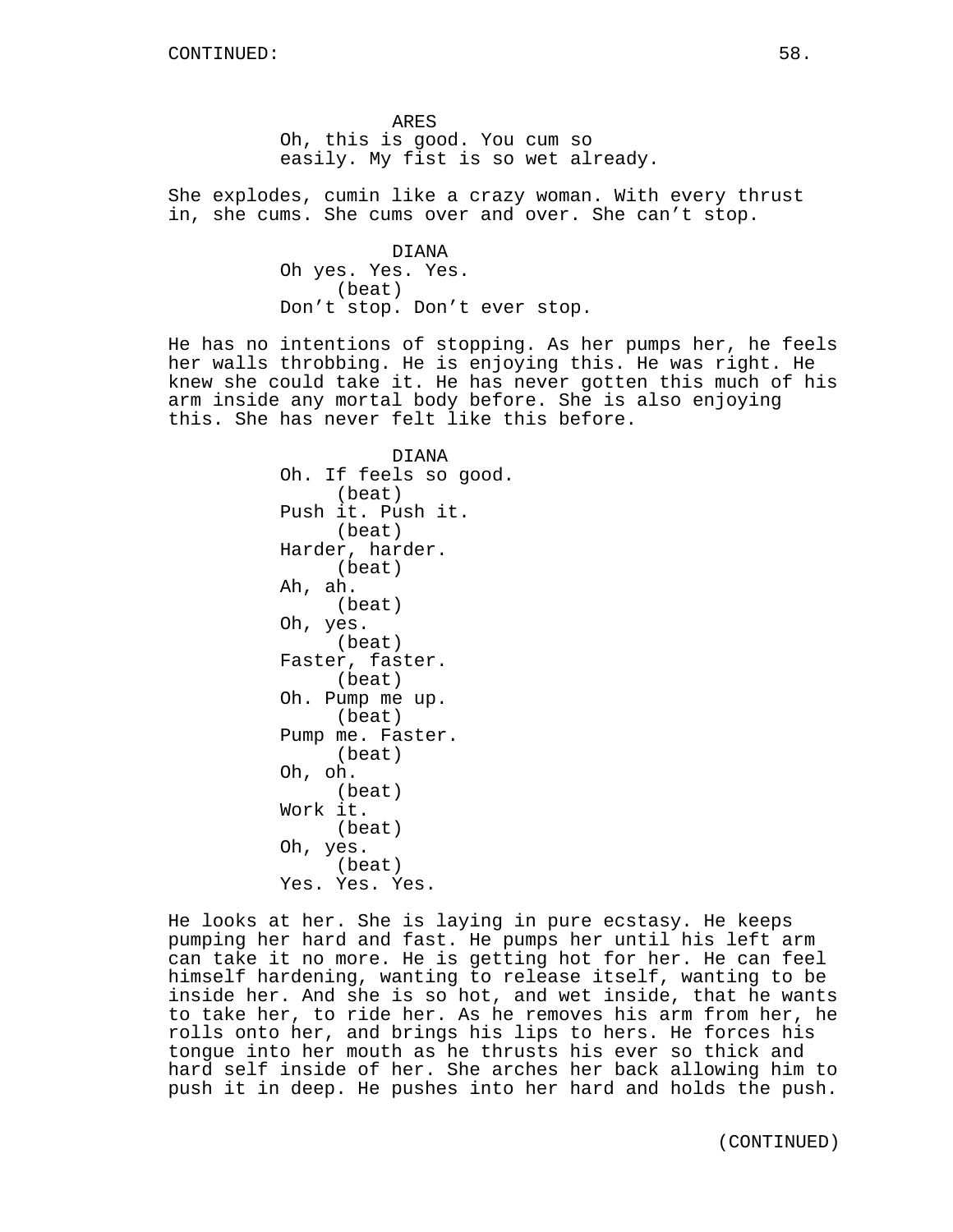ARES
Oh, this is good. You cum so easily. My fist is so wet already.

She explodes, cumin like a crazy woman. With every thrust in, she cums. She cums over and over. She can't stop.

DIANA
Oh yes. Yes. Yes.
(beat)
Don't stop. Don't ever stop.

He has no intentions of stopping. As her pumps her, he feels her walls throbbing. He is enjoying this. He was right. He knew she could take it. He has never gotten this much of his arm inside any mortal body before. She is also enjoying this. She has never felt like this before.

DIANA
Oh. If feels so good.
(beat)
Push it. Push it.
(beat)
Harder, harder.
(beat)
Ah, ah.
(beat)
Oh, yes.
(beat)
Faster, faster.
(beat)
Oh. Pump me up.
(beat)
Pump me. Faster.
(beat)
Oh, oh.
(beat)
Work it.
(beat)
Oh, yes.
(beat)
Yes. Yes. Yes.

He looks at her. She is laying in pure ecstasy. He keeps pumping her hard and fast. He pumps her until his left arm can take it no more. He is getting hot for her. He can feel himself hardening, wanting to release itself, wanting to be inside her. And she is so hot, and wet inside, that he wants to take her, to ride her. As he removes his arm from her, he rolls onto her, and brings his lips to hers. He forces his tongue into her mouth as he thrusts his ever so thick and hard self inside of her. She arches her back allowing him to push it in deep. He pushes into her hard and holds the push.

(CONTINUED)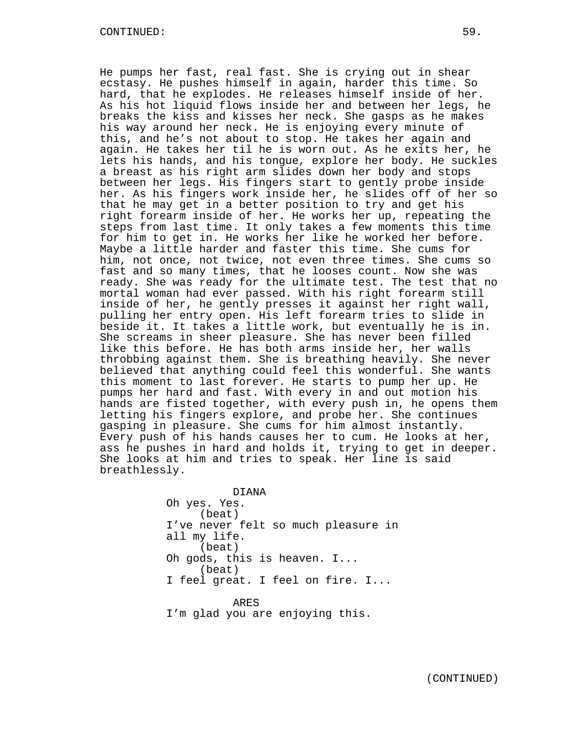He pumps her fast, real fast. She is crying out in shear ecstasy. He pushes himself in again, harder this time. So hard, that he explodes. He releases himself inside of her. As his hot liquid flows inside her and between her legs, he breaks the kiss and kisses her neck. She gasps as he makes his way around her neck. He is enjoying every minute of this, and he's not about to stop. He takes her again and again. He takes her til he is worn out. As he exits her, he lets his hands, and his tongue, explore her body. He suckles a breast as his right arm slides down her body and stops between her legs. His fingers start to gently probe inside her. As his fingers work inside her, he slides off of her so that he may get in a better position to try and get his right forearm inside of her. He works her up, repeating the steps from last time. It only takes a few moments this time for him to get in. He works her like he worked her before. Maybe a little harder and faster this time. She cums for him, not once, not twice, not even three times. She cums so fast and so many times, that he looses count. Now she was ready. She was ready for the ultimate test. The test that no mortal woman had ever passed. With his right forearm still inside of her, he gently presses it against her right wall, pulling her entry open. His left forearm tries to slide in beside it. It takes a little work, but eventually he is in. She screams in sheer pleasure. She has never been filled like this before. He has both arms inside her, her walls throbbing against them. She is breathing heavily. She never believed that anything could feel this wonderful. She wants this moment to last forever. He starts to pump her up. He pumps her hard and fast. With every in and out motion his hands are fisted together, with every push in, he opens them letting his fingers explore, and probe her. She continues gasping in pleasure. She cums for him almost instantly. Every push of his hands causes her to cum. He looks at her, ass he pushes in hard and holds it, trying to get in deeper. She looks at him and tries to speak. Her line is said breathlessly.

DIANA
Oh yes. Yes.
(beat)
I've never felt so much pleasure in all my life.
(beat)
Oh gods, this is heaven. I...
(beat)
I feel great. I feel on fire. I...

ARES
I'm glad you are enjoying this.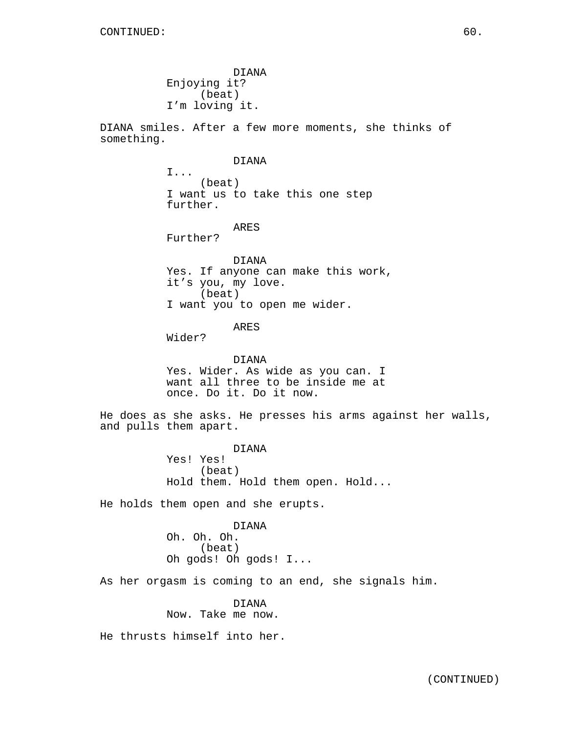DIANA
Enjoying it?
(beat)
I'm loving it.

DIANA smiles. After a few more moments, she thinks of something.

DIANA
I...
(beat)
I want us to take this one step further.

ARES
Further?

DIANA
Yes. If anyone can make this work, it's you, my love.
(beat)
I want you to open me wider.

ARES
Wider?

DIANA
Yes. Wider. As wide as you can. I want all three to be inside me at once. Do it. Do it now.

He does as she asks. He presses his arms against her walls, and pulls them apart.

DIANA
Yes! Yes!
(beat)
Hold them. Hold them open. Hold...

He holds them open and she erupts.

DIANA
Oh. Oh. Oh.
(beat)
Oh gods! Oh gods! I...

As her orgasm is coming to an end, she signals him.

DIANA
Now. Take me now.

He thrusts himself into her.

(CONTINUED)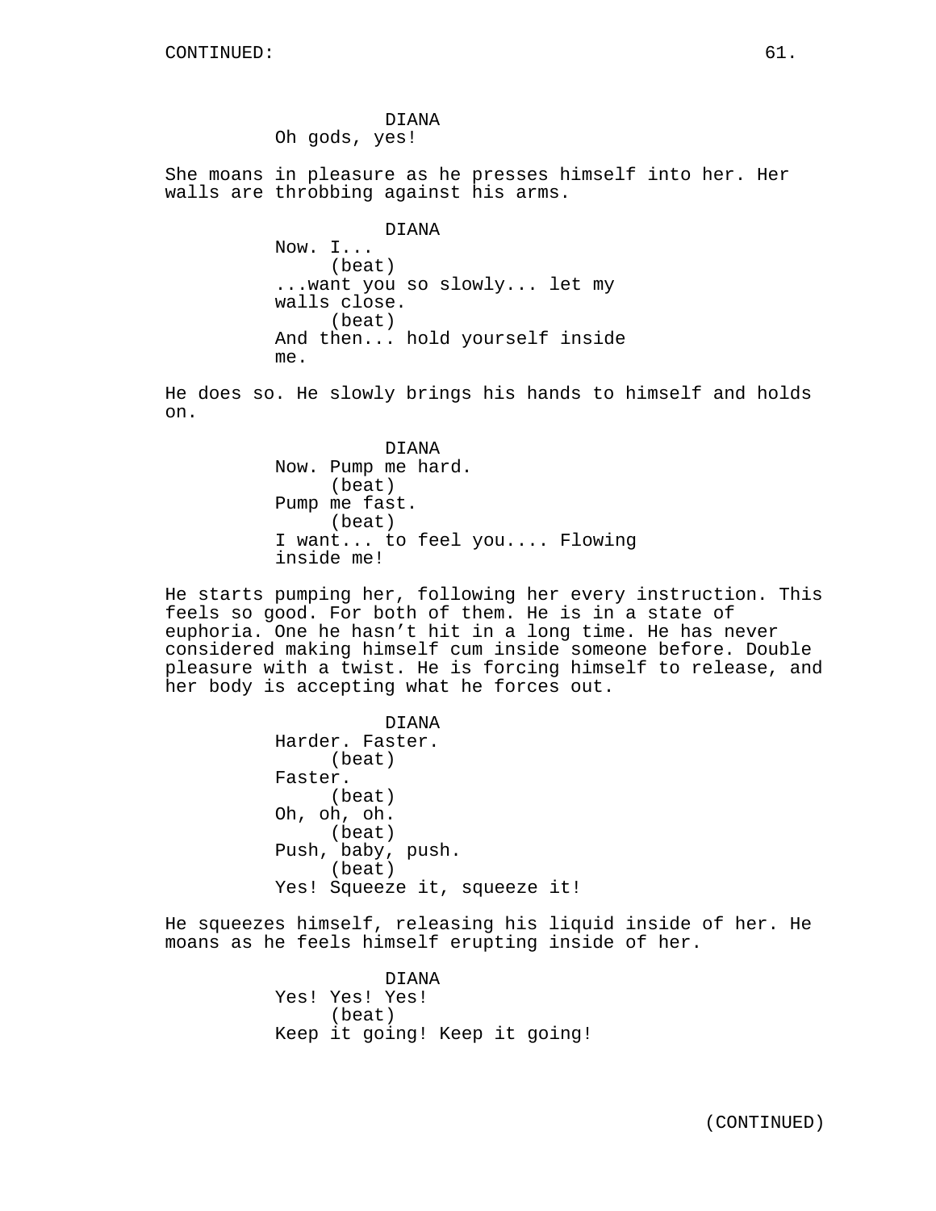DIANA
Oh gods, yes!

She moans in pleasure as he presses himself into her. Her walls are throbbing against his arms.

DIANA
Now. I...
(beat)
...want you so slowly... let my walls close.
(beat)
And then... hold yourself inside me.

He does so. He slowly brings his hands to himself and holds on.

DIANA
Now. Pump me hard.
(beat)
Pump me fast.
(beat)
I want... to feel you.... Flowing inside me!

He starts pumping her, following her every instruction. This feels so good. For both of them. He is in a state of euphoria. One he hasn't hit in a long time. He has never considered making himself cum inside someone before. Double pleasure with a twist. He is forcing himself to release, and her body is accepting what he forces out.

DIANA
Harder. Faster.
(beat)
Faster.
(beat)
Oh, oh, oh.
(beat)
Push, baby, push.
(beat)
Yes! Squeeze it, squeeze it!

He squeezes himself, releasing his liquid inside of her. He moans as he feels himself erupting inside of her.

DIANA
Yes! Yes! Yes!
(beat)
Keep it going! Keep it going!

(CONTINUED)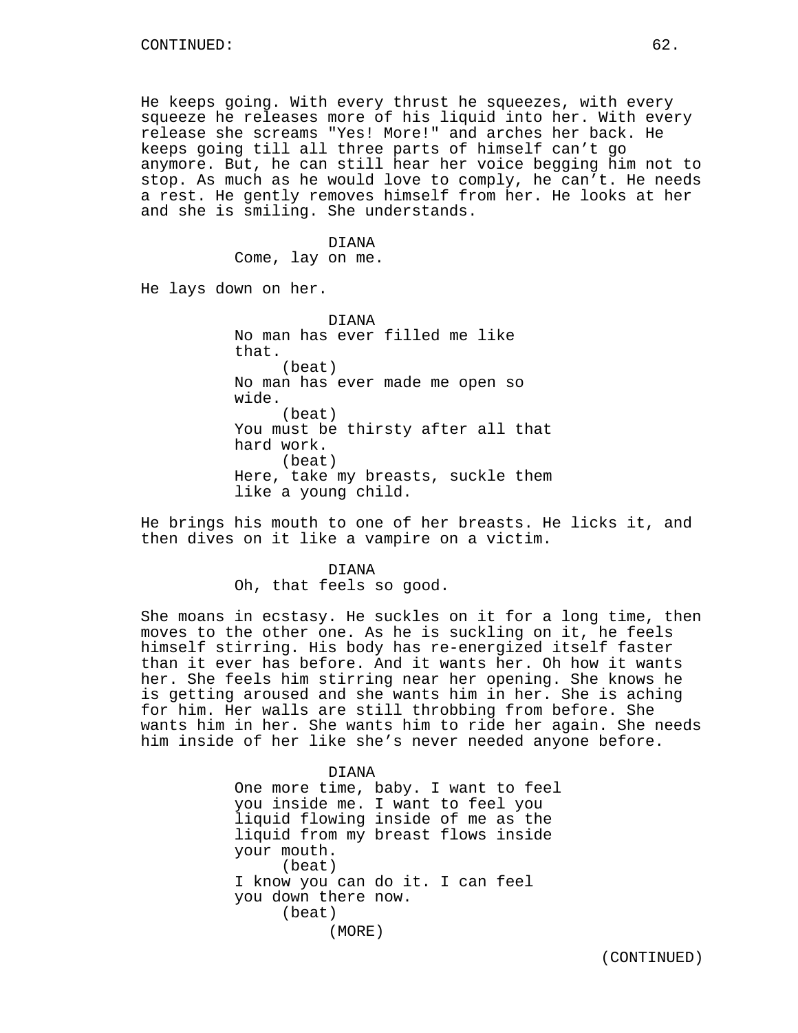CONTINUED:

He keeps going. With every thrust he squeezes, with every squeeze he releases more of his liquid into her. With every release she screams "Yes! More!" and arches her back. He keeps going till all three parts of himself can't go anymore. But, he can still hear her voice begging him not to stop. As much as he would love to comply, he can't. He needs a rest. He gently removes himself from her. He looks at her and she is smiling. She understands.

DIANA
Come, lay on me.

He lays down on her.

DIANA
No man has ever filled me like that.
(beat)
No man has ever made me open so wide.
(beat)
You must be thirsty after all that hard work.
(beat)
Here, take my breasts, suckle them like a young child.

He brings his mouth to one of her breasts. He licks it, and then dives on it like a vampire on a victim.

DIANA
Oh, that feels so good.

She moans in ecstasy. He suckles on it for a long time, then moves to the other one. As he is suckling on it, he feels himself stirring. His body has re-energized itself faster than it ever has before. And it wants her. Oh how it wants her. She feels him stirring near her opening. She knows he is getting aroused and she wants him in her. She is aching for him. Her walls are still throbbing from before. She wants him in her. She wants him to ride her again. She needs him inside of her like she's never needed anyone before.

DIANA
One more time, baby. I want to feel you inside me. I want to feel you liquid flowing inside of me as the liquid from my breast flows inside your mouth.
(beat)
I know you can do it. I can feel you down there now.
(beat)
(MORE)

(CONTINUED)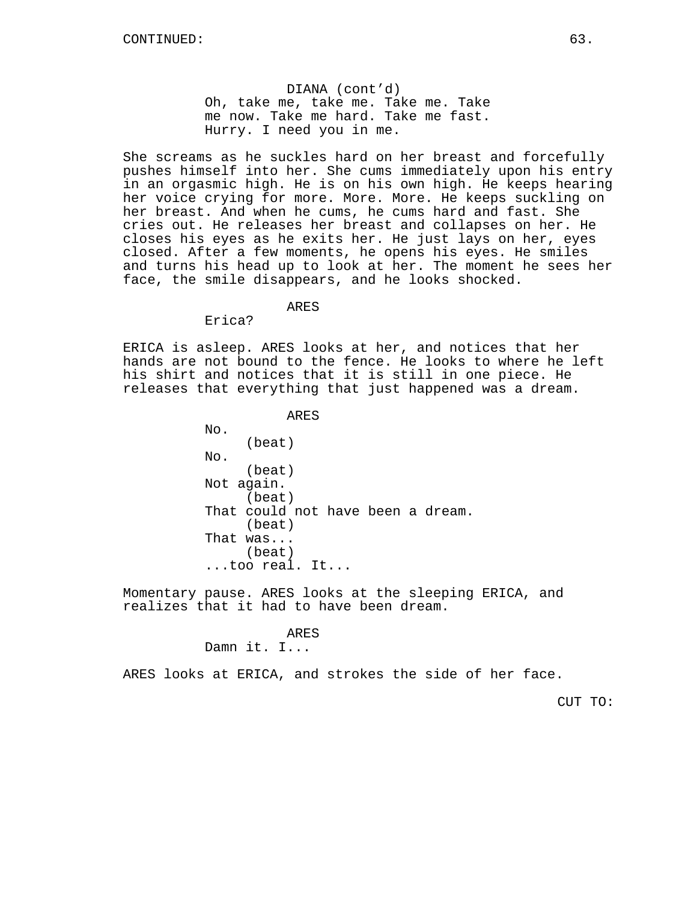CONTINUED:

DIANA (cont'd)
Oh, take me, take me. Take me. Take me now. Take me hard. Take me fast. Hurry. I need you in me.

She screams as he suckles hard on her breast and forcefully pushes himself into her. She cums immediately upon his entry in an orgasmic high. He is on his own high. He keeps hearing her voice crying for more. More. More. He keeps suckling on her breast. And when he cums, he cums hard and fast. She cries out. He releases her breast and collapses on her. He closes his eyes as he exits her. He just lays on her, eyes closed. After a few moments, he opens his eyes. He smiles and turns his head up to look at her. The moment he sees her face, the smile disappears, and he looks shocked.

ARES
Erica?

ERICA is asleep. ARES looks at her, and notices that her hands are not bound to the fence. He looks to where he left his shirt and notices that it is still in one piece. He releases that everything that just happened was a dream.

ARES
No.
(beat)
No.
(beat)
Not again.
(beat)
That could not have been a dream.
(beat)
That was...
(beat)
...too real. It...

Momentary pause. ARES looks at the sleeping ERICA, and realizes that it had to have been dream.

ARES
Damn it. I...

ARES looks at ERICA, and strokes the side of her face.

CUT TO: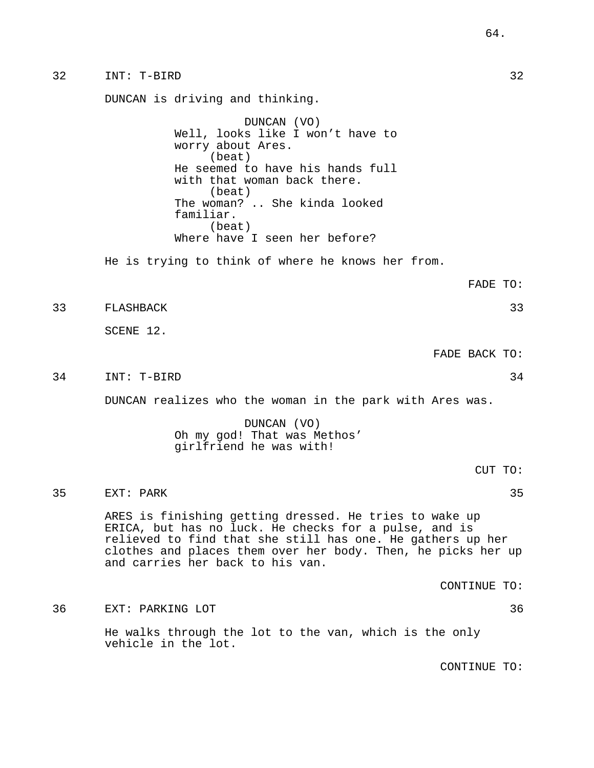32 INT: T-BIRD 32

DUNCAN is driving and thinking.

DUNCAN (VO)
Well, looks like I won't have to worry about Ares.
(beat)
He seemed to have his hands full with that woman back there.
(beat)
The woman? .. She kinda looked familiar.
(beat)
Where have I seen her before?

He is trying to think of where he knows her from.

FADE TO:

33 FLASHBACK 33

SCENE 12.

FADE BACK TO:

34 INT: T-BIRD 34

DUNCAN realizes who the woman in the park with Ares was.

DUNCAN (VO)
Oh my god! That was Methos' girlfriend he was with!

CUT TO:

35 EXT: PARK 35

ARES is finishing getting dressed. He tries to wake up ERICA, but has no luck. He checks for a pulse, and is relieved to find that she still has one. He gathers up her clothes and places them over her body. Then, he picks her up and carries her back to his van.

CONTINUE TO:

36 EXT: PARKING LOT 36

He walks through the lot to the van, which is the only vehicle in the lot.

CONTINUE TO: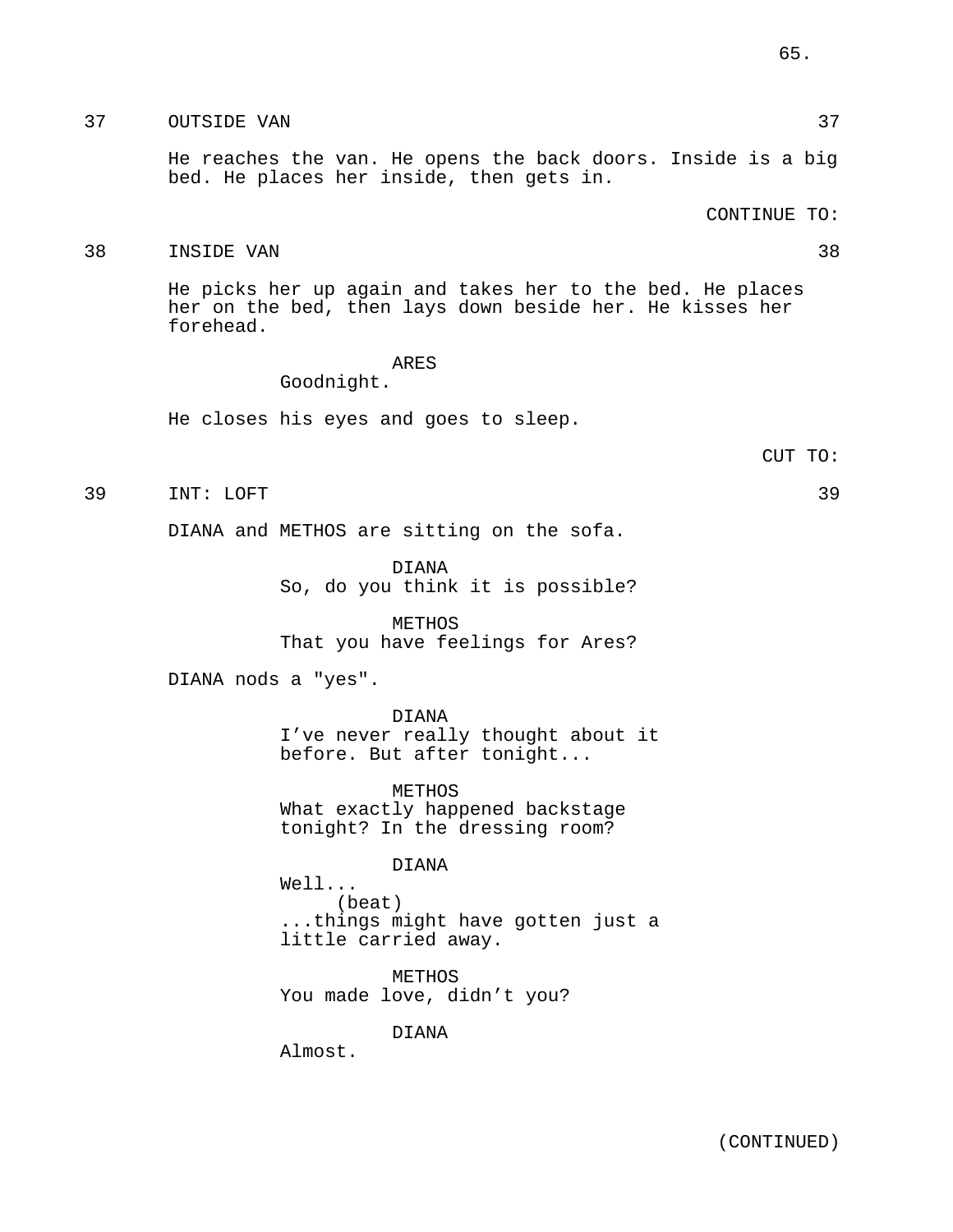37 OUTSIDE VAN 37

He reaches the van. He opens the back doors. Inside is a big bed. He places her inside, then gets in.

CONTINUE TO:

38 INSIDE VAN 38

He picks her up again and takes her to the bed. He places her on the bed, then lays down beside her. He kisses her forehead.

ARES
Goodnight.

He closes his eyes and goes to sleep.

CUT TO:

39 INT: LOFT 39

DIANA and METHOS are sitting on the sofa.

DIANA
So, do you think it is possible?

METHOS
That you have feelings for Ares?

DIANA nods a "yes".

DIANA
I've never really thought about it before. But after tonight...

METHOS
What exactly happened backstage tonight? In the dressing room?

DIANA
Well...
(beat)
...things might have gotten just a little carried away.

METHOS
You made love, didn't you?

DIANA
Almost.

(CONTINUED)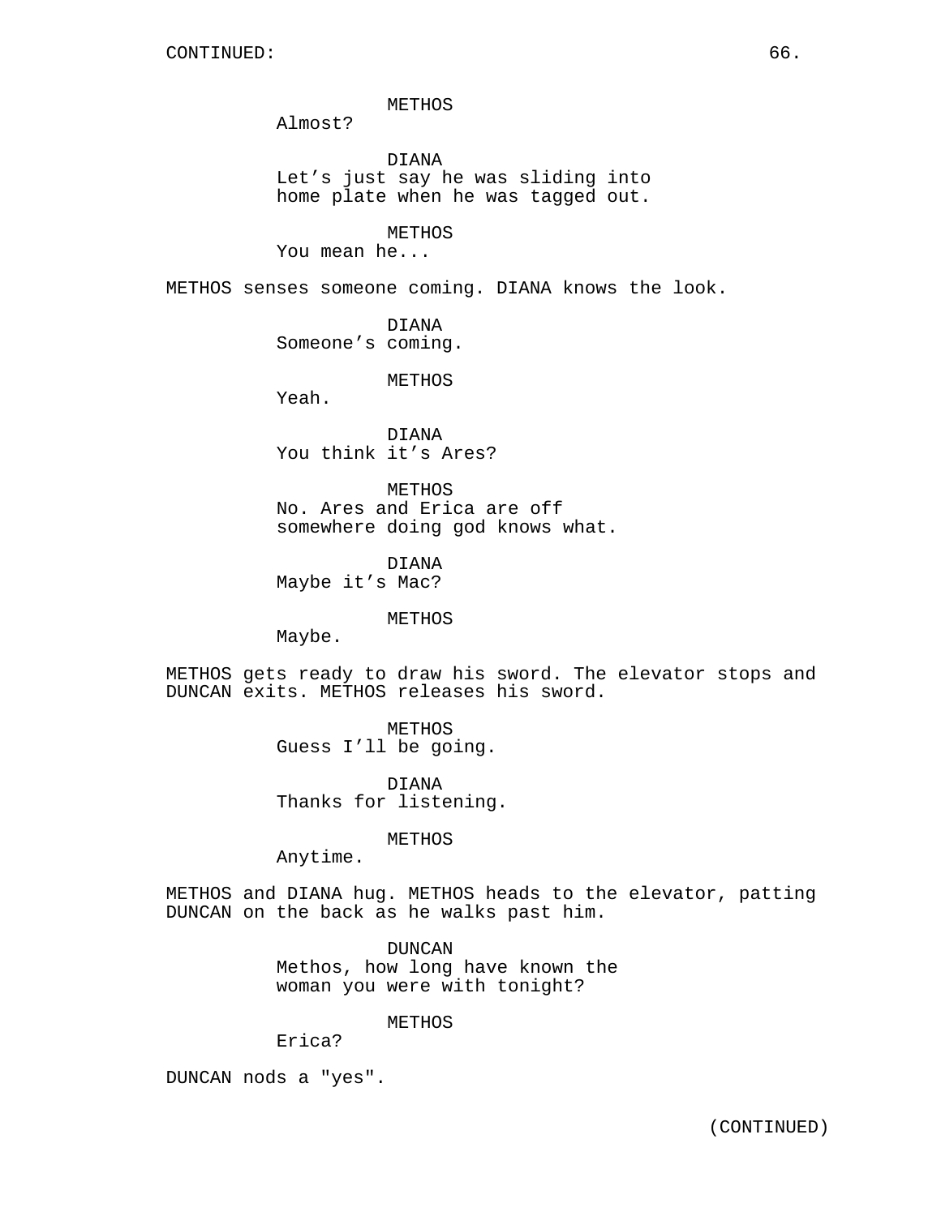CONTINUED:

METHOS
Almost?

DIANA
Let's just say he was sliding into home plate when he was tagged out.

METHOS
You mean he...

METHOS senses someone coming. DIANA knows the look.

DIANA
Someone's coming.

METHOS
Yeah.

DIANA
You think it's Ares?

METHOS
No. Ares and Erica are off somewhere doing god knows what.

DIANA
Maybe it's Mac?

METHOS
Maybe.

METHOS gets ready to draw his sword. The elevator stops and DUNCAN exits. METHOS releases his sword.

METHOS
Guess I'll be going.

DIANA
Thanks for listening.

METHOS
Anytime.

METHOS and DIANA hug. METHOS heads to the elevator, patting DUNCAN on the back as he walks past him.

DUNCAN
Methos, how long have known the woman you were with tonight?

METHOS
Erica?

DUNCAN nods a "yes".

(CONTINUED)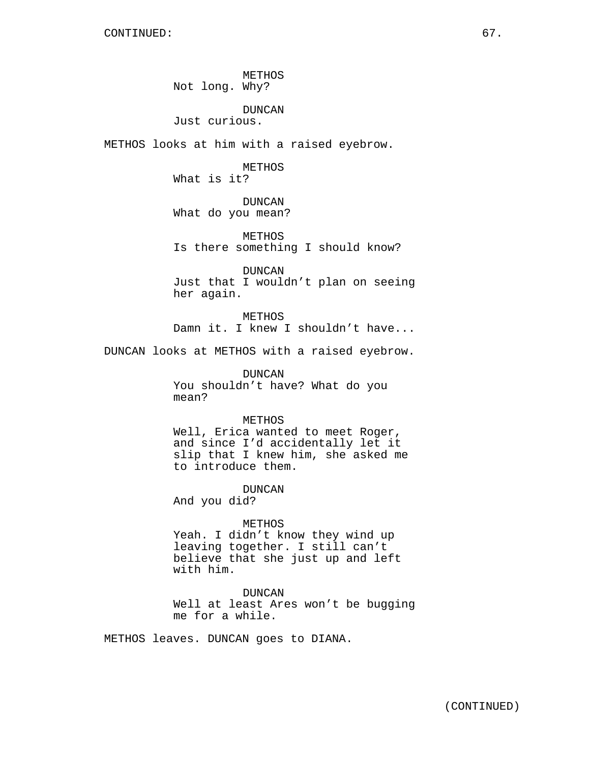METHOS
Not long. Why?

DUNCAN
Just curious.

METHOS looks at him with a raised eyebrow.

METHOS
What is it?

DUNCAN
What do you mean?

METHOS
Is there something I should know?

DUNCAN
Just that I wouldn't plan on seeing her again.

METHOS
Damn it. I knew I shouldn't have...

DUNCAN looks at METHOS with a raised eyebrow.

DUNCAN
You shouldn't have? What do you mean?

METHOS
Well, Erica wanted to meet Roger, and since I'd accidentally let it slip that I knew him, she asked me to introduce them.

DUNCAN
And you did?

METHOS
Yeah. I didn't know they wind up leaving together. I still can't believe that she just up and left with him.

DUNCAN
Well at least Ares won't be bugging me for a while.

METHOS leaves. DUNCAN goes to DIANA.

(CONTINUED)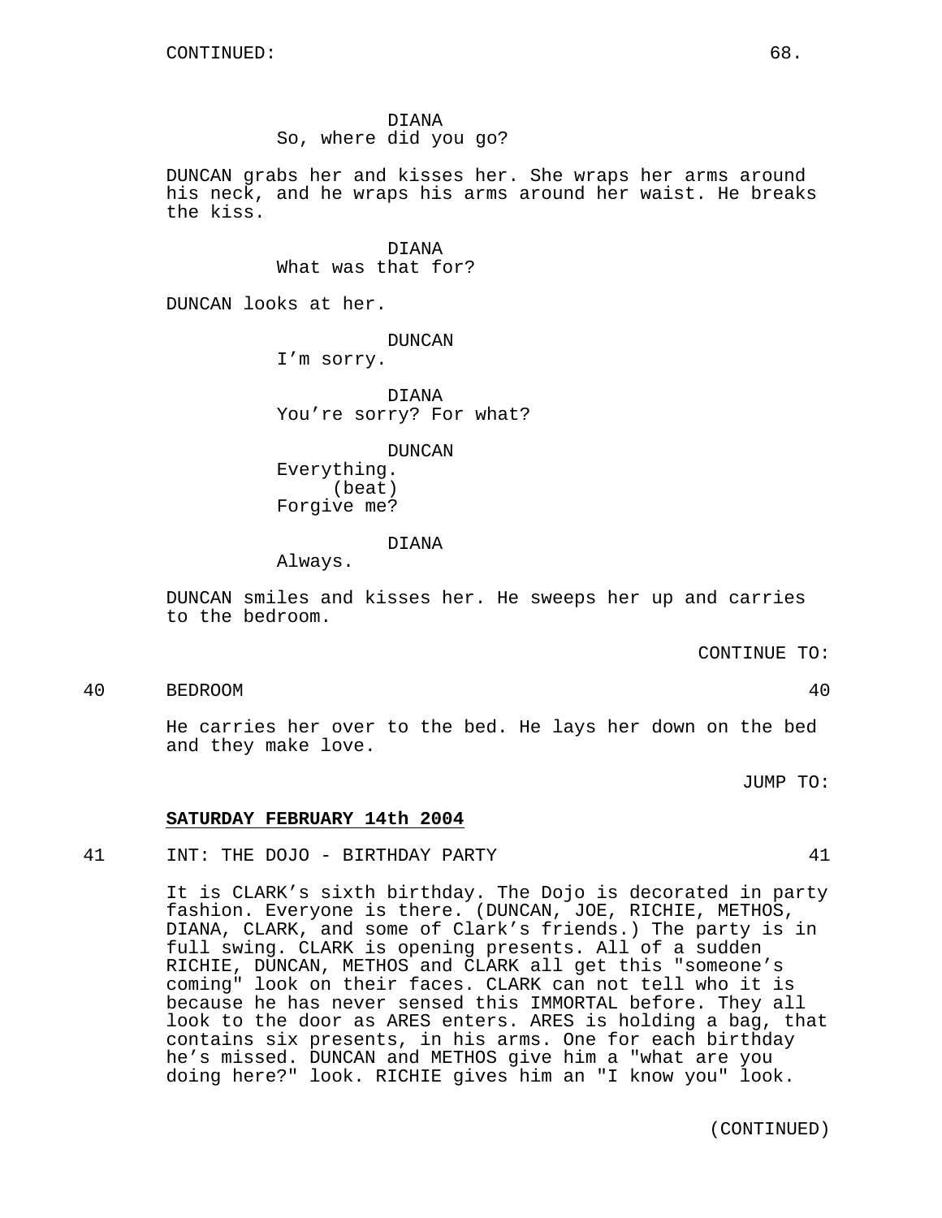CONTINUED:

DIANA
So, where did you go?

DUNCAN grabs her and kisses her. She wraps her arms around his neck, and he wraps his arms around her waist. He breaks the kiss.

DIANA
What was that for?

DUNCAN looks at her.

DUNCAN
I'm sorry.

DIANA
You're sorry? For what?

DUNCAN
Everything.
(beat)
Forgive me?

DIANA
Always.

DUNCAN smiles and kisses her. He sweeps her up and carries to the bedroom.

CONTINUE TO:

40 BEDROOM 40

He carries her over to the bed. He lays her down on the bed and they make love.

JUMP TO:

**SATURDAY FEBRUARY 14th 2004**

41 INT: THE DOJO - BIRTHDAY PARTY 41

It is CLARK's sixth birthday. The Dojo is decorated in party fashion. Everyone is there. (DUNCAN, JOE, RICHIE, METHOS, DIANA, CLARK, and some of Clark's friends.) The party is in full swing. CLARK is opening presents. All of a sudden RICHIE, DUNCAN, METHOS and CLARK all get this "someone's coming" look on their faces. CLARK can not tell who it is because he has never sensed this IMMORTAL before. They all look to the door as ARES enters. ARES is holding a bag, that contains six presents, in his arms. One for each birthday he's missed. DUNCAN and METHOS give him a "what are you doing here?" look. RICHIE gives him an "I know you" look.

(CONTINUED)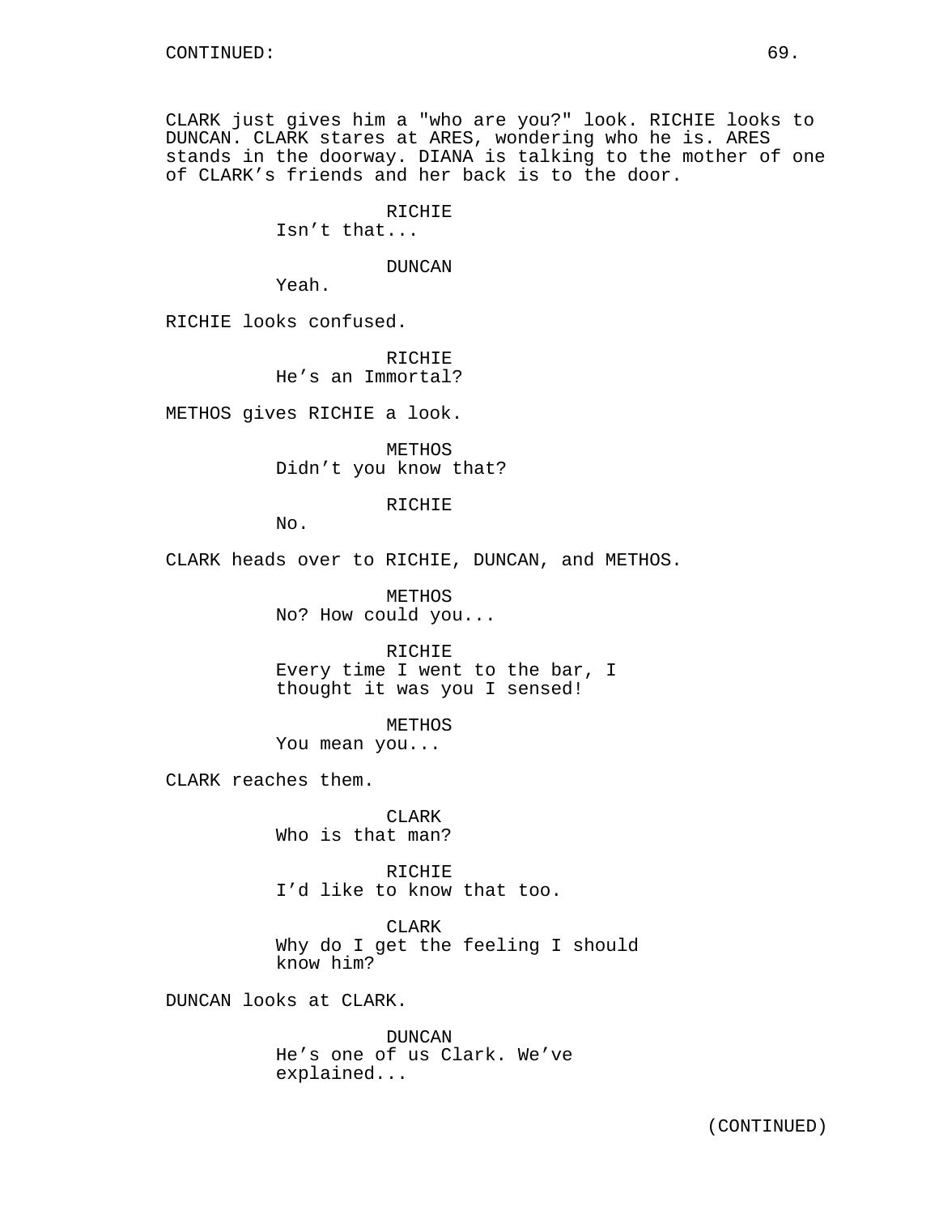CLARK just gives him a "who are you?" look. RICHIE looks to DUNCAN. CLARK stares at ARES, wondering who he is. ARES stands in the doorway. DIANA is talking to the mother of one of CLARK's friends and her back is to the door.

RICHIE
Isn't that...

DUNCAN
Yeah.

RICHIE looks confused.

RICHIE
He's an Immortal?

METHOS gives RICHIE a look.

METHOS
Didn't you know that?

RICHIE
No.

CLARK heads over to RICHIE, DUNCAN, and METHOS.

METHOS
No? How could you...

RICHIE
Every time I went to the bar, I thought it was you I sensed!

METHOS
You mean you...

CLARK reaches them.

CLARK
Who is that man?

RICHIE
I'd like to know that too.

CLARK
Why do I get the feeling I should know him?

DUNCAN looks at CLARK.

DUNCAN
He's one of us Clark. We've explained...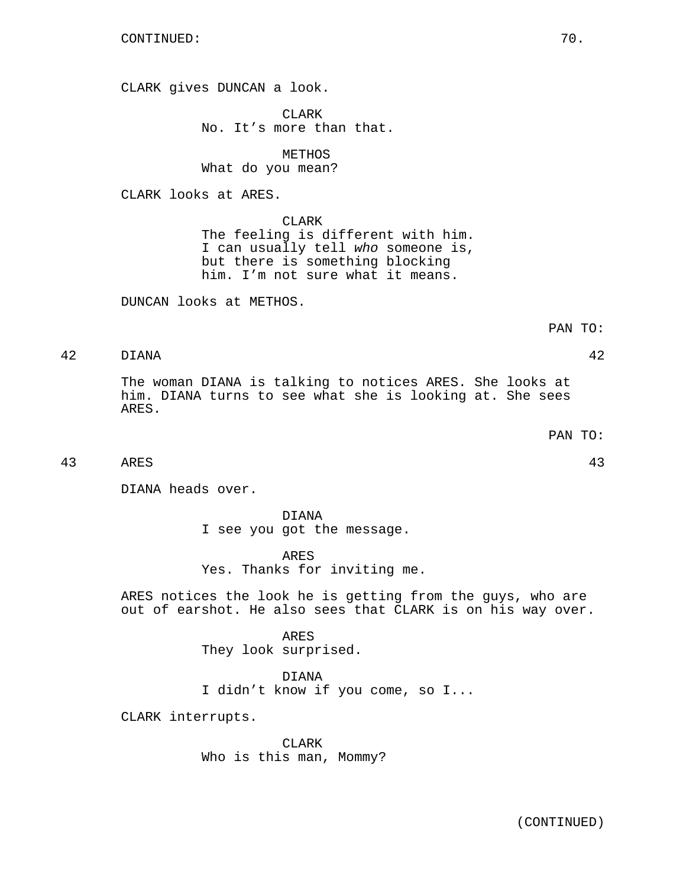CONTINUED:

CLARK gives DUNCAN a look.

CLARK
No. It’s more than that.

METHOS
What do you mean?

CLARK looks at ARES.

CLARK
The feeling is different with him. I can usually tell *who* someone is, but there is something blocking him. I’m not sure what it means.

DUNCAN looks at METHOS.

PAN TO:

42 DIANA 42

The woman DIANA is talking to notices ARES. She looks at him. DIANA turns to see what she is looking at. She sees ARES.

PAN TO:

43 ARES 43

DIANA heads over.

DIANA
I see you got the message.

ARES
Yes. Thanks for inviting me.

ARES notices the look he is getting from the guys, who are out of earshot. He also sees that CLARK is on his way over.

ARES
They look surprised.

DIANA
I didn’t know if you come, so I...

CLARK interrupts.

CLARK
Who is this man, Mommy?

(CONTINUED)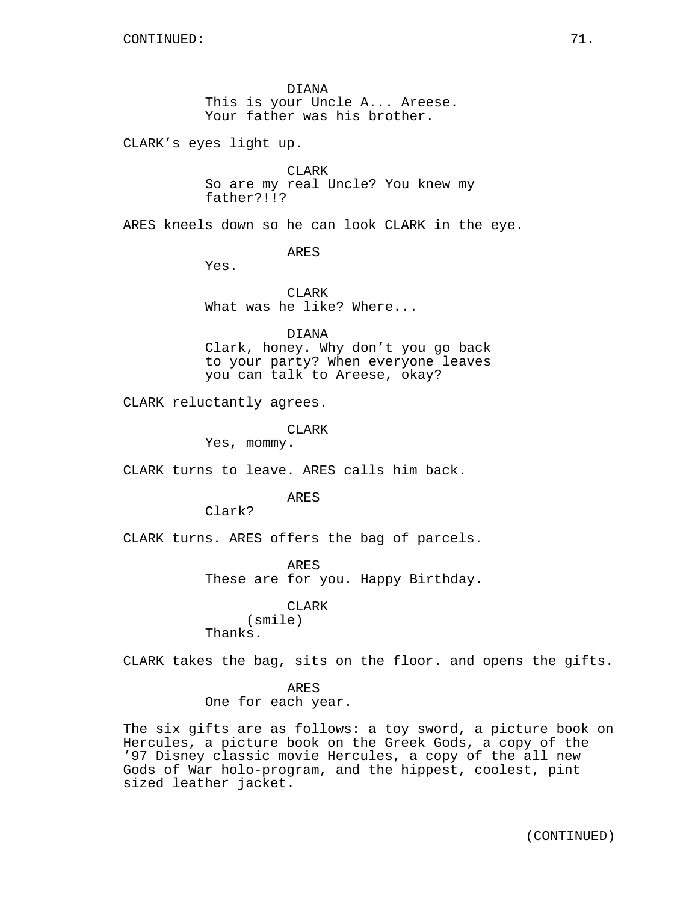CONTINUED:

DIANA
This is your Uncle A... Areese.
Your father was his brother.

CLARK's eyes light up.

CLARK
So are my real Uncle? You knew my
father?!!?

ARES kneels down so he can look CLARK in the eye.

ARES
Yes.

CLARK
What was he like? Where...

DIANA
Clark, honey. Why don't you go back
to your party? When everyone leaves
you can talk to Areese, okay?

CLARK reluctantly agrees.

CLARK
Yes, mommy.

CLARK turns to leave. ARES calls him back.

ARES
Clark?

CLARK turns. ARES offers the bag of parcels.

ARES
These are for you. Happy Birthday.

CLARK
(smile)
Thanks.

CLARK takes the bag, sits on the floor. and opens the gifts.

ARES
One for each year.

The six gifts are as follows: a toy sword, a picture book on Hercules, a picture book on the Greek Gods, a copy of the '97 Disney classic movie Hercules, a copy of the all new Gods of War holo-program, and the hippest, coolest, pint sized leather jacket.

(CONTINUED)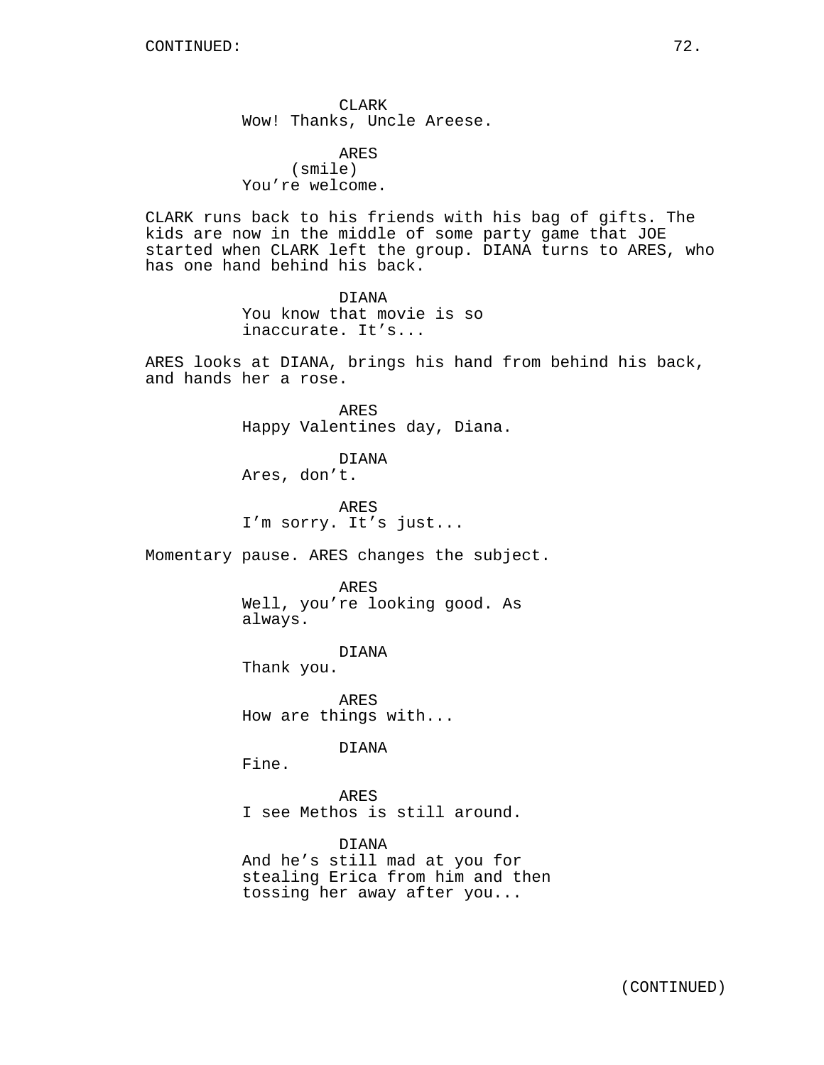CLARK
Wow! Thanks, Uncle Areese.

ARES
(smile)
You're welcome.

CLARK runs back to his friends with his bag of gifts. The kids are now in the middle of some party game that JOE started when CLARK left the group. DIANA turns to ARES, who has one hand behind his back.

DIANA
You know that movie is so inaccurate. It's...

ARES looks at DIANA, brings his hand from behind his back, and hands her a rose.

ARES
Happy Valentines day, Diana.

DIANA
Ares, don't.

ARES
I'm sorry. It's just...

Momentary pause. ARES changes the subject.

ARES
Well, you're looking good. As always.

DIANA
Thank you.

ARES
How are things with...

DIANA
Fine.

ARES
I see Methos is still around.

DIANA
And he's still mad at you for stealing Erica from him and then tossing her away after you...

(CONTINUED)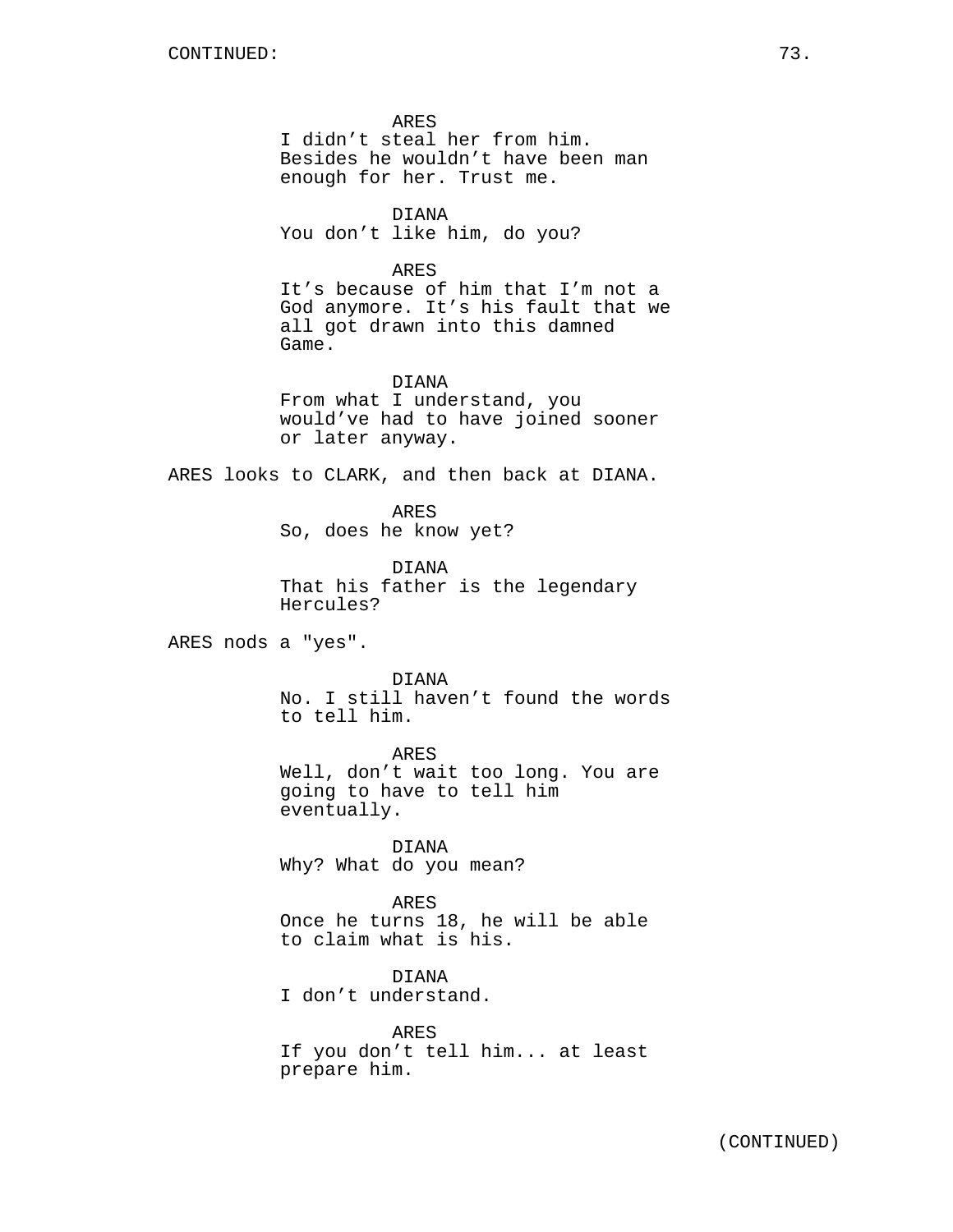ARES
I didn’t steal her from him. Besides he wouldn’t have been man enough for her. Trust me.

DIANA
You don’t like him, do you?

ARES
It’s because of him that I’m not a God anymore. It’s his fault that we all got drawn into this damned Game.

DIANA
From what I understand, you would’ve had to have joined sooner or later anyway.

ARES looks to CLARK, and then back at DIANA.

ARES
So, does he know yet?

DIANA
That his father is the legendary Hercules?

ARES nods a "yes".

DIANA
No. I still haven’t found the words to tell him.

ARES
Well, don’t wait too long. You are going to have to tell him eventually.

DIANA
Why? What do you mean?

ARES
Once he turns 18, he will be able to claim what is his.

DIANA
I don’t understand.

ARES
If you don’t tell him... at least prepare him.

(CONTINUED)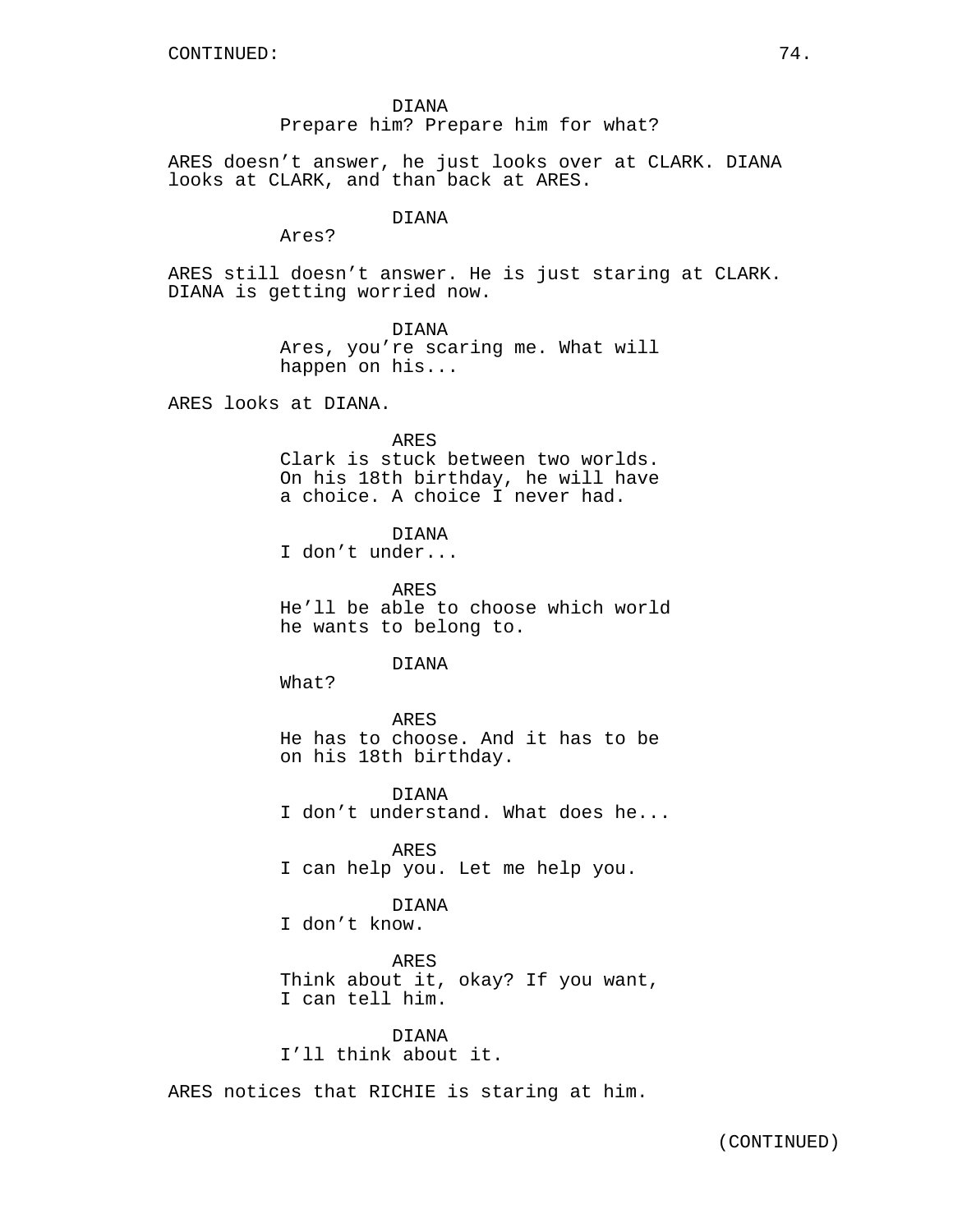DIANA
Prepare him? Prepare him for what?

ARES doesn't answer, he just looks over at CLARK. DIANA looks at CLARK, and than back at ARES.

DIANA
Ares?

ARES still doesn't answer. He is just staring at CLARK. DIANA is getting worried now.

DIANA
Ares, you're scaring me. What will happen on his...

ARES looks at DIANA.

ARES
Clark is stuck between two worlds. On his 18th birthday, he will have a choice. A choice I never had.

DIANA
I don't under...

ARES
He'll be able to choose which world he wants to belong to.

DIANA
What?

ARES
He has to choose. And it has to be on his 18th birthday.

DIANA
I don't understand. What does he...

ARES
I can help you. Let me help you.

DIANA
I don't know.

ARES
Think about it, okay? If you want, I can tell him.

DIANA
I'll think about it.

ARES notices that RICHIE is staring at him.

(CONTINUED)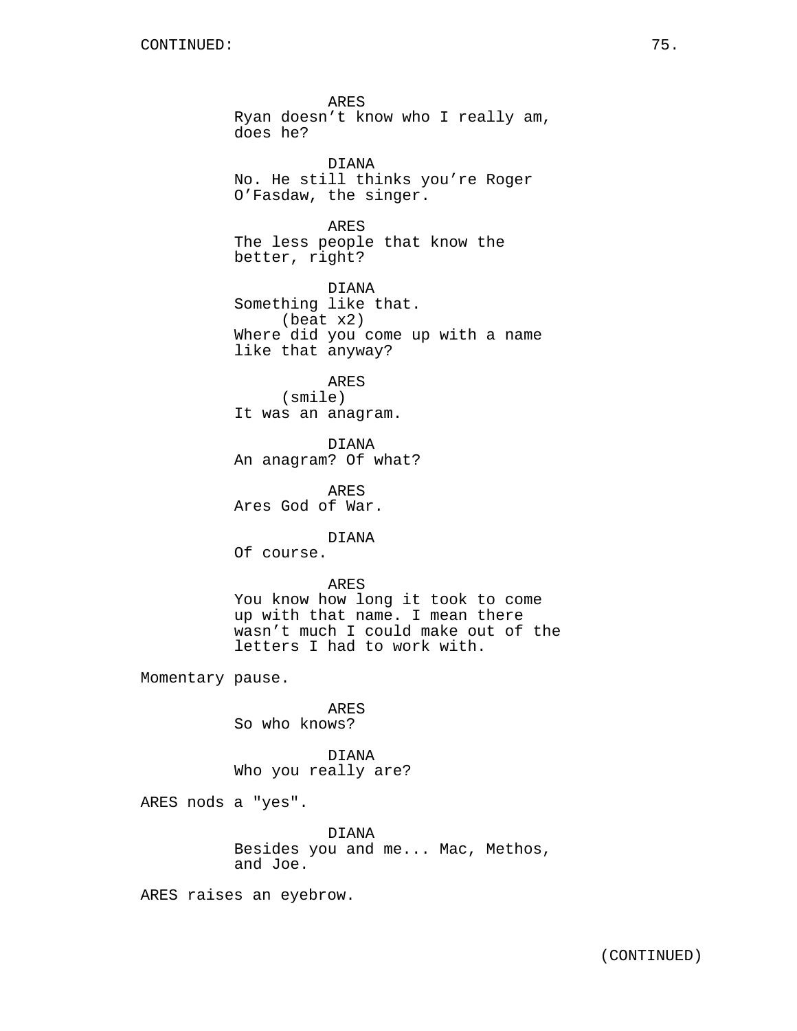ARES
Ryan doesn't know who I really am, does he?

DIANA
No. He still thinks you're Roger O'Fasdaw, the singer.

ARES
The less people that know the better, right?

DIANA
Something like that.
(beat x2)
Where did you come up with a name like that anyway?

ARES
(smile)
It was an anagram.

DIANA
An anagram? Of what?

ARES
Ares God of War.

DIANA
Of course.

ARES
You know how long it took to come up with that name. I mean there wasn't much I could make out of the letters I had to work with.

Momentary pause.

ARES
So who knows?

DIANA
Who you really are?

ARES nods a "yes".

DIANA
Besides you and me... Mac, Methos, and Joe.

ARES raises an eyebrow.

(CONTINUED)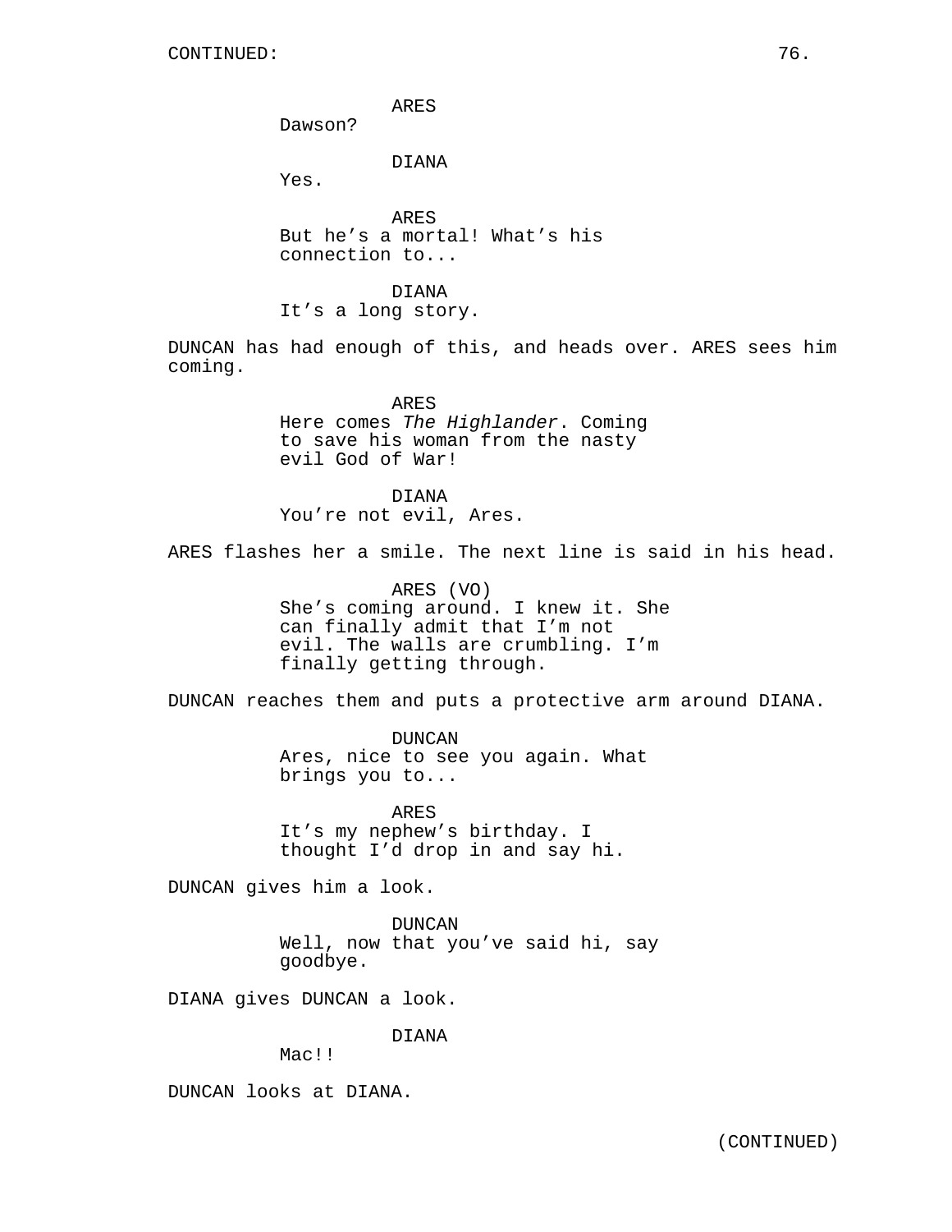ARES
Dawson?

DIANA
Yes.

ARES
But he's a mortal! What's his connection to...

DIANA
It's a long story.

DUNCAN has had enough of this, and heads over. ARES sees him coming.

ARES
Here comes *The Highlander*. Coming to save his woman from the nasty evil God of War!

DIANA
You're not evil, Ares.

ARES flashes her a smile. The next line is said in his head.

ARES (VO)
She's coming around. I knew it. She can finally admit that I'm not evil. The walls are crumbling. I'm finally getting through.

DUNCAN reaches them and puts a protective arm around DIANA.

DUNCAN
Ares, nice to see you again. What brings you to...

ARES
It's my nephew's birthday. I thought I'd drop in and say hi.

DUNCAN gives him a look.

DUNCAN
Well, now that you've said hi, say goodbye.

DIANA gives DUNCAN a look.

DIANA
Mac!!

DUNCAN looks at DIANA.

(CONTINUED)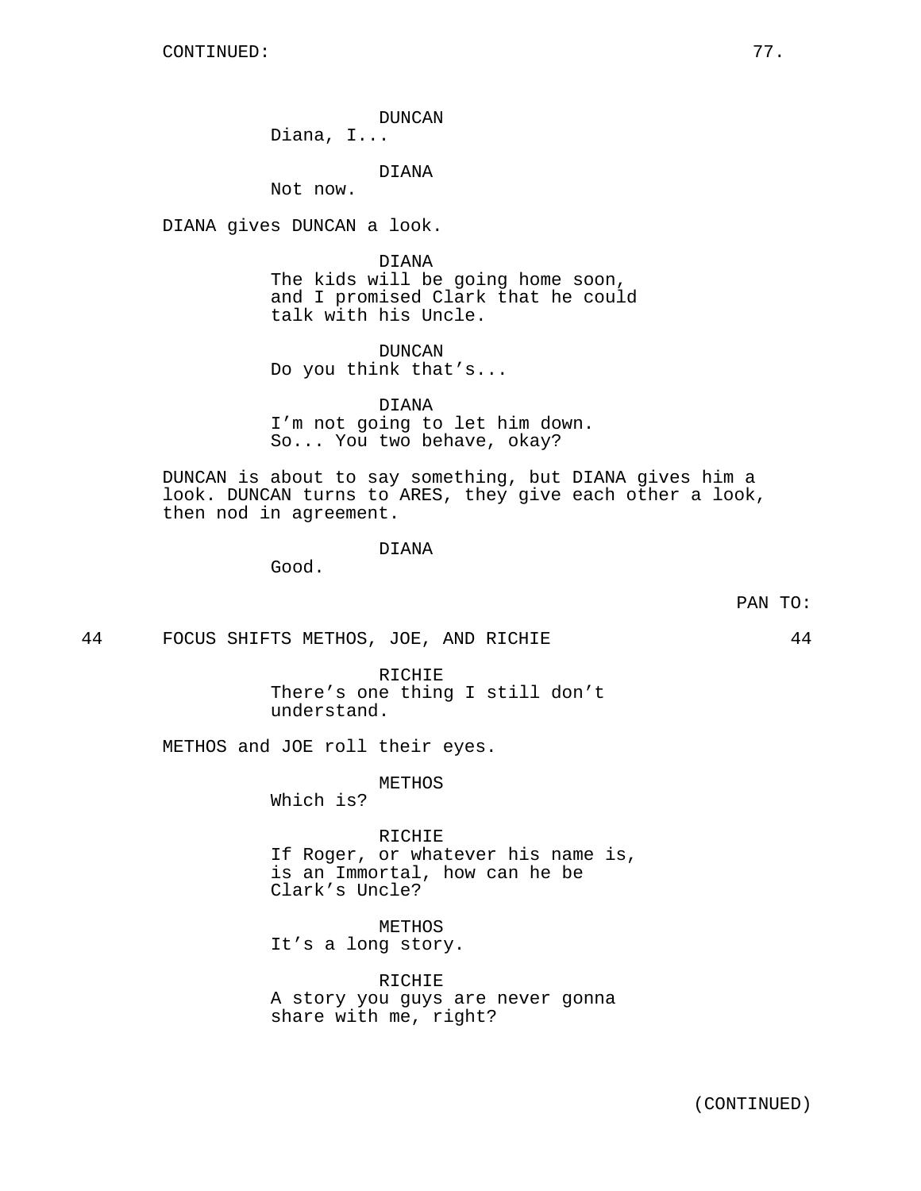CONTINUED:

DUNCAN
Diana, I...

DIANA
Not now.

DIANA gives DUNCAN a look.

DIANA
The kids will be going home soon, and I promised Clark that he could talk with his Uncle.

DUNCAN
Do you think that's...

DIANA
I'm not going to let him down. So... You two behave, okay?

DUNCAN is about to say something, but DIANA gives him a look. DUNCAN turns to ARES, they give each other a look, then nod in agreement.

DIANA
Good.

PAN TO:

44 FOCUS SHIFTS METHOS, JOE, AND RICHIE 44

RICHIE
There's one thing I still don't understand.

METHOS and JOE roll their eyes.

METHOS
Which is?

RICHIE
If Roger, or whatever his name is, is an Immortal, how can he be Clark's Uncle?

METHOS
It's a long story.

RICHIE
A story you guys are never gonna share with me, right?

(CONTINUED)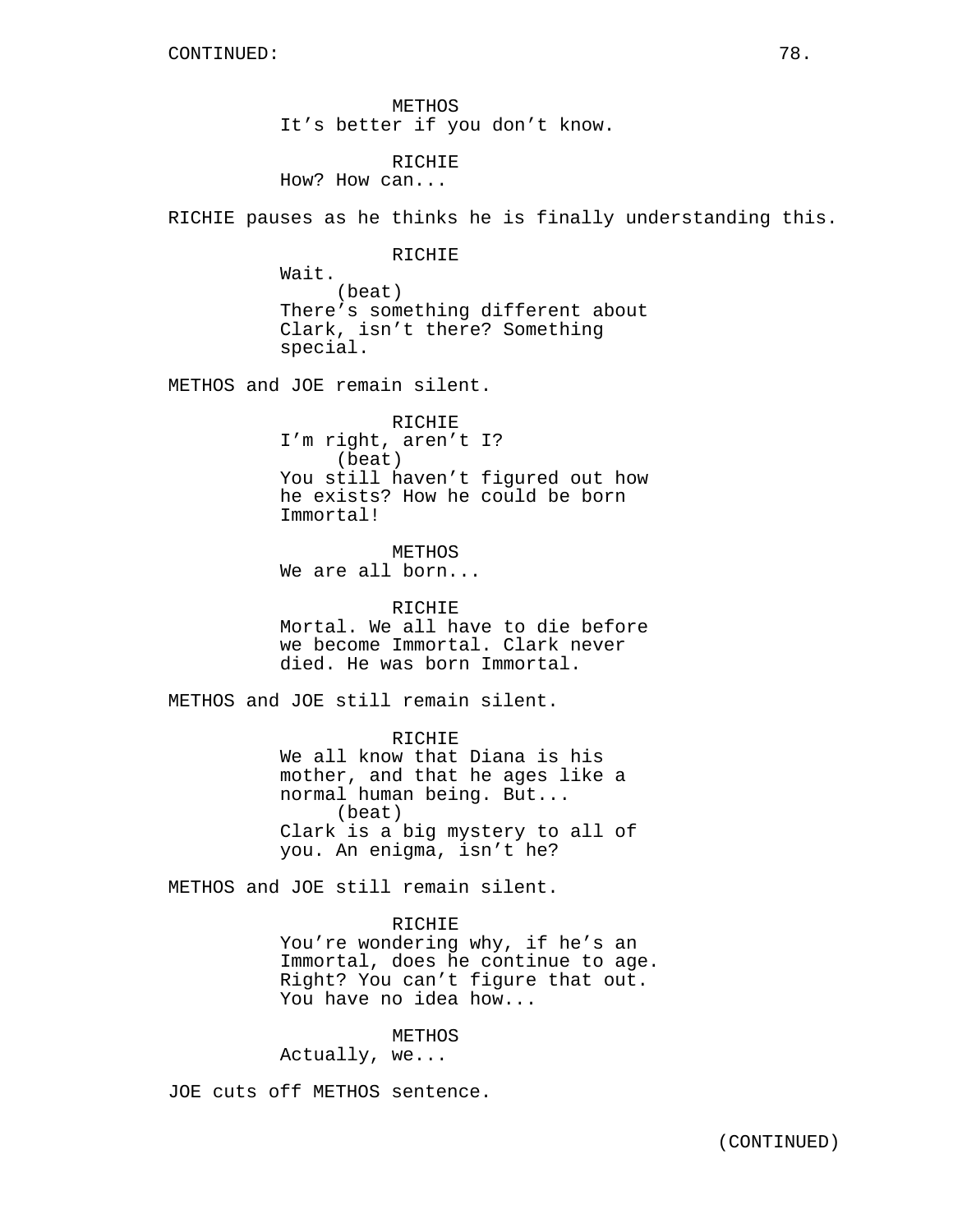METHOS
It's better if you don't know.

RICHIE
How? How can...

RICHIE pauses as he thinks he is finally understanding this.

RICHIE
Wait.
(beat)
There's something different about Clark, isn't there? Something special.

METHOS and JOE remain silent.

RICHIE
I'm right, aren't I?
(beat)
You still haven't figured out how he exists? How he could be born Immortal!

METHOS
We are all born...

RICHIE
Mortal. We all have to die before we become Immortal. Clark never died. He was born Immortal.

METHOS and JOE still remain silent.

RICHIE
We all know that Diana is his mother, and that he ages like a normal human being. But...
(beat)
Clark is a big mystery to all of you. An enigma, isn't he?

METHOS and JOE still remain silent.

RICHIE
You're wondering why, if he's an Immortal, does he continue to age. Right? You can't figure that out. You have no idea how...

METHOS
Actually, we...

JOE cuts off METHOS sentence.

(CONTINUED)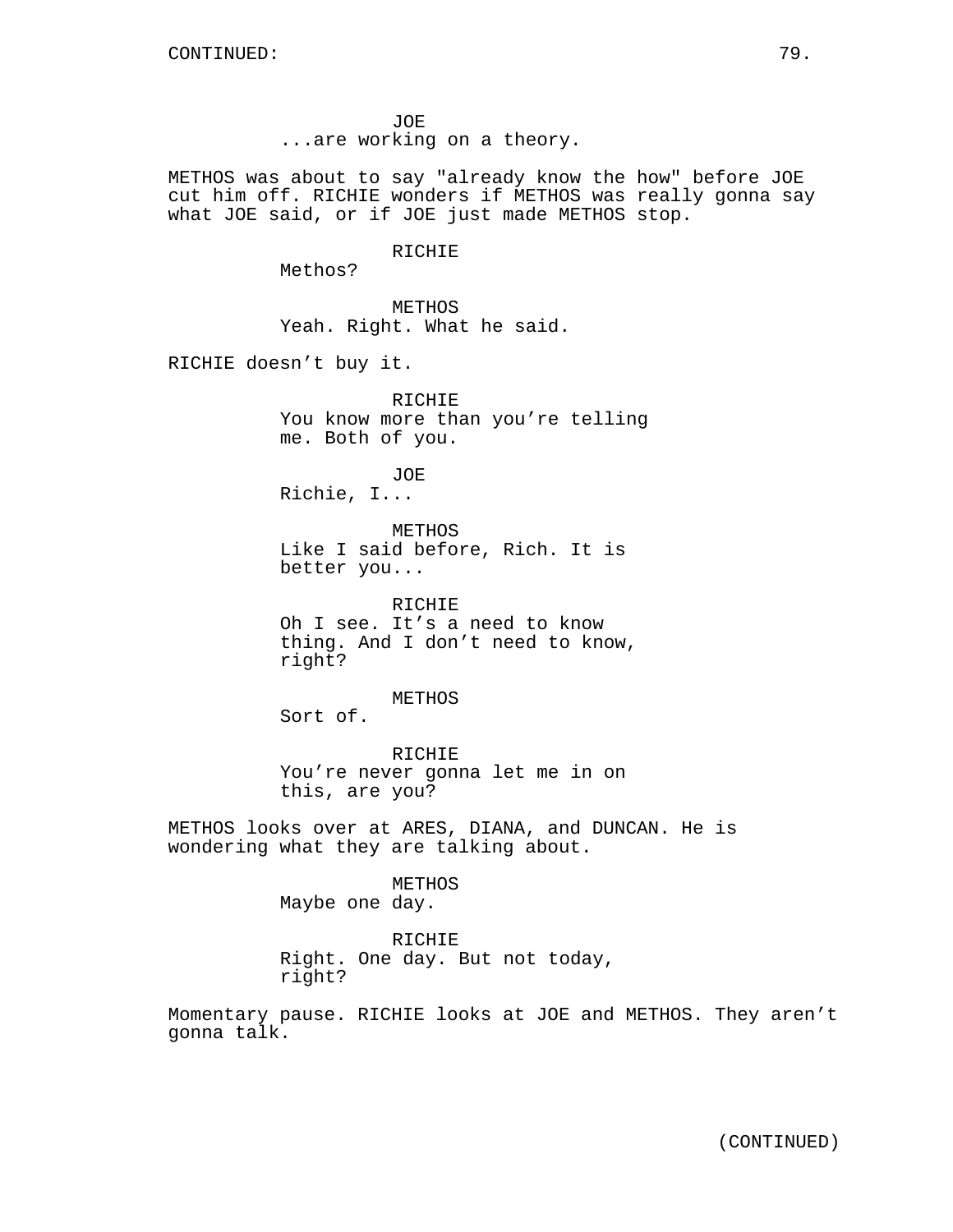JOE
...are working on a theory.

METHOS was about to say "already know the how" before JOE cut him off. RICHIE wonders if METHOS was really gonna say what JOE said, or if JOE just made METHOS stop.

RICHIE
Methos?

METHOS
Yeah. Right. What he said.

RICHIE doesn’t buy it.

RICHIE
You know more than you’re telling me. Both of you.

JOE
Richie, I...

METHOS
Like I said before, Rich. It is better you...

RICHIE
Oh I see. It’s a need to know thing. And I don’t need to know, right?

METHOS
Sort of.

RICHIE
You’re never gonna let me in on this, are you?

METHOS looks over at ARES, DIANA, and DUNCAN. He is wondering what they are talking about.

METHOS
Maybe one day.

RICHIE
Right. One day. But not today, right?

Momentary pause. RICHIE looks at JOE and METHOS. They aren’t gonna talk.

(CONTINUED)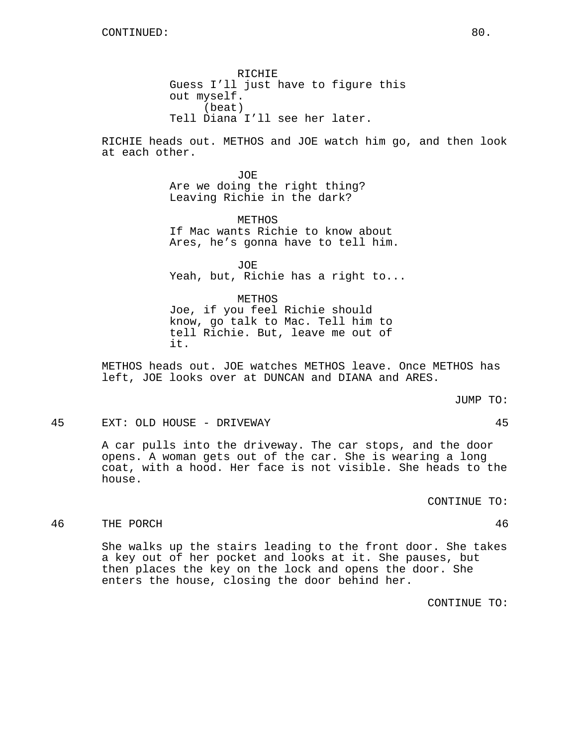CONTINUED:

RICHIE
Guess I'll just have to figure this out myself.
(beat)
Tell Diana I'll see her later.

RICHIE heads out. METHOS and JOE watch him go, and then look at each other.

JOE
Are we doing the right thing? Leaving Richie in the dark?

METHOS
If Mac wants Richie to know about Ares, he's gonna have to tell him.

JOE
Yeah, but, Richie has a right to...

METHOS
Joe, if you feel Richie should know, go talk to Mac. Tell him to tell Richie. But, leave me out of it.

METHOS heads out. JOE watches METHOS leave. Once METHOS has left, JOE looks over at DUNCAN and DIANA and ARES.

JUMP TO:

45 EXT: OLD HOUSE - DRIVEWAY 45

A car pulls into the driveway. The car stops, and the door opens. A woman gets out of the car. She is wearing a long coat, with a hood. Her face is not visible. She heads to the house.

CONTINUE TO:

46 THE PORCH 46

She walks up the stairs leading to the front door. She takes a key out of her pocket and looks at it. She pauses, but then places the key on the lock and opens the door. She enters the house, closing the door behind her.

CONTINUE TO: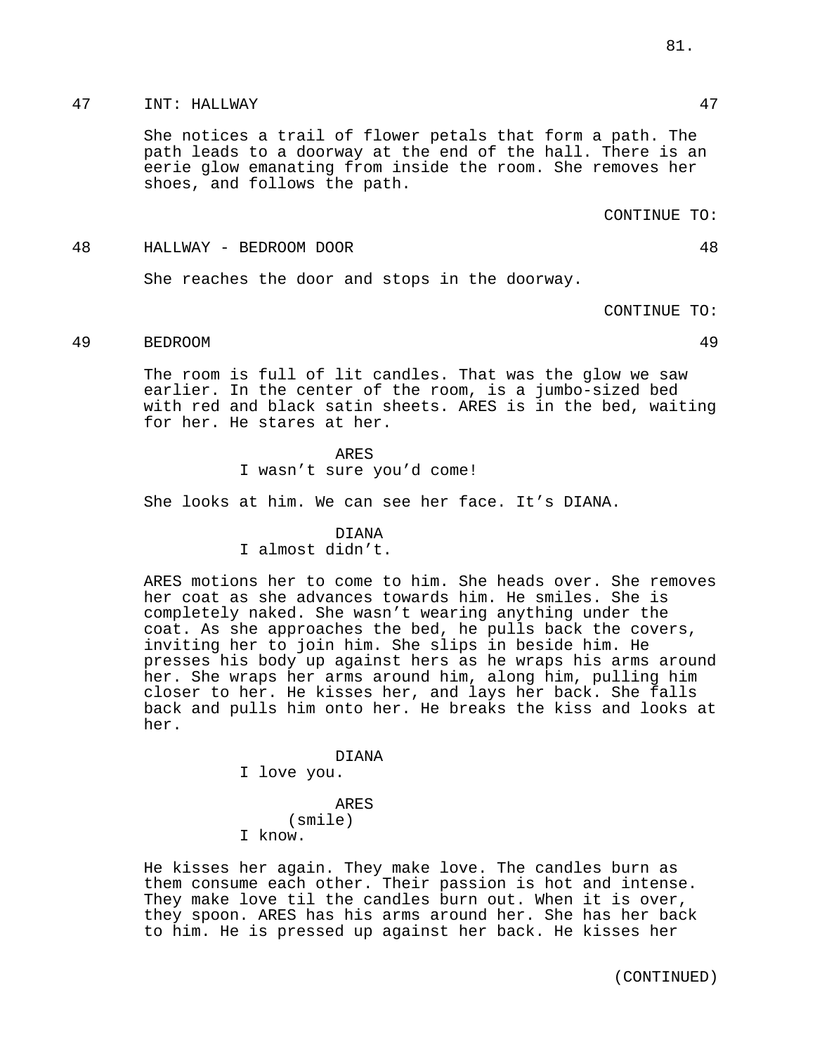47 INT: HALLWAY 47

She notices a trail of flower petals that form a path. The path leads to a doorway at the end of the hall. There is an eerie glow emanating from inside the room. She removes her shoes, and follows the path.

CONTINUE TO:

48 HALLWAY - BEDROOM DOOR 48

She reaches the door and stops in the doorway.

CONTINUE TO:

49 BEDROOM 49

The room is full of lit candles. That was the glow we saw earlier. In the center of the room, is a jumbo-sized bed with red and black satin sheets. ARES is in the bed, waiting for her. He stares at her.

ARES
I wasn't sure you'd come!

She looks at him. We can see her face. It's DIANA.

DIANA
I almost didn't.

ARES motions her to come to him. She heads over. She removes her coat as she advances towards him. He smiles. She is completely naked. She wasn't wearing anything under the coat. As she approaches the bed, he pulls back the covers, inviting her to join him. She slips in beside him. He presses his body up against hers as he wraps his arms around her. She wraps her arms around him, along him, pulling him closer to her. He kisses her, and lays her back. She falls back and pulls him onto her. He breaks the kiss and looks at her.

DIANA
I love you.

ARES
(smile)
I know.

He kisses her again. They make love. The candles burn as them consume each other. Their passion is hot and intense. They make love til the candles burn out. When it is over, they spoon. ARES has his arms around her. She has her back to him. He is pressed up against her back. He kisses her

(CONTINUED)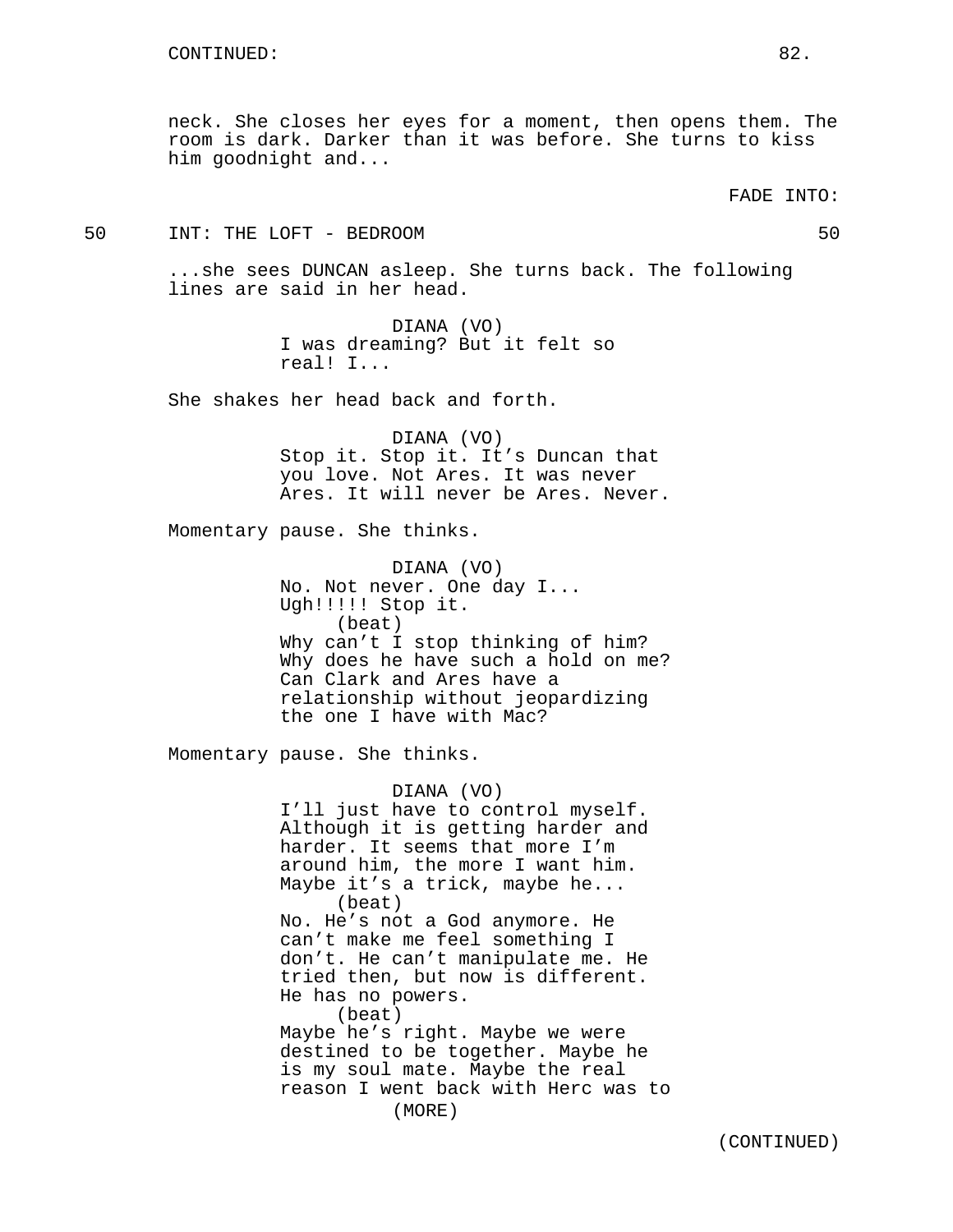neck. She closes her eyes for a moment, then opens them. The room is dark. Darker than it was before. She turns to kiss him goodnight and...

FADE INTO:

50 INT: THE LOFT - BEDROOM 50

...she sees DUNCAN asleep. She turns back. The following lines are said in her head.

DIANA (VO)
I was dreaming? But it felt so real! I...

She shakes her head back and forth.

DIANA (VO)
Stop it. Stop it. It's Duncan that you love. Not Ares. It was never Ares. It will never be Ares. Never.

Momentary pause. She thinks.

DIANA (VO)
No. Not never. One day I... Ugh!!!!! Stop it.
(beat)
Why can't I stop thinking of him? Why does he have such a hold on me? Can Clark and Ares have a relationship without jeopardizing the one I have with Mac?

Momentary pause. She thinks.

DIANA (VO)
I'll just have to control myself. Although it is getting harder and harder. It seems that more I'm around him, the more I want him. Maybe it's a trick, maybe he...
(beat)
No. He's not a God anymore. He can't make me feel something I don't. He can't manipulate me. He tried then, but now is different. He has no powers.
(beat)
Maybe he's right. Maybe we were destined to be together. Maybe he is my soul mate. Maybe the real reason I went back with Herc was to
(MORE)

(CONTINUED)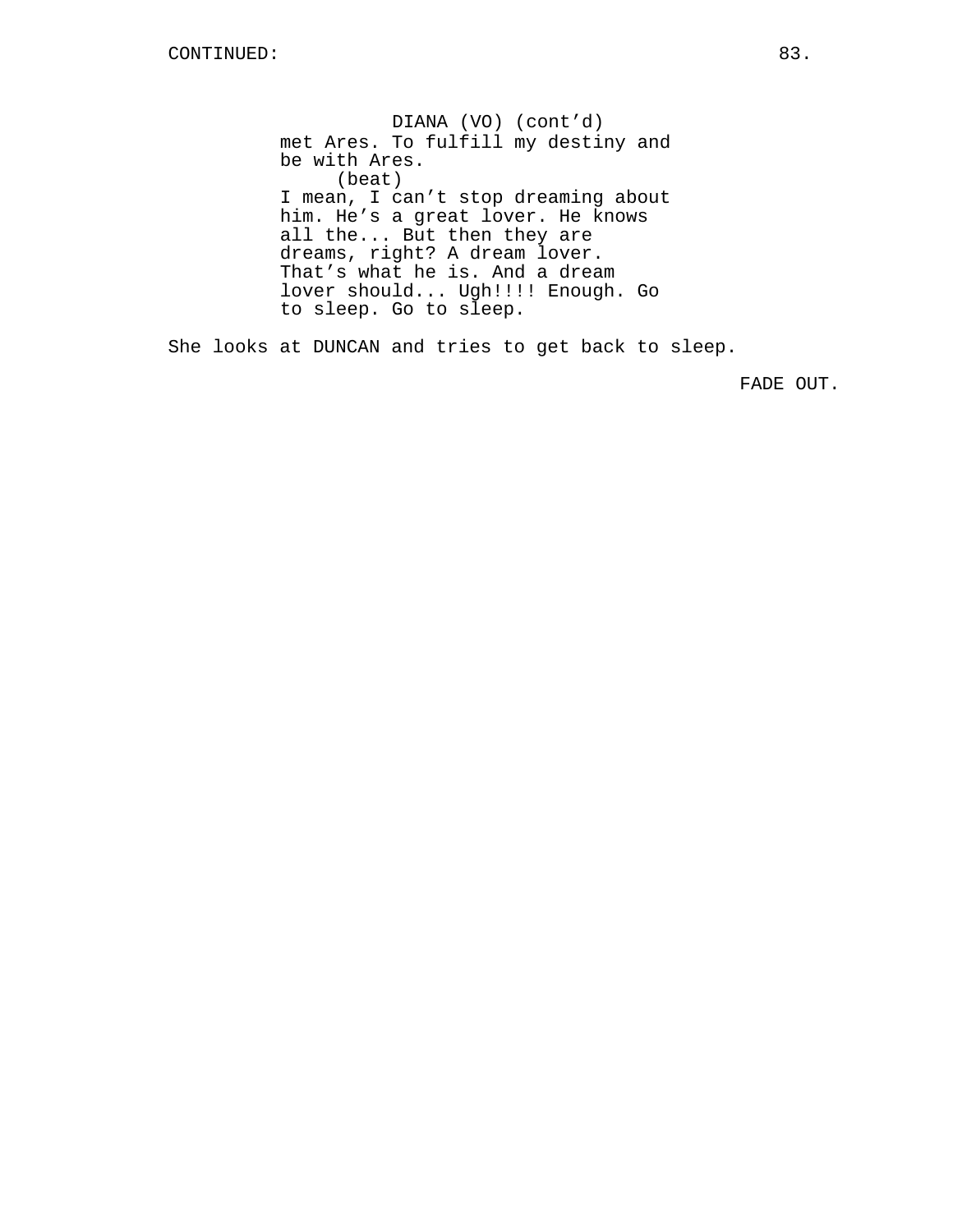CONTINUED:

DIANA (VO) (cont'd)

met Ares. To fulfill my destiny and be with Ares.

(beat)

I mean, I can't stop dreaming about him. He's a great lover. He knows all the... But then they are dreams, right? A dream lover. That's what he is. And a dream lover should... Ugh!!!! Enough. Go to sleep. Go to sleep.

She looks at DUNCAN and tries to get back to sleep.

FADE OUT.